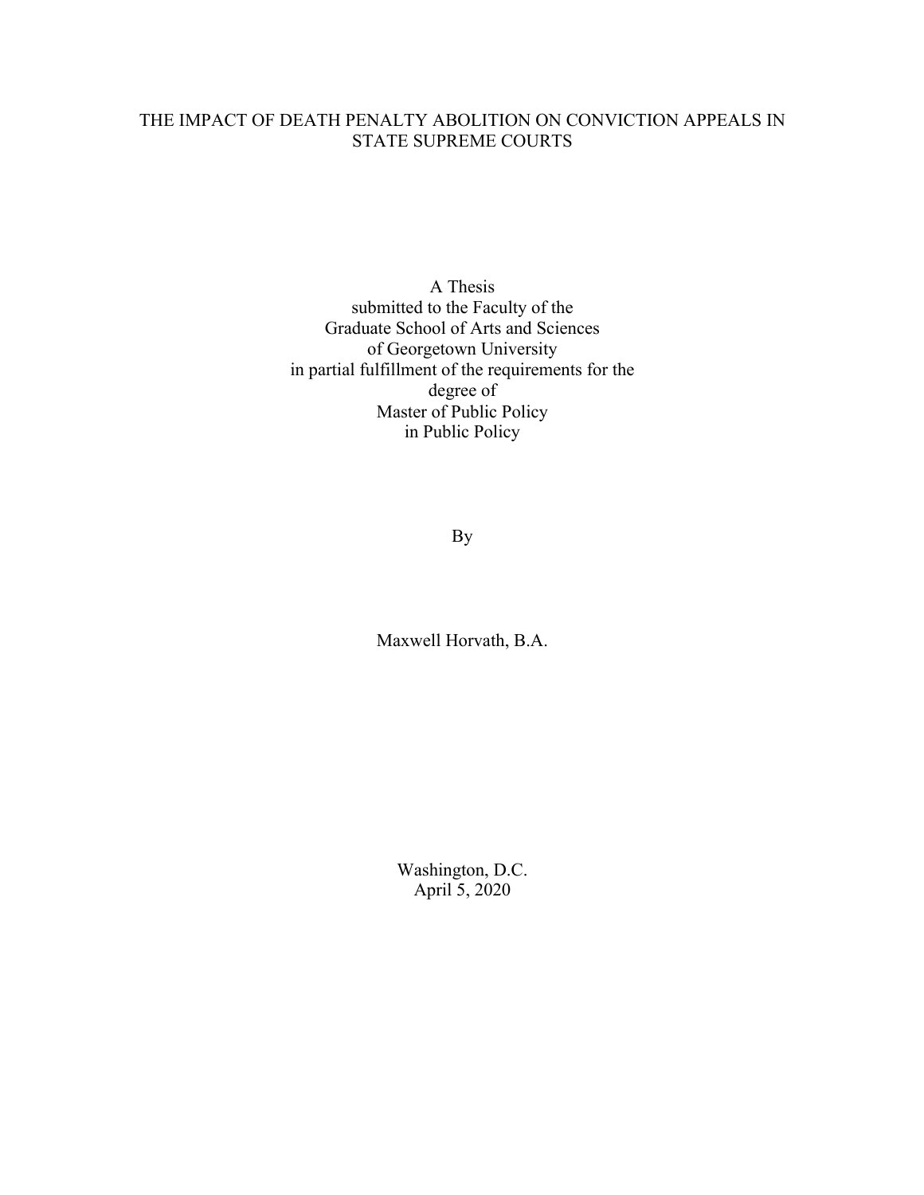# THE IMPACT OF DEATH PENALTY ABOLITION ON CONVICTION APPEALS IN STATE SUPREME COURTS

A Thesis
submitted to the Faculty of the
Graduate School of Arts and Sciences
of Georgetown University
in partial fulfillment of the requirements for the
degree of
Master of Public Policy
in Public Policy

By

Maxwell Horvath, B.A.

Washington, D.C.
April 5, 2020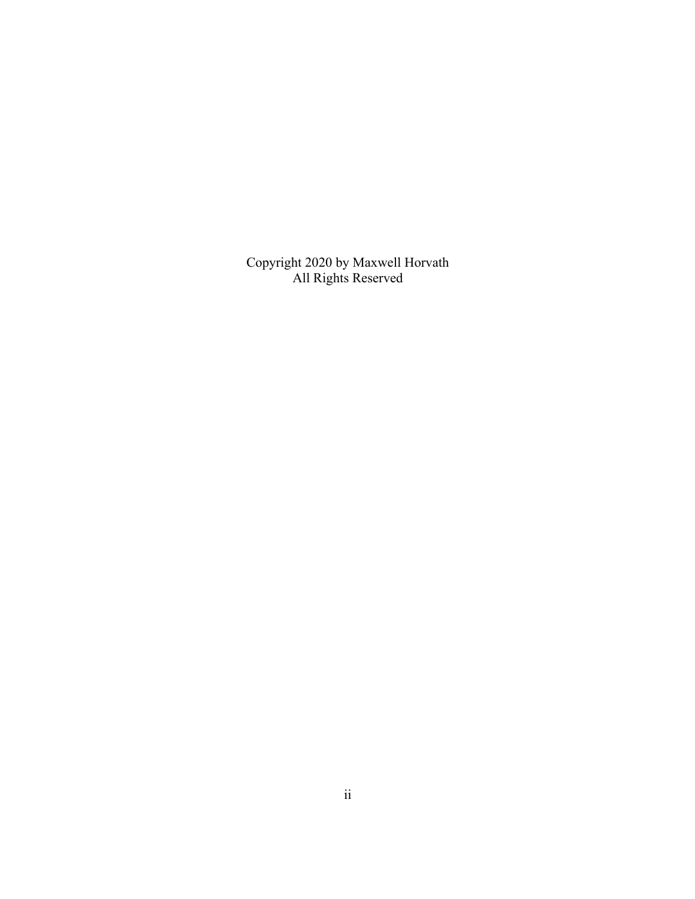Copyright 2020 by Maxwell Horvath
All Rights Reserved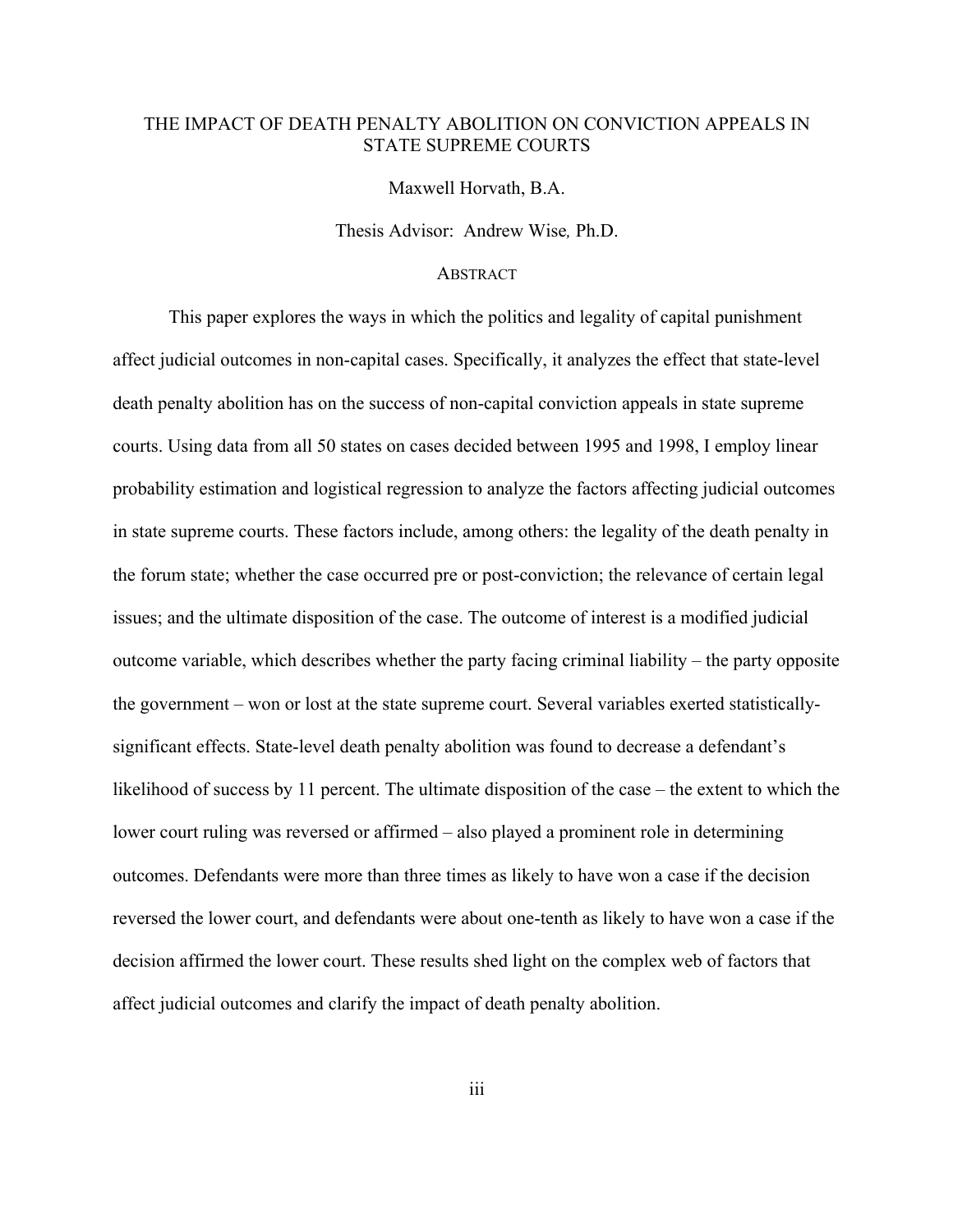# THE IMPACT OF DEATH PENALTY ABOLITION ON CONVICTION APPEALS IN STATE SUPREME COURTS

Maxwell Horvath, B.A.

Thesis Advisor: Andrew Wise*,* Ph.D.

## ABSTRACT

This paper explores the ways in which the politics and legality of capital punishment affect judicial outcomes in non-capital cases. Specifically, it analyzes the effect that state-level death penalty abolition has on the success of non-capital conviction appeals in state supreme courts. Using data from all 50 states on cases decided between 1995 and 1998, I employ linear probability estimation and logistical regression to analyze the factors affecting judicial outcomes in state supreme courts. These factors include, among others: the legality of the death penalty in the forum state; whether the case occurred pre or post-conviction; the relevance of certain legal issues; and the ultimate disposition of the case. The outcome of interest is a modified judicial outcome variable, which describes whether the party facing criminal liability – the party opposite the government – won or lost at the state supreme court. Several variables exerted statistically-significant effects. State-level death penalty abolition was found to decrease a defendant's likelihood of success by 11 percent. The ultimate disposition of the case – the extent to which the lower court ruling was reversed or affirmed – also played a prominent role in determining outcomes. Defendants were more than three times as likely to have won a case if the decision reversed the lower court, and defendants were about one-tenth as likely to have won a case if the decision affirmed the lower court. These results shed light on the complex web of factors that affect judicial outcomes and clarify the impact of death penalty abolition.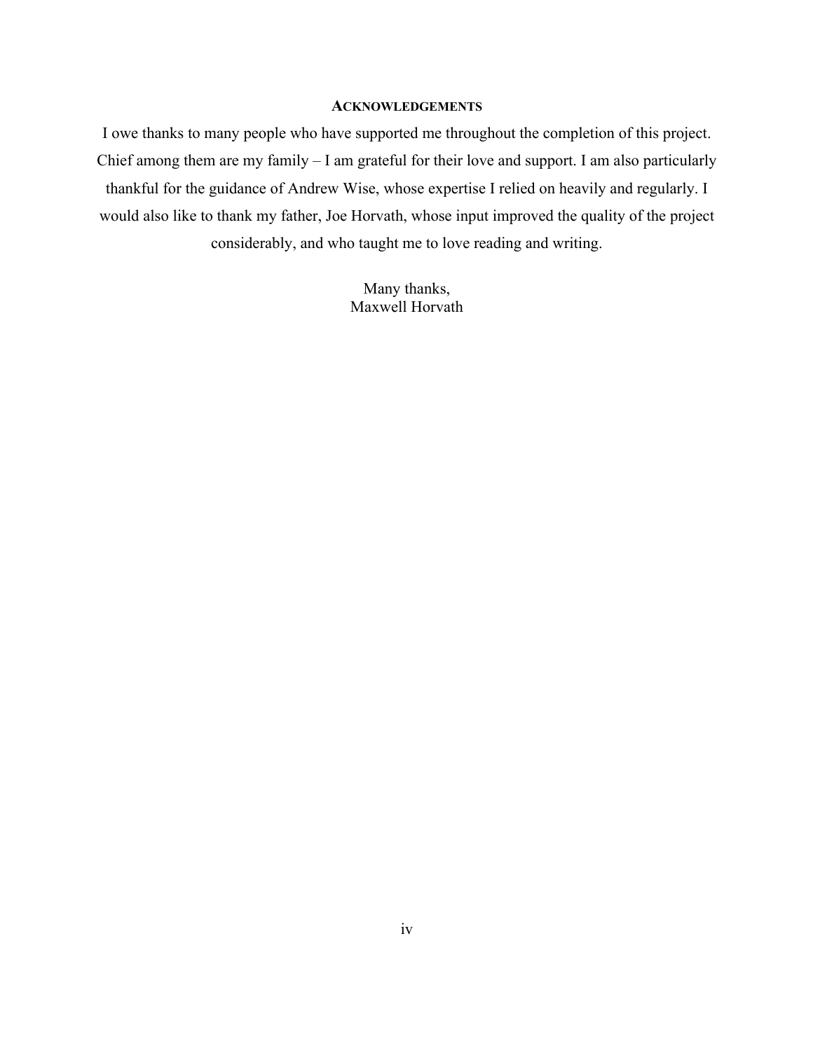## Acknowledgements

I owe thanks to many people who have supported me throughout the completion of this project. Chief among them are my family – I am grateful for their love and support. I am also particularly thankful for the guidance of Andrew Wise, whose expertise I relied on heavily and regularly. I would also like to thank my father, Joe Horvath, whose input improved the quality of the project considerably, and who taught me to love reading and writing.

Many thanks,
Maxwell Horvath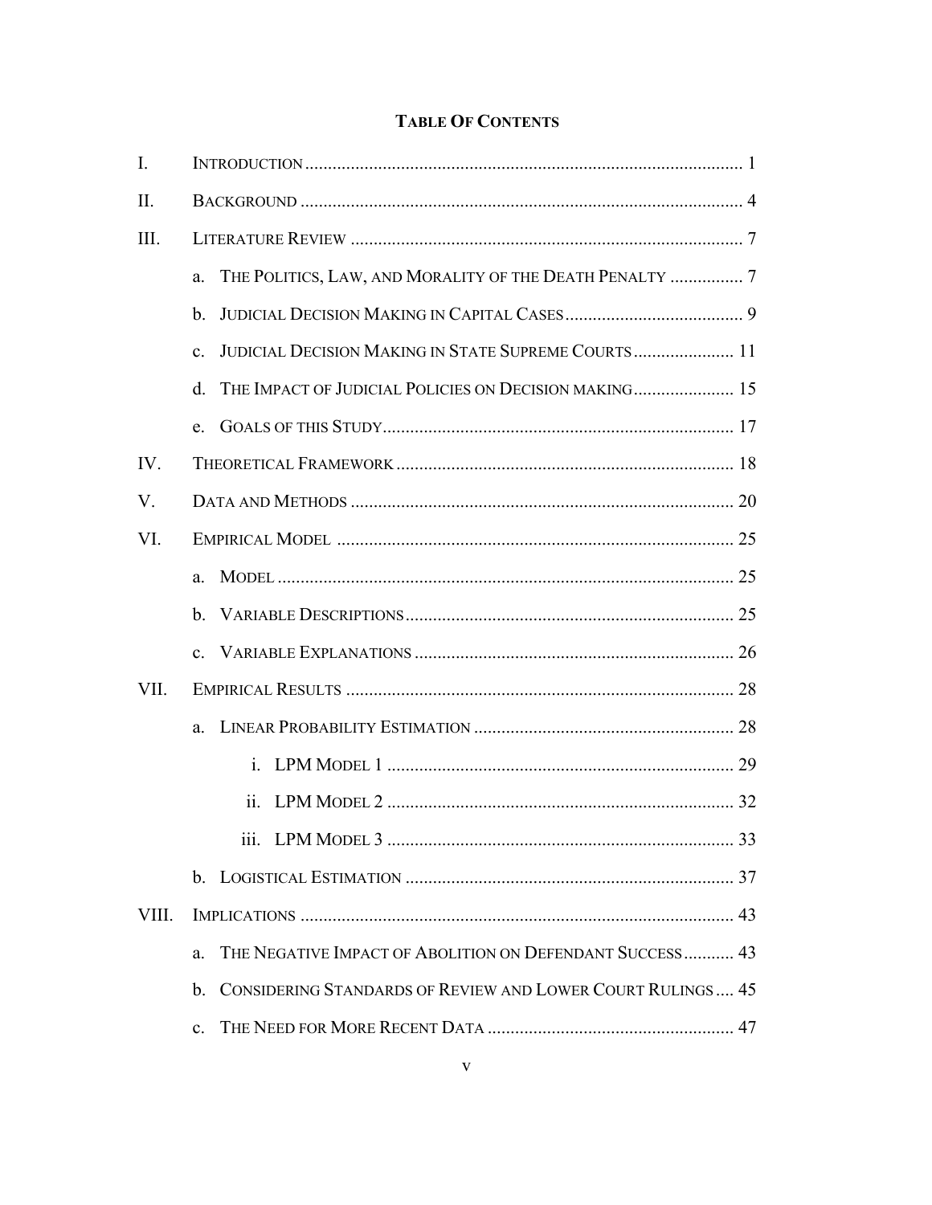# Table Of Contents

I. Introduction ............................................................................................... 1

II. Background ................................................................................................ 4

III. Literature Review ..................................................................................... 7

- a. The Politics, Law, and Morality of the Death Penalty ................ 7
- b. Judicial Decision Making in Capital Cases ....................................... 9
- c. Judicial Decision Making in State Supreme Courts ...................... 11
- d. The Impact of Judicial Policies on Decision making ...................... 15
- e. Goals of this Study ............................................................................ 17

IV. Theoretical Framework .......................................................................... 18

V. Data and Methods .................................................................................... 20

VI. Empirical Model ...................................................................................... 25

- a. Model .................................................................................................. 25
- b. Variable Descriptions ........................................................................ 25
- c. Variable Explanations ....................................................................... 26

VII. Empirical Results .................................................................................... 28

- a. Linear Probability Estimation ......................................................... 28
  - i. LPM Model 1 ............................................................................ 29
  - ii. LPM Model 2 ............................................................................ 32
  - iii. LPM Model 3 ............................................................................ 33
- b. Logistical Estimation ........................................................................ 37

VIII. Implications .............................................................................................. 43

- a. The Negative Impact of Abolition on Defendant Success ........... 43
- b. Considering Standards of Review and Lower Court Rulings .... 45
- c. The Need for More Recent Data ...................................................... 47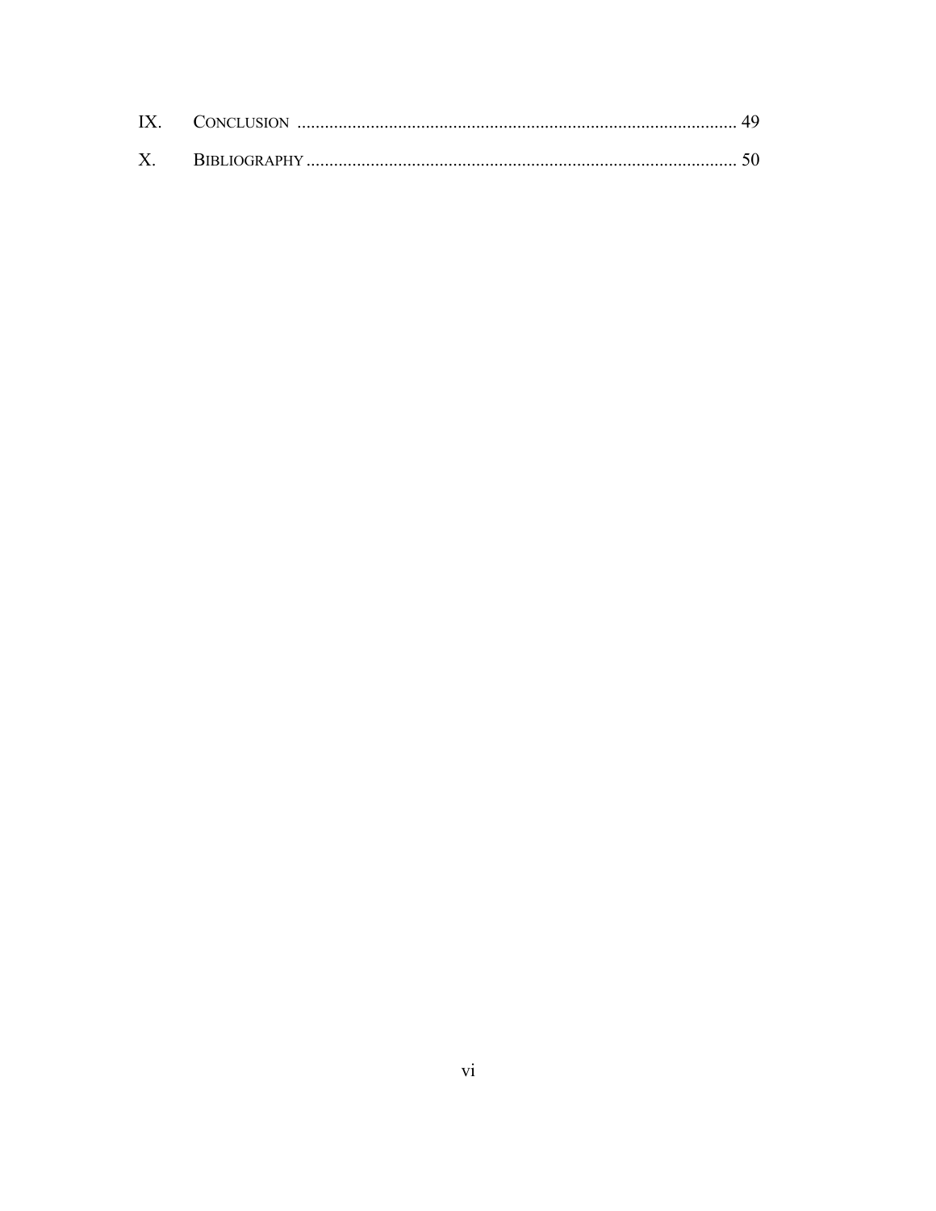IX. CONCLUSION ................................................................................................ 49

X. BIBLIOGRAPHY .............................................................................................. 50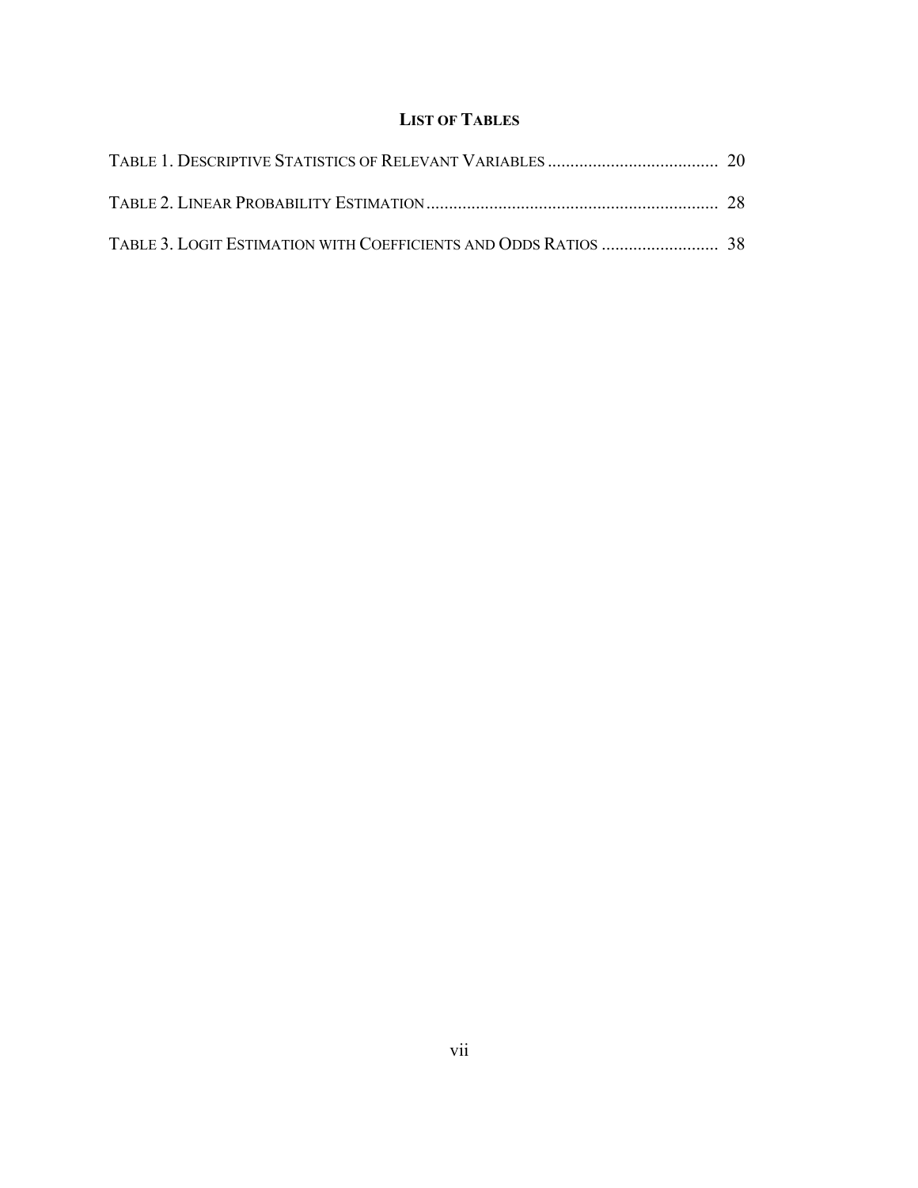# LIST OF TABLES

TABLE 1. DESCRIPTIVE STATISTICS OF RELEVANT VARIABLES ...................................... 20

TABLE 2. LINEAR PROBABILITY ESTIMATION ................................................................. 28

TABLE 3. LOGIT ESTIMATION WITH COEFFICIENTS AND ODDS RATIOS .......................... 38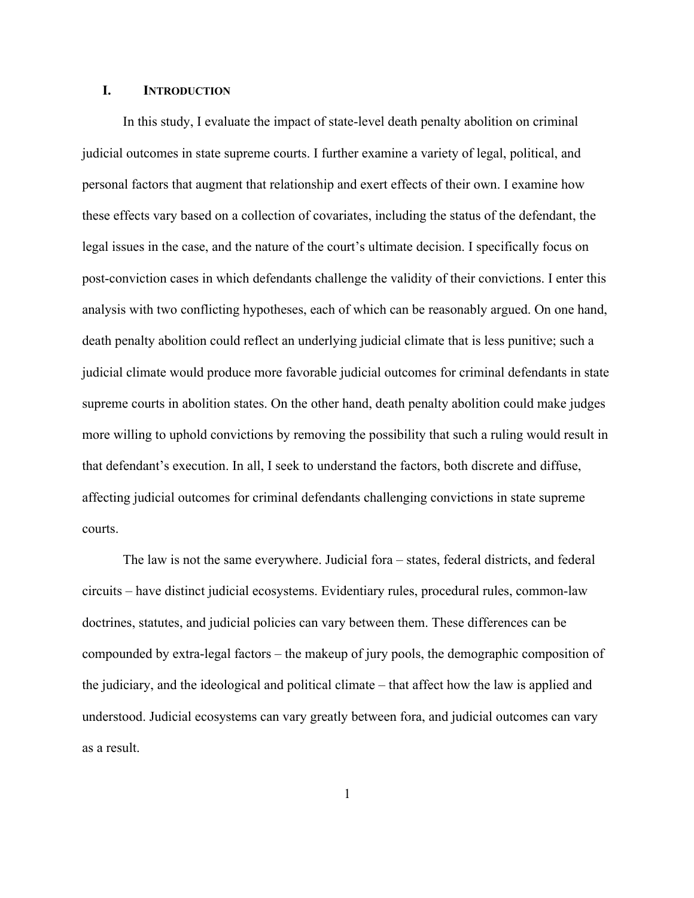# I. INTRODUCTION

In this study, I evaluate the impact of state-level death penalty abolition on criminal judicial outcomes in state supreme courts. I further examine a variety of legal, political, and personal factors that augment that relationship and exert effects of their own. I examine how these effects vary based on a collection of covariates, including the status of the defendant, the legal issues in the case, and the nature of the court's ultimate decision. I specifically focus on post-conviction cases in which defendants challenge the validity of their convictions. I enter this analysis with two conflicting hypotheses, each of which can be reasonably argued. On one hand, death penalty abolition could reflect an underlying judicial climate that is less punitive; such a judicial climate would produce more favorable judicial outcomes for criminal defendants in state supreme courts in abolition states. On the other hand, death penalty abolition could make judges more willing to uphold convictions by removing the possibility that such a ruling would result in that defendant's execution. In all, I seek to understand the factors, both discrete and diffuse, affecting judicial outcomes for criminal defendants challenging convictions in state supreme courts.

The law is not the same everywhere. Judicial fora – states, federal districts, and federal circuits – have distinct judicial ecosystems. Evidentiary rules, procedural rules, common-law doctrines, statutes, and judicial policies can vary between them. These differences can be compounded by extra-legal factors – the makeup of jury pools, the demographic composition of the judiciary, and the ideological and political climate – that affect how the law is applied and understood. Judicial ecosystems can vary greatly between fora, and judicial outcomes can vary as a result.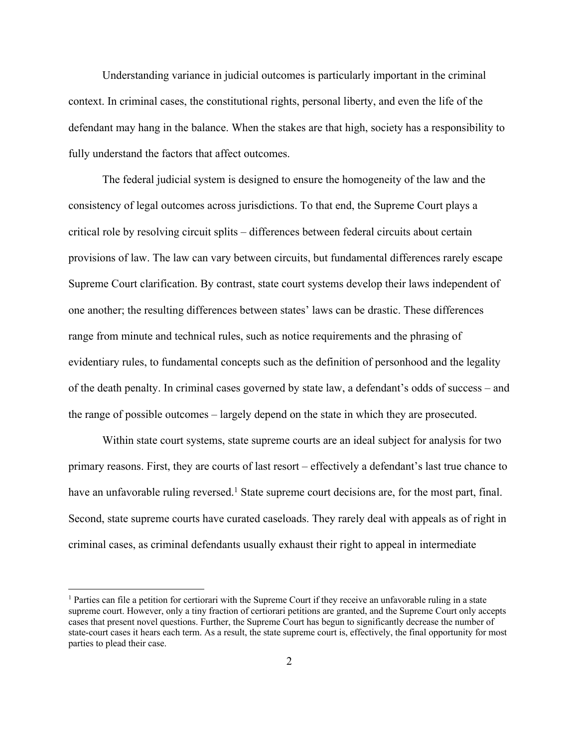Understanding variance in judicial outcomes is particularly important in the criminal context. In criminal cases, the constitutional rights, personal liberty, and even the life of the defendant may hang in the balance. When the stakes are that high, society has a responsibility to fully understand the factors that affect outcomes.

The federal judicial system is designed to ensure the homogeneity of the law and the consistency of legal outcomes across jurisdictions. To that end, the Supreme Court plays a critical role by resolving circuit splits – differences between federal circuits about certain provisions of law. The law can vary between circuits, but fundamental differences rarely escape Supreme Court clarification. By contrast, state court systems develop their laws independent of one another; the resulting differences between states' laws can be drastic. These differences range from minute and technical rules, such as notice requirements and the phrasing of evidentiary rules, to fundamental concepts such as the definition of personhood and the legality of the death penalty. In criminal cases governed by state law, a defendant's odds of success – and the range of possible outcomes – largely depend on the state in which they are prosecuted.

Within state court systems, state supreme courts are an ideal subject for analysis for two primary reasons. First, they are courts of last resort – effectively a defendant's last true chance to have an unfavorable ruling reversed.[1] State supreme court decisions are, for the most part, final. Second, state supreme courts have curated caseloads. They rarely deal with appeals as of right in criminal cases, as criminal defendants usually exhaust their right to appeal in intermediate

[1] Parties can file a petition for certiorari with the Supreme Court if they receive an unfavorable ruling in a state supreme court. However, only a tiny fraction of certiorari petitions are granted, and the Supreme Court only accepts cases that present novel questions. Further, the Supreme Court has begun to significantly decrease the number of state-court cases it hears each term. As a result, the state supreme court is, effectively, the final opportunity for most parties to plead their case.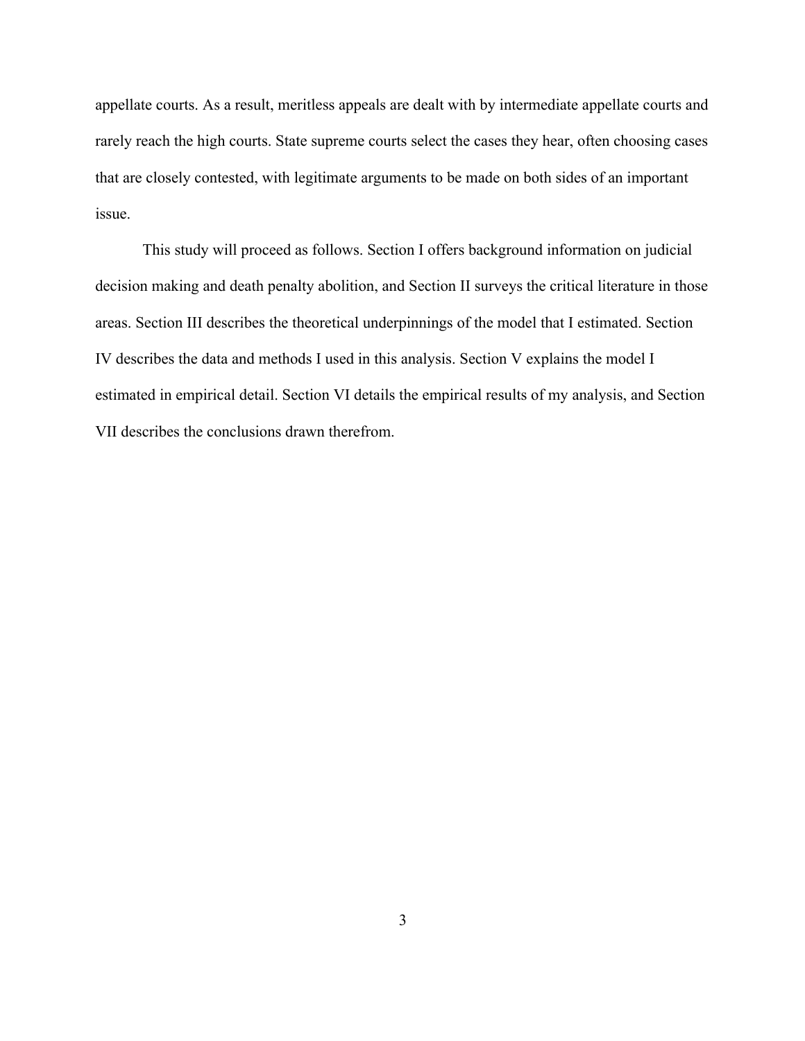appellate courts. As a result, meritless appeals are dealt with by intermediate appellate courts and rarely reach the high courts. State supreme courts select the cases they hear, often choosing cases that are closely contested, with legitimate arguments to be made on both sides of an important issue.

This study will proceed as follows. Section I offers background information on judicial decision making and death penalty abolition, and Section II surveys the critical literature in those areas. Section III describes the theoretical underpinnings of the model that I estimated. Section IV describes the data and methods I used in this analysis. Section V explains the model I estimated in empirical detail. Section VI details the empirical results of my analysis, and Section VII describes the conclusions drawn therefrom.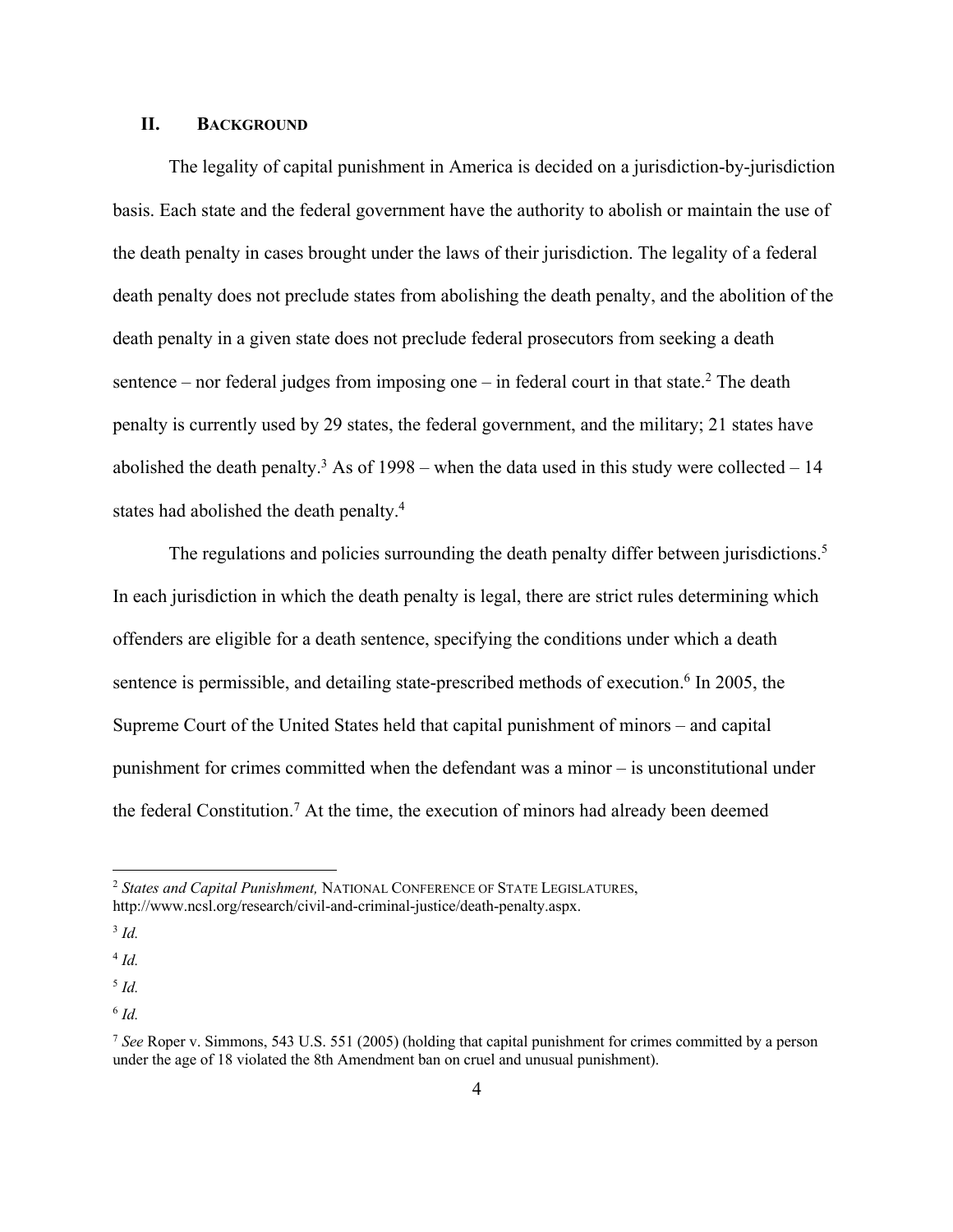## II. BACKGROUND

The legality of capital punishment in America is decided on a jurisdiction-by-jurisdiction basis. Each state and the federal government have the authority to abolish or maintain the use of the death penalty in cases brought under the laws of their jurisdiction. The legality of a federal death penalty does not preclude states from abolishing the death penalty, and the abolition of the death penalty in a given state does not preclude federal prosecutors from seeking a death sentence – nor federal judges from imposing one – in federal court in that state.[2] The death penalty is currently used by 29 states, the federal government, and the military; 21 states have abolished the death penalty.[3] As of 1998 – when the data used in this study were collected – 14 states had abolished the death penalty.[4]

The regulations and policies surrounding the death penalty differ between jurisdictions.[5] In each jurisdiction in which the death penalty is legal, there are strict rules determining which offenders are eligible for a death sentence, specifying the conditions under which a death sentence is permissible, and detailing state-prescribed methods of execution.[6] In 2005, the Supreme Court of the United States held that capital punishment of minors – and capital punishment for crimes committed when the defendant was a minor – is unconstitutional under the federal Constitution.[7] At the time, the execution of minors had already been deemed

---

[2] *States and Capital Punishment,* NATIONAL CONFERENCE OF STATE LEGISLATURES, http://www.ncsl.org/research/civil-and-criminal-justice/death-penalty.aspx.

[3] *Id.*

[4] *Id.*

[5] *Id.*

[6] *Id.*

[7] *See* Roper v. Simmons, 543 U.S. 551 (2005) (holding that capital punishment for crimes committed by a person under the age of 18 violated the 8th Amendment ban on cruel and unusual punishment).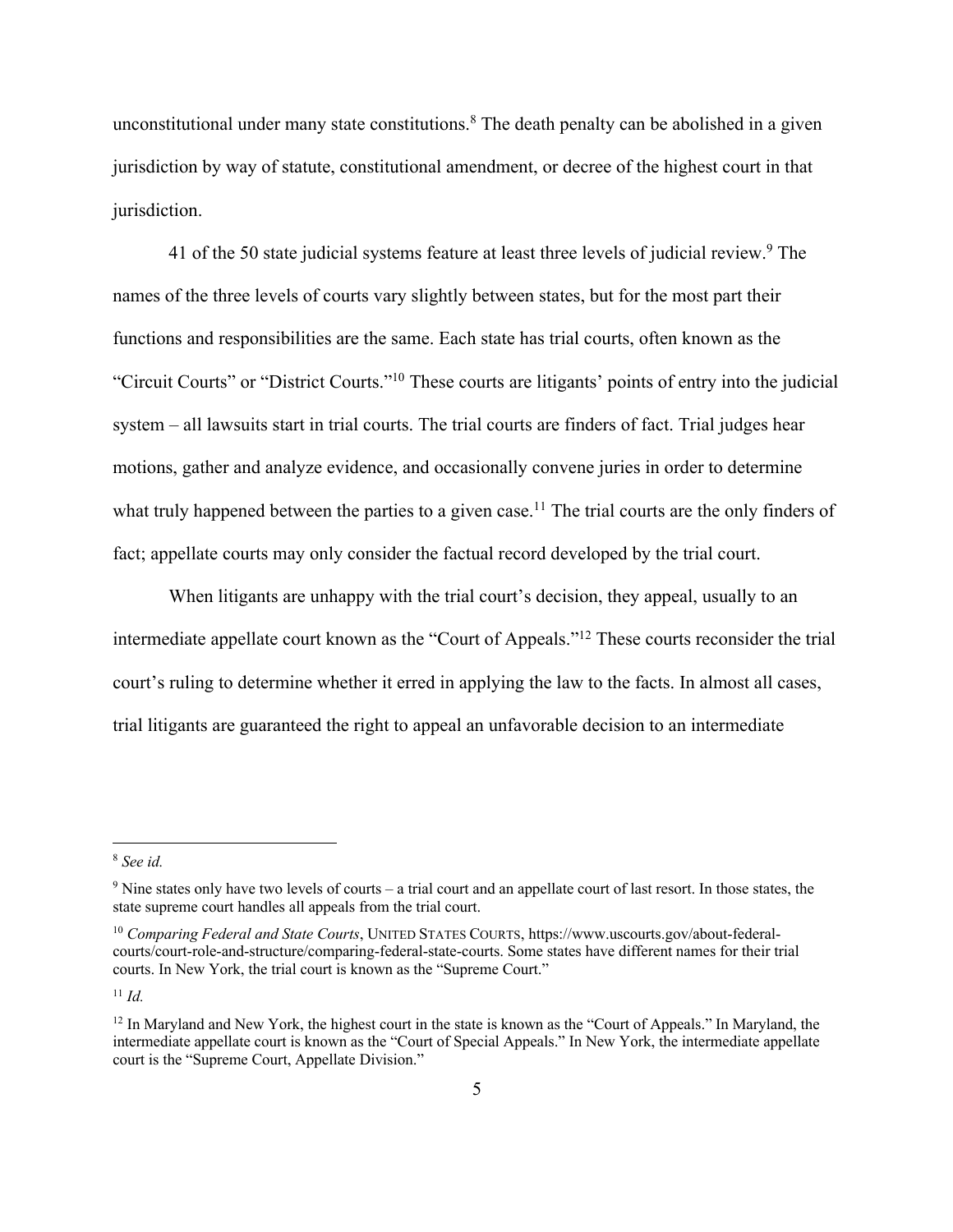unconstitutional under many state constitutions.[8] The death penalty can be abolished in a given jurisdiction by way of statute, constitutional amendment, or decree of the highest court in that jurisdiction.

41 of the 50 state judicial systems feature at least three levels of judicial review.[9] The names of the three levels of courts vary slightly between states, but for the most part their functions and responsibilities are the same. Each state has trial courts, often known as the "Circuit Courts" or "District Courts."[10] These courts are litigants' points of entry into the judicial system – all lawsuits start in trial courts. The trial courts are finders of fact. Trial judges hear motions, gather and analyze evidence, and occasionally convene juries in order to determine what truly happened between the parties to a given case.[11] The trial courts are the only finders of fact; appellate courts may only consider the factual record developed by the trial court.

When litigants are unhappy with the trial court's decision, they appeal, usually to an intermediate appellate court known as the "Court of Appeals."[12] These courts reconsider the trial court's ruling to determine whether it erred in applying the law to the facts. In almost all cases, trial litigants are guaranteed the right to appeal an unfavorable decision to an intermediate

---

[8] *See id.*

[9] Nine states only have two levels of courts – a trial court and an appellate court of last resort. In those states, the state supreme court handles all appeals from the trial court.

[10] *Comparing Federal and State Courts*, UNITED STATES COURTS, https://www.uscourts.gov/about-federal-courts/court-role-and-structure/comparing-federal-state-courts. Some states have different names for their trial courts. In New York, the trial court is known as the "Supreme Court."

[11] *Id.*

[12] In Maryland and New York, the highest court in the state is known as the "Court of Appeals." In Maryland, the intermediate appellate court is known as the "Court of Special Appeals." In New York, the intermediate appellate court is the "Supreme Court, Appellate Division."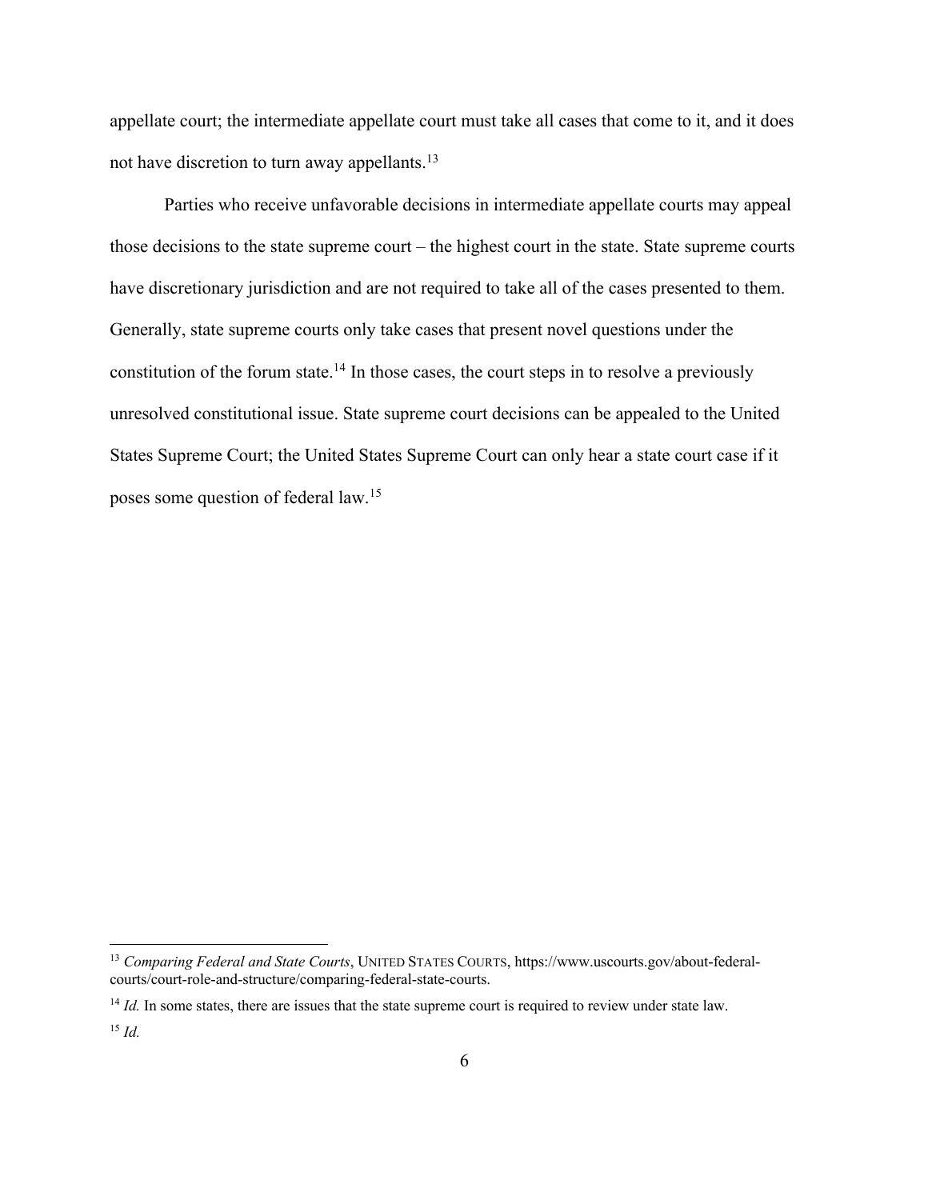appellate court; the intermediate appellate court must take all cases that come to it, and it does not have discretion to turn away appellants.[13]

Parties who receive unfavorable decisions in intermediate appellate courts may appeal those decisions to the state supreme court – the highest court in the state. State supreme courts have discretionary jurisdiction and are not required to take all of the cases presented to them. Generally, state supreme courts only take cases that present novel questions under the constitution of the forum state.[14] In those cases, the court steps in to resolve a previously unresolved constitutional issue. State supreme court decisions can be appealed to the United States Supreme Court; the United States Supreme Court can only hear a state court case if it poses some question of federal law.[15]

---

[13] *Comparing Federal and State Courts*, UNITED STATES COURTS, https://www.uscourts.gov/about-federal-courts/court-role-and-structure/comparing-federal-state-courts.

[14] *Id.* In some states, there are issues that the state supreme court is required to review under state law.

[15] *Id.*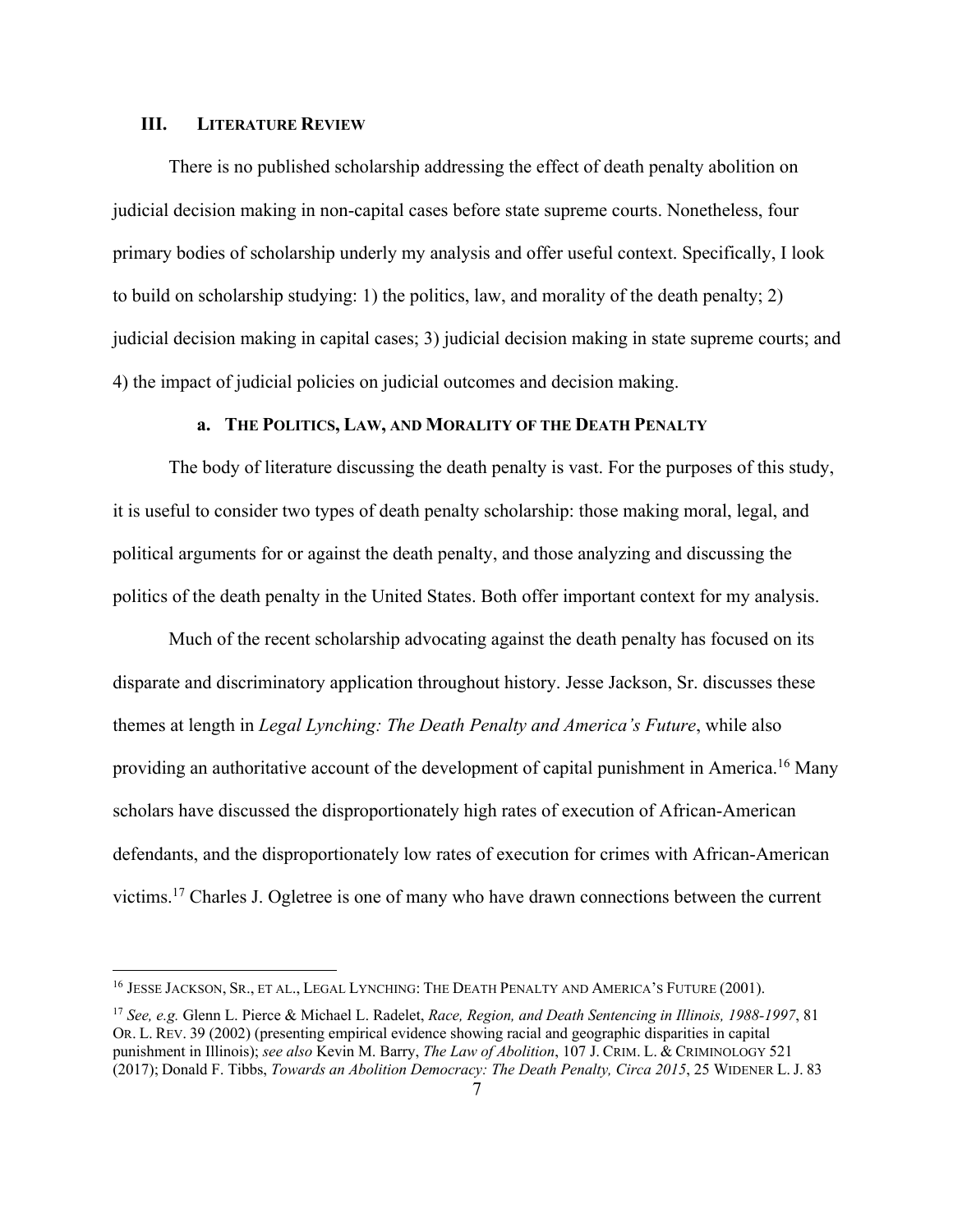## III. LITERATURE REVIEW

There is no published scholarship addressing the effect of death penalty abolition on judicial decision making in non-capital cases before state supreme courts. Nonetheless, four primary bodies of scholarship underly my analysis and offer useful context. Specifically, I look to build on scholarship studying: 1) the politics, law, and morality of the death penalty; 2) judicial decision making in capital cases; 3) judicial decision making in state supreme courts; and 4) the impact of judicial policies on judicial outcomes and decision making.

### a. THE POLITICS, LAW, AND MORALITY OF THE DEATH PENALTY

The body of literature discussing the death penalty is vast. For the purposes of this study, it is useful to consider two types of death penalty scholarship: those making moral, legal, and political arguments for or against the death penalty, and those analyzing and discussing the politics of the death penalty in the United States. Both offer important context for my analysis.

Much of the recent scholarship advocating against the death penalty has focused on its disparate and discriminatory application throughout history. Jesse Jackson, Sr. discusses these themes at length in *Legal Lynching: The Death Penalty and America's Future*, while also providing an authoritative account of the development of capital punishment in America.[16] Many scholars have discussed the disproportionately high rates of execution of African-American defendants, and the disproportionately low rates of execution for crimes with African-American victims.[17] Charles J. Ogletree is one of many who have drawn connections between the current

---

[16] JESSE JACKSON, SR., ET AL., LEGAL LYNCHING: THE DEATH PENALTY AND AMERICA'S FUTURE (2001).

[17] *See, e.g.* Glenn L. Pierce & Michael L. Radelet, *Race, Region, and Death Sentencing in Illinois, 1988-1997*, 81 OR. L. REV. 39 (2002) (presenting empirical evidence showing racial and geographic disparities in capital punishment in Illinois); *see also* Kevin M. Barry, *The Law of Abolition*, 107 J. CRIM. L. & CRIMINOLOGY 521 (2017); Donald F. Tibbs, *Towards an Abolition Democracy: The Death Penalty, Circa 2015*, 25 WIDENER L. J. 83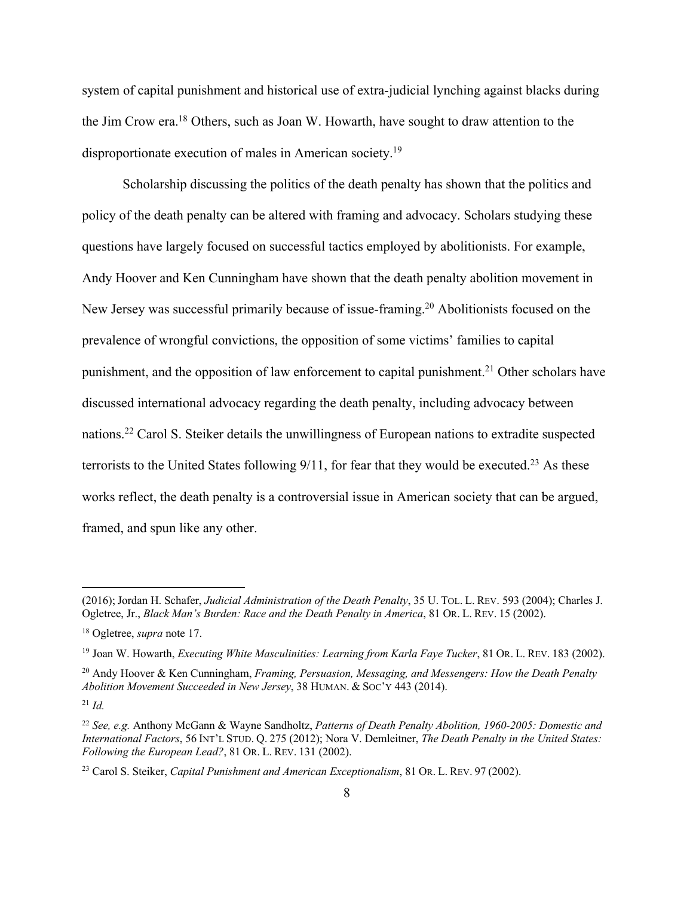system of capital punishment and historical use of extra-judicial lynching against blacks during the Jim Crow era.[18] Others, such as Joan W. Howarth, have sought to draw attention to the disproportionate execution of males in American society.[19]

Scholarship discussing the politics of the death penalty has shown that the politics and policy of the death penalty can be altered with framing and advocacy. Scholars studying these questions have largely focused on successful tactics employed by abolitionists. For example, Andy Hoover and Ken Cunningham have shown that the death penalty abolition movement in New Jersey was successful primarily because of issue-framing.[20] Abolitionists focused on the prevalence of wrongful convictions, the opposition of some victims' families to capital punishment, and the opposition of law enforcement to capital punishment.[21] Other scholars have discussed international advocacy regarding the death penalty, including advocacy between nations.[22] Carol S. Steiker details the unwillingness of European nations to extradite suspected terrorists to the United States following 9/11, for fear that they would be executed.[23] As these works reflect, the death penalty is a controversial issue in American society that can be argued, framed, and spun like any other.

---

(2016); Jordan H. Schafer, *Judicial Administration of the Death Penalty*, 35 U. TOL. L. REV. 593 (2004); Charles J. Ogletree, Jr., *Black Man's Burden: Race and the Death Penalty in America*, 81 OR. L. REV. 15 (2002).

[18] Ogletree, *supra* note 17.

[19] Joan W. Howarth, *Executing White Masculinities: Learning from Karla Faye Tucker*, 81 OR. L. REV. 183 (2002).

[20] Andy Hoover & Ken Cunningham, *Framing, Persuasion, Messaging, and Messengers: How the Death Penalty Abolition Movement Succeeded in New Jersey*, 38 HUMAN. & SOC'Y 443 (2014).

[21] *Id.*

[22] *See, e.g.* Anthony McGann & Wayne Sandholtz, *Patterns of Death Penalty Abolition, 1960-2005: Domestic and International Factors*, 56 INT'L STUD. Q. 275 (2012); Nora V. Demleitner, *The Death Penalty in the United States: Following the European Lead?*, 81 OR. L. REV. 131 (2002).

[23] Carol S. Steiker, *Capital Punishment and American Exceptionalism*, 81 OR. L. REV. 97 (2002).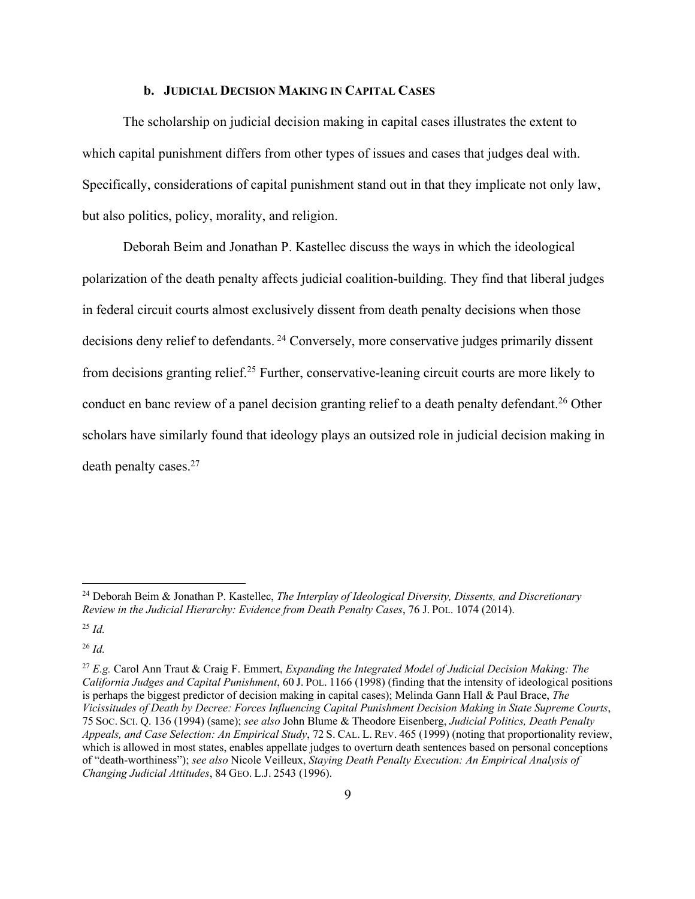#### b. Judicial Decision Making in Capital Cases

The scholarship on judicial decision making in capital cases illustrates the extent to which capital punishment differs from other types of issues and cases that judges deal with. Specifically, considerations of capital punishment stand out in that they implicate not only law, but also politics, policy, morality, and religion.

Deborah Beim and Jonathan P. Kastellec discuss the ways in which the ideological polarization of the death penalty affects judicial coalition-building. They find that liberal judges in federal circuit courts almost exclusively dissent from death penalty decisions when those decisions deny relief to defendants. [24] Conversely, more conservative judges primarily dissent from decisions granting relief.[25] Further, conservative-leaning circuit courts are more likely to conduct en banc review of a panel decision granting relief to a death penalty defendant.[26] Other scholars have similarly found that ideology plays an outsized role in judicial decision making in death penalty cases.[27]

---

[24] Deborah Beim & Jonathan P. Kastellec, *The Interplay of Ideological Diversity, Dissents, and Discretionary Review in the Judicial Hierarchy: Evidence from Death Penalty Cases*, 76 J. Pol. 1074 (2014).

[25] *Id.*

[26] *Id.*

[27] *E.g.* Carol Ann Traut & Craig F. Emmert, *Expanding the Integrated Model of Judicial Decision Making: The California Judges and Capital Punishment*, 60 J. Pol. 1166 (1998) (finding that the intensity of ideological positions is perhaps the biggest predictor of decision making in capital cases); Melinda Gann Hall & Paul Brace, *The Vicissitudes of Death by Decree: Forces Influencing Capital Punishment Decision Making in State Supreme Courts*, 75 Soc. Sci. Q. 136 (1994) (same); *see also* John Blume & Theodore Eisenberg, *Judicial Politics, Death Penalty Appeals, and Case Selection: An Empirical Study*, 72 S. Cal. L. Rev. 465 (1999) (noting that proportionality review, which is allowed in most states, enables appellate judges to overturn death sentences based on personal conceptions of "death-worthiness"); *see also* Nicole Veilleux, *Staying Death Penalty Execution: An Empirical Analysis of Changing Judicial Attitudes*, 84 Geo. L.J. 2543 (1996).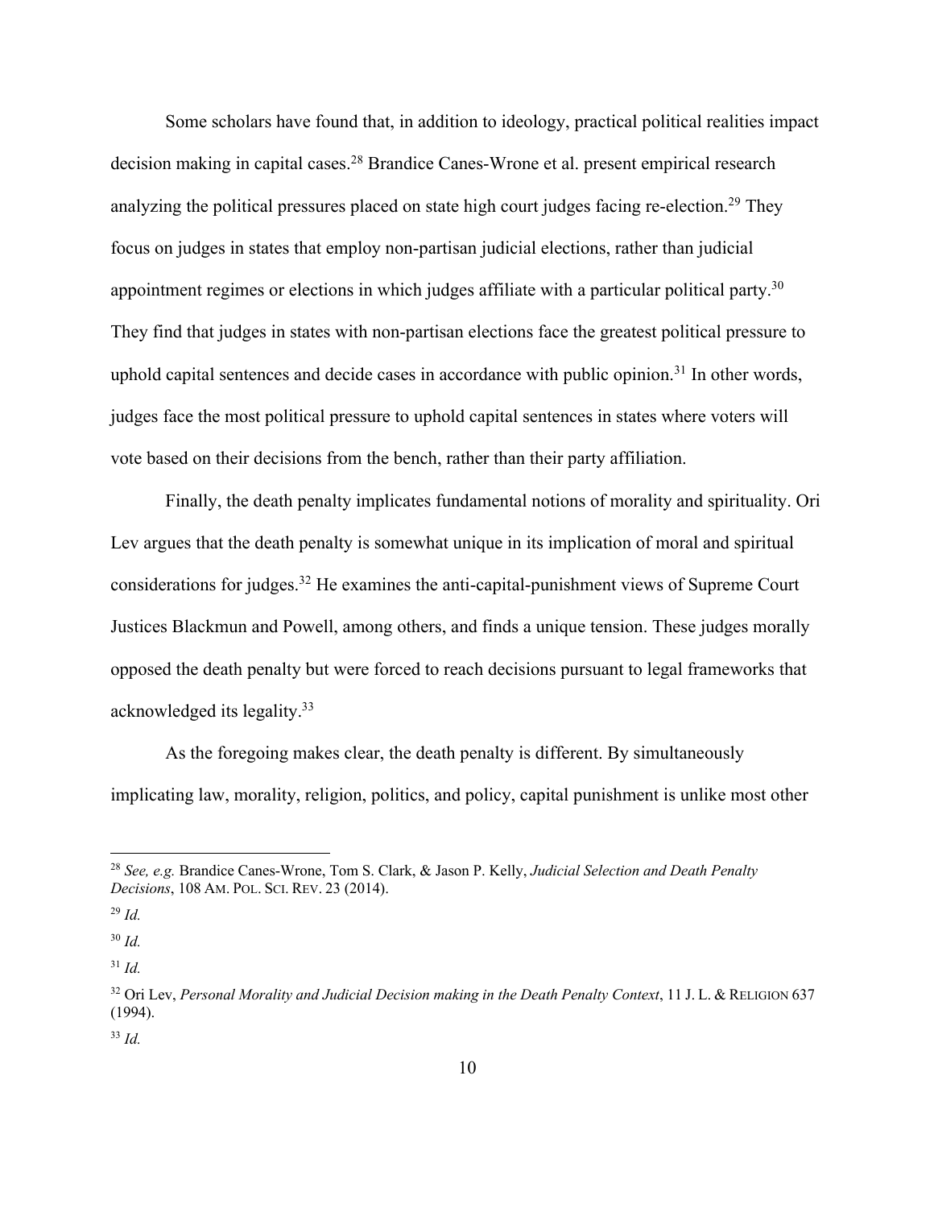Some scholars have found that, in addition to ideology, practical political realities impact decision making in capital cases.[28] Brandice Canes-Wrone et al. present empirical research analyzing the political pressures placed on state high court judges facing re-election.[29] They focus on judges in states that employ non-partisan judicial elections, rather than judicial appointment regimes or elections in which judges affiliate with a particular political party.[30] They find that judges in states with non-partisan elections face the greatest political pressure to uphold capital sentences and decide cases in accordance with public opinion.[31] In other words, judges face the most political pressure to uphold capital sentences in states where voters will vote based on their decisions from the bench, rather than their party affiliation.

Finally, the death penalty implicates fundamental notions of morality and spirituality. Ori Lev argues that the death penalty is somewhat unique in its implication of moral and spiritual considerations for judges.[32] He examines the anti-capital-punishment views of Supreme Court Justices Blackmun and Powell, among others, and finds a unique tension. These judges morally opposed the death penalty but were forced to reach decisions pursuant to legal frameworks that acknowledged its legality.[33]

As the foregoing makes clear, the death penalty is different. By simultaneously implicating law, morality, religion, politics, and policy, capital punishment is unlike most other

---

[28] *See, e.g.* Brandice Canes-Wrone, Tom S. Clark, & Jason P. Kelly, *Judicial Selection and Death Penalty Decisions*, 108 AM. POL. SCI. REV. 23 (2014).

[29] *Id.*

[30] *Id.*

[31] *Id.*

[32] Ori Lev, *Personal Morality and Judicial Decision making in the Death Penalty Context*, 11 J. L. & RELIGION 637 (1994).

[33] *Id.*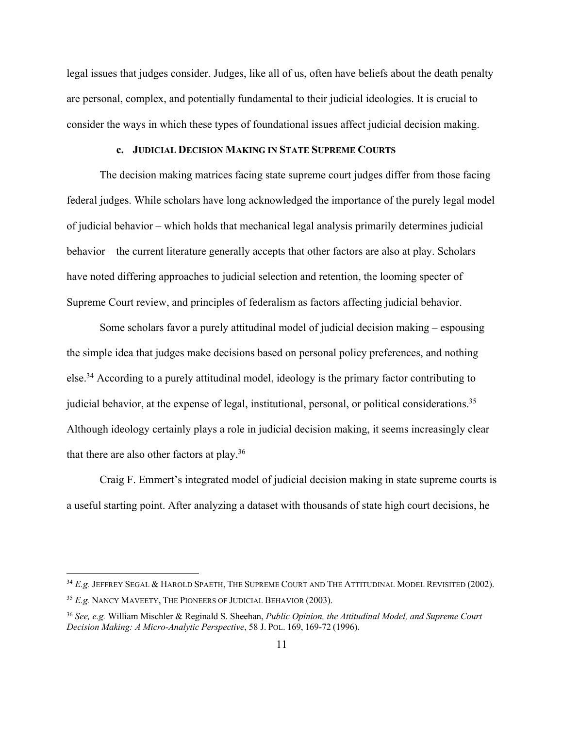legal issues that judges consider. Judges, like all of us, often have beliefs about the death penalty are personal, complex, and potentially fundamental to their judicial ideologies. It is crucial to consider the ways in which these types of foundational issues affect judicial decision making.

### c. JUDICIAL DECISION MAKING IN STATE SUPREME COURTS

The decision making matrices facing state supreme court judges differ from those facing federal judges. While scholars have long acknowledged the importance of the purely legal model of judicial behavior – which holds that mechanical legal analysis primarily determines judicial behavior – the current literature generally accepts that other factors are also at play. Scholars have noted differing approaches to judicial selection and retention, the looming specter of Supreme Court review, and principles of federalism as factors affecting judicial behavior.

Some scholars favor a purely attitudinal model of judicial decision making – espousing the simple idea that judges make decisions based on personal policy preferences, and nothing else.[34] According to a purely attitudinal model, ideology is the primary factor contributing to judicial behavior, at the expense of legal, institutional, personal, or political considerations.[35] Although ideology certainly plays a role in judicial decision making, it seems increasingly clear that there are also other factors at play.[36]

Craig F. Emmert's integrated model of judicial decision making in state supreme courts is a useful starting point. After analyzing a dataset with thousands of state high court decisions, he

---

[34] *E.g.* JEFFREY SEGAL & HAROLD SPAETH, THE SUPREME COURT AND THE ATTITUDINAL MODEL REVISITED (2002).

[35] *E.g.* NANCY MAVEETY, THE PIONEERS OF JUDICIAL BEHAVIOR (2003).

[36] *See, e.g.* William Mischler & Reginald S. Sheehan, *Public Opinion, the Attitudinal Model, and Supreme Court Decision Making: A Micro-Analytic Perspective*, 58 J. POL. 169, 169-72 (1996).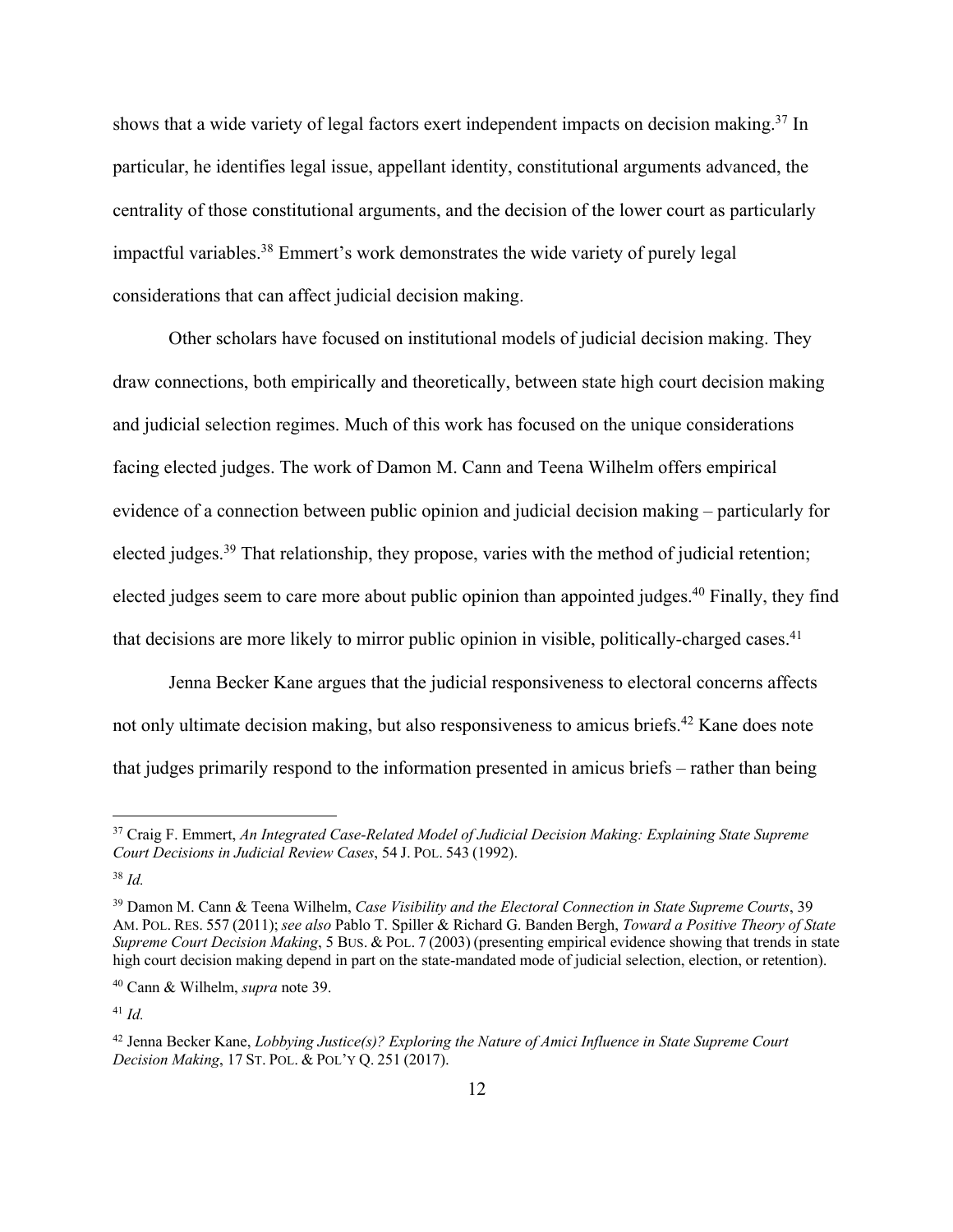shows that a wide variety of legal factors exert independent impacts on decision making.[37] In particular, he identifies legal issue, appellant identity, constitutional arguments advanced, the centrality of those constitutional arguments, and the decision of the lower court as particularly impactful variables.[38] Emmert's work demonstrates the wide variety of purely legal considerations that can affect judicial decision making.

Other scholars have focused on institutional models of judicial decision making. They draw connections, both empirically and theoretically, between state high court decision making and judicial selection regimes. Much of this work has focused on the unique considerations facing elected judges. The work of Damon M. Cann and Teena Wilhelm offers empirical evidence of a connection between public opinion and judicial decision making – particularly for elected judges.[39] That relationship, they propose, varies with the method of judicial retention; elected judges seem to care more about public opinion than appointed judges.[40] Finally, they find that decisions are more likely to mirror public opinion in visible, politically-charged cases.[41]

Jenna Becker Kane argues that the judicial responsiveness to electoral concerns affects not only ultimate decision making, but also responsiveness to amicus briefs.[42] Kane does note that judges primarily respond to the information presented in amicus briefs – rather than being

---

[37] Craig F. Emmert, *An Integrated Case-Related Model of Judicial Decision Making: Explaining State Supreme Court Decisions in Judicial Review Cases*, 54 J. POL. 543 (1992).

[38] *Id.*

[39] Damon M. Cann & Teena Wilhelm, *Case Visibility and the Electoral Connection in State Supreme Courts*, 39 AM. POL. RES. 557 (2011); *see also* Pablo T. Spiller & Richard G. Banden Bergh, *Toward a Positive Theory of State Supreme Court Decision Making*, 5 BUS. & POL. 7 (2003) (presenting empirical evidence showing that trends in state high court decision making depend in part on the state-mandated mode of judicial selection, election, or retention).

[40] Cann & Wilhelm, *supra* note 39.

[41] *Id.*

[42] Jenna Becker Kane, *Lobbying Justice(s)? Exploring the Nature of Amici Influence in State Supreme Court Decision Making*, 17 ST. POL. & POL'Y Q. 251 (2017).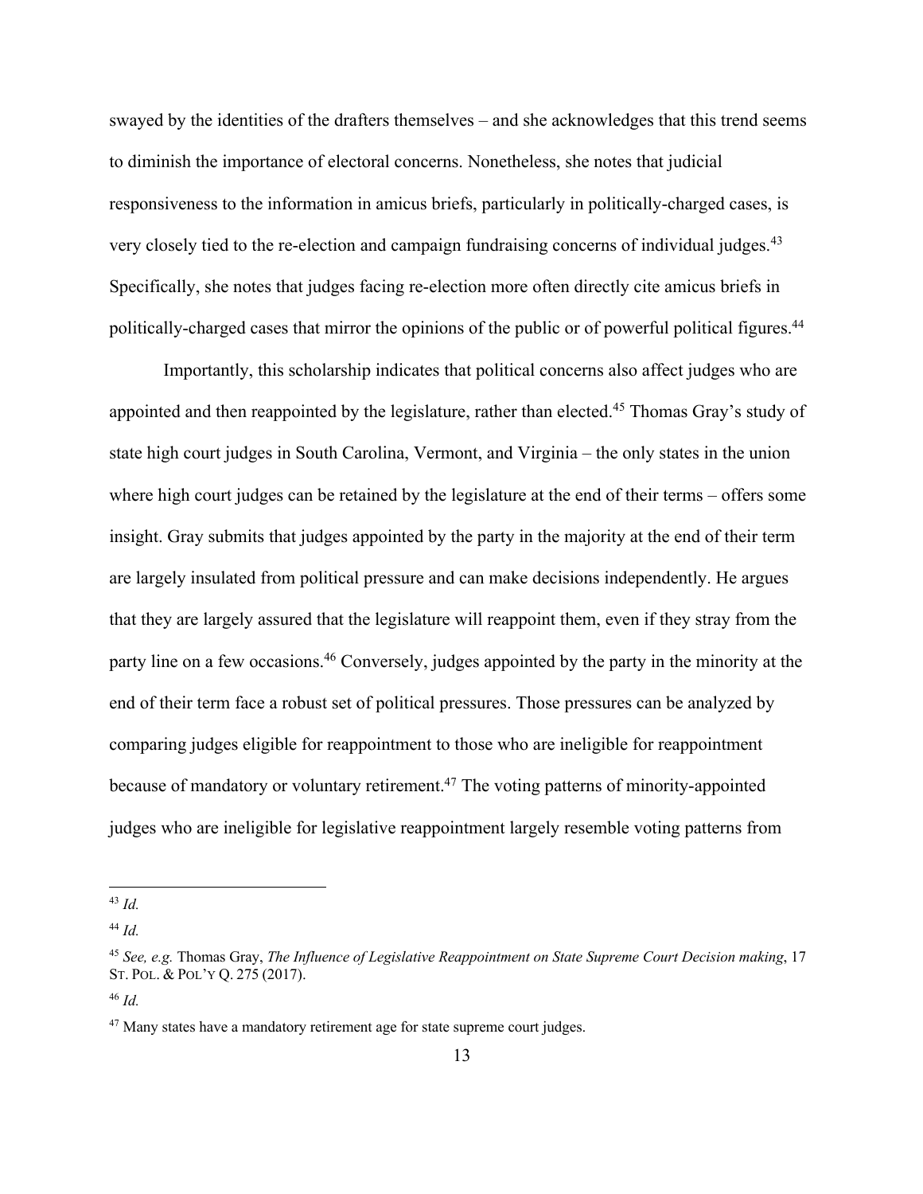swayed by the identities of the drafters themselves – and she acknowledges that this trend seems to diminish the importance of electoral concerns. Nonetheless, she notes that judicial responsiveness to the information in amicus briefs, particularly in politically-charged cases, is very closely tied to the re-election and campaign fundraising concerns of individual judges.[43] Specifically, she notes that judges facing re-election more often directly cite amicus briefs in politically-charged cases that mirror the opinions of the public or of powerful political figures.[44]

Importantly, this scholarship indicates that political concerns also affect judges who are appointed and then reappointed by the legislature, rather than elected.[45] Thomas Gray's study of state high court judges in South Carolina, Vermont, and Virginia – the only states in the union where high court judges can be retained by the legislature at the end of their terms – offers some insight. Gray submits that judges appointed by the party in the majority at the end of their term are largely insulated from political pressure and can make decisions independently. He argues that they are largely assured that the legislature will reappoint them, even if they stray from the party line on a few occasions.[46] Conversely, judges appointed by the party in the minority at the end of their term face a robust set of political pressures. Those pressures can be analyzed by comparing judges eligible for reappointment to those who are ineligible for reappointment because of mandatory or voluntary retirement.[47] The voting patterns of minority-appointed judges who are ineligible for legislative reappointment largely resemble voting patterns from

---

[43] *Id.*

[44] *Id.*

[45] *See, e.g.* Thomas Gray, *The Influence of Legislative Reappointment on State Supreme Court Decision making*, 17 ST. POL. & POL'Y Q. 275 (2017).

[46] *Id.*

[47] Many states have a mandatory retirement age for state supreme court judges.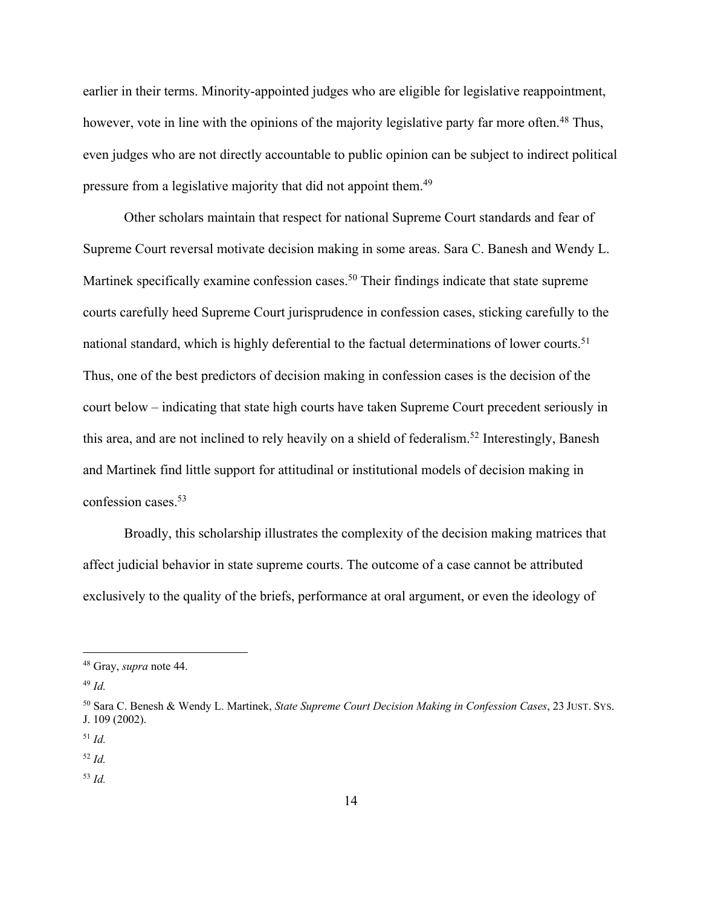earlier in their terms. Minority-appointed judges who are eligible for legislative reappointment, however, vote in line with the opinions of the majority legislative party far more often.[48] Thus, even judges who are not directly accountable to public opinion can be subject to indirect political pressure from a legislative majority that did not appoint them.[49]

Other scholars maintain that respect for national Supreme Court standards and fear of Supreme Court reversal motivate decision making in some areas. Sara C. Banesh and Wendy L. Martinek specifically examine confession cases.[50] Their findings indicate that state supreme courts carefully heed Supreme Court jurisprudence in confession cases, sticking carefully to the national standard, which is highly deferential to the factual determinations of lower courts.[51] Thus, one of the best predictors of decision making in confession cases is the decision of the court below – indicating that state high courts have taken Supreme Court precedent seriously in this area, and are not inclined to rely heavily on a shield of federalism.[52] Interestingly, Banesh and Martinek find little support for attitudinal or institutional models of decision making in confession cases.[53]

Broadly, this scholarship illustrates the complexity of the decision making matrices that affect judicial behavior in state supreme courts. The outcome of a case cannot be attributed exclusively to the quality of the briefs, performance at oral argument, or even the ideology of

---

[48] Gray, *supra* note 44.

[49] *Id.*

[50] Sara C. Benesh & Wendy L. Martinek, *State Supreme Court Decision Making in Confession Cases*, 23 JUST. SYS. J. 109 (2002).

[51] *Id.*

[52] *Id.*

[53] *Id.*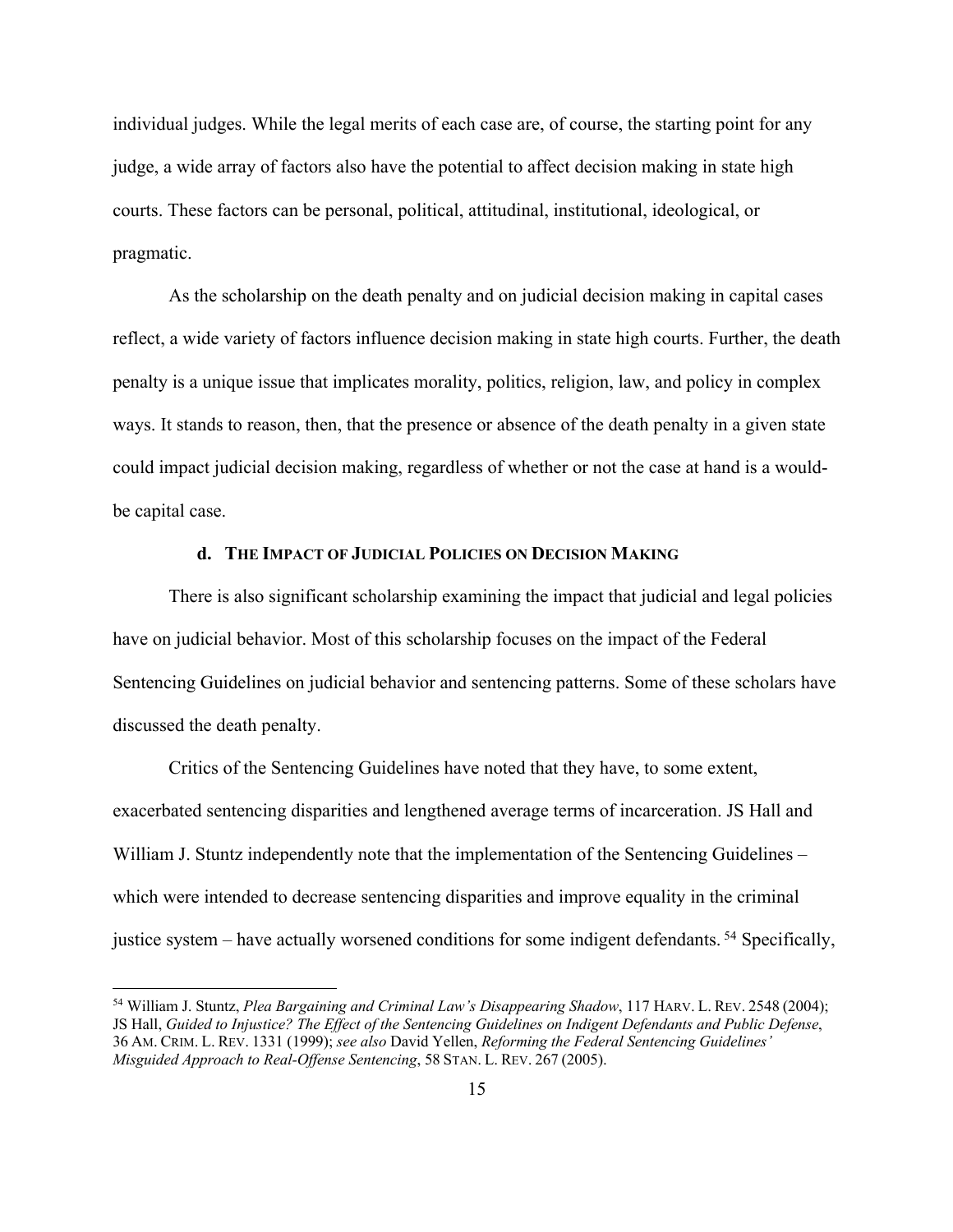individual judges. While the legal merits of each case are, of course, the starting point for any judge, a wide array of factors also have the potential to affect decision making in state high courts. These factors can be personal, political, attitudinal, institutional, ideological, or pragmatic.

As the scholarship on the death penalty and on judicial decision making in capital cases reflect, a wide variety of factors influence decision making in state high courts. Further, the death penalty is a unique issue that implicates morality, politics, religion, law, and policy in complex ways. It stands to reason, then, that the presence or absence of the death penalty in a given state could impact judicial decision making, regardless of whether or not the case at hand is a would-be capital case.

#### d. The Impact of Judicial Policies on Decision Making

There is also significant scholarship examining the impact that judicial and legal policies have on judicial behavior. Most of this scholarship focuses on the impact of the Federal Sentencing Guidelines on judicial behavior and sentencing patterns. Some of these scholars have discussed the death penalty.

Critics of the Sentencing Guidelines have noted that they have, to some extent, exacerbated sentencing disparities and lengthened average terms of incarceration. JS Hall and William J. Stuntz independently note that the implementation of the Sentencing Guidelines – which were intended to decrease sentencing disparities and improve equality in the criminal justice system – have actually worsened conditions for some indigent defendants.[54] Specifically,

[54] William J. Stuntz, *Plea Bargaining and Criminal Law's Disappearing Shadow*, 117 HARV. L. REV. 2548 (2004); JS Hall, *Guided to Injustice? The Effect of the Sentencing Guidelines on Indigent Defendants and Public Defense*, 36 AM. CRIM. L. REV. 1331 (1999); *see also* David Yellen, *Reforming the Federal Sentencing Guidelines' Misguided Approach to Real-Offense Sentencing*, 58 STAN. L. REV. 267 (2005).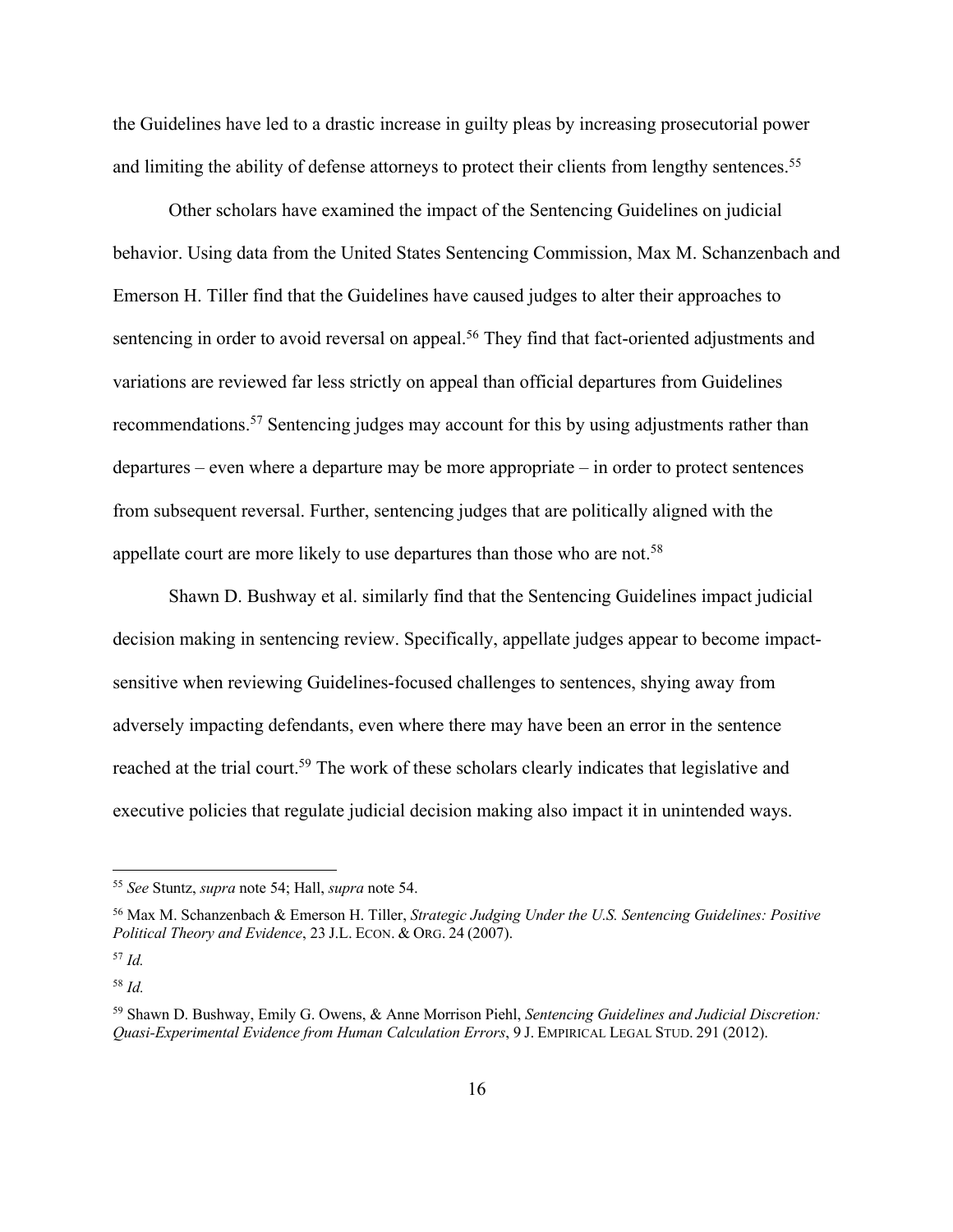the Guidelines have led to a drastic increase in guilty pleas by increasing prosecutorial power and limiting the ability of defense attorneys to protect their clients from lengthy sentences.[55]

Other scholars have examined the impact of the Sentencing Guidelines on judicial behavior. Using data from the United States Sentencing Commission, Max M. Schanzenbach and Emerson H. Tiller find that the Guidelines have caused judges to alter their approaches to sentencing in order to avoid reversal on appeal.[56] They find that fact-oriented adjustments and variations are reviewed far less strictly on appeal than official departures from Guidelines recommendations.[57] Sentencing judges may account for this by using adjustments rather than departures – even where a departure may be more appropriate – in order to protect sentences from subsequent reversal. Further, sentencing judges that are politically aligned with the appellate court are more likely to use departures than those who are not.[58]

Shawn D. Bushway et al. similarly find that the Sentencing Guidelines impact judicial decision making in sentencing review. Specifically, appellate judges appear to become impact-sensitive when reviewing Guidelines-focused challenges to sentences, shying away from adversely impacting defendants, even where there may have been an error in the sentence reached at the trial court.[59] The work of these scholars clearly indicates that legislative and executive policies that regulate judicial decision making also impact it in unintended ways.

---

[55] *See* Stuntz, *supra* note 54; Hall, *supra* note 54.

[56] Max M. Schanzenbach & Emerson H. Tiller, *Strategic Judging Under the U.S. Sentencing Guidelines: Positive Political Theory and Evidence*, 23 J.L. ECON. & ORG. 24 (2007).

[57] *Id.*

[58] *Id.*

[59] Shawn D. Bushway, Emily G. Owens, & Anne Morrison Piehl, *Sentencing Guidelines and Judicial Discretion: Quasi-Experimental Evidence from Human Calculation Errors*, 9 J. EMPIRICAL LEGAL STUD. 291 (2012).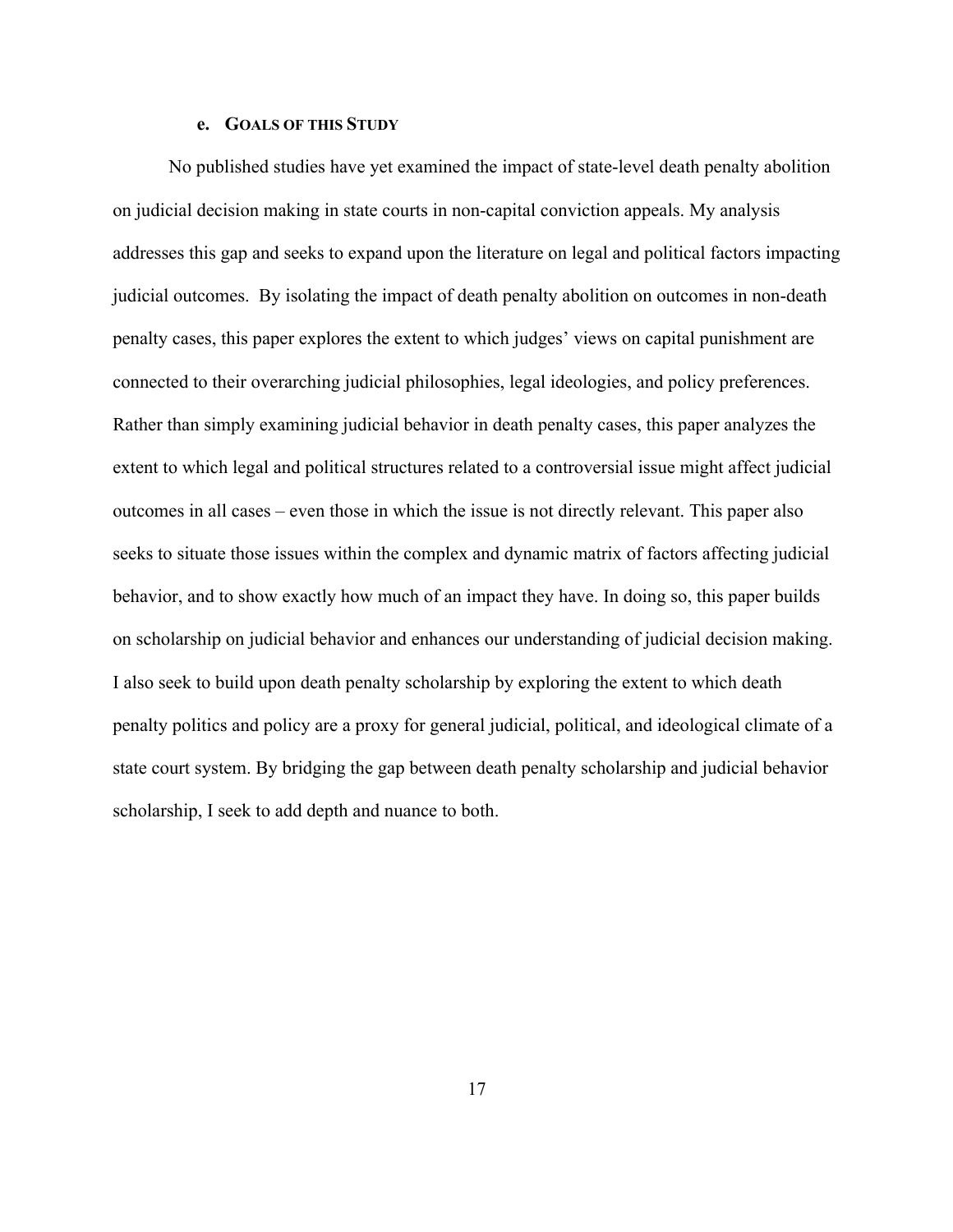### e. Goals of this Study

No published studies have yet examined the impact of state-level death penalty abolition on judicial decision making in state courts in non-capital conviction appeals. My analysis addresses this gap and seeks to expand upon the literature on legal and political factors impacting judicial outcomes. By isolating the impact of death penalty abolition on outcomes in non-death penalty cases, this paper explores the extent to which judges' views on capital punishment are connected to their overarching judicial philosophies, legal ideologies, and policy preferences. Rather than simply examining judicial behavior in death penalty cases, this paper analyzes the extent to which legal and political structures related to a controversial issue might affect judicial outcomes in all cases – even those in which the issue is not directly relevant. This paper also seeks to situate those issues within the complex and dynamic matrix of factors affecting judicial behavior, and to show exactly how much of an impact they have. In doing so, this paper builds on scholarship on judicial behavior and enhances our understanding of judicial decision making. I also seek to build upon death penalty scholarship by exploring the extent to which death penalty politics and policy are a proxy for general judicial, political, and ideological climate of a state court system. By bridging the gap between death penalty scholarship and judicial behavior scholarship, I seek to add depth and nuance to both.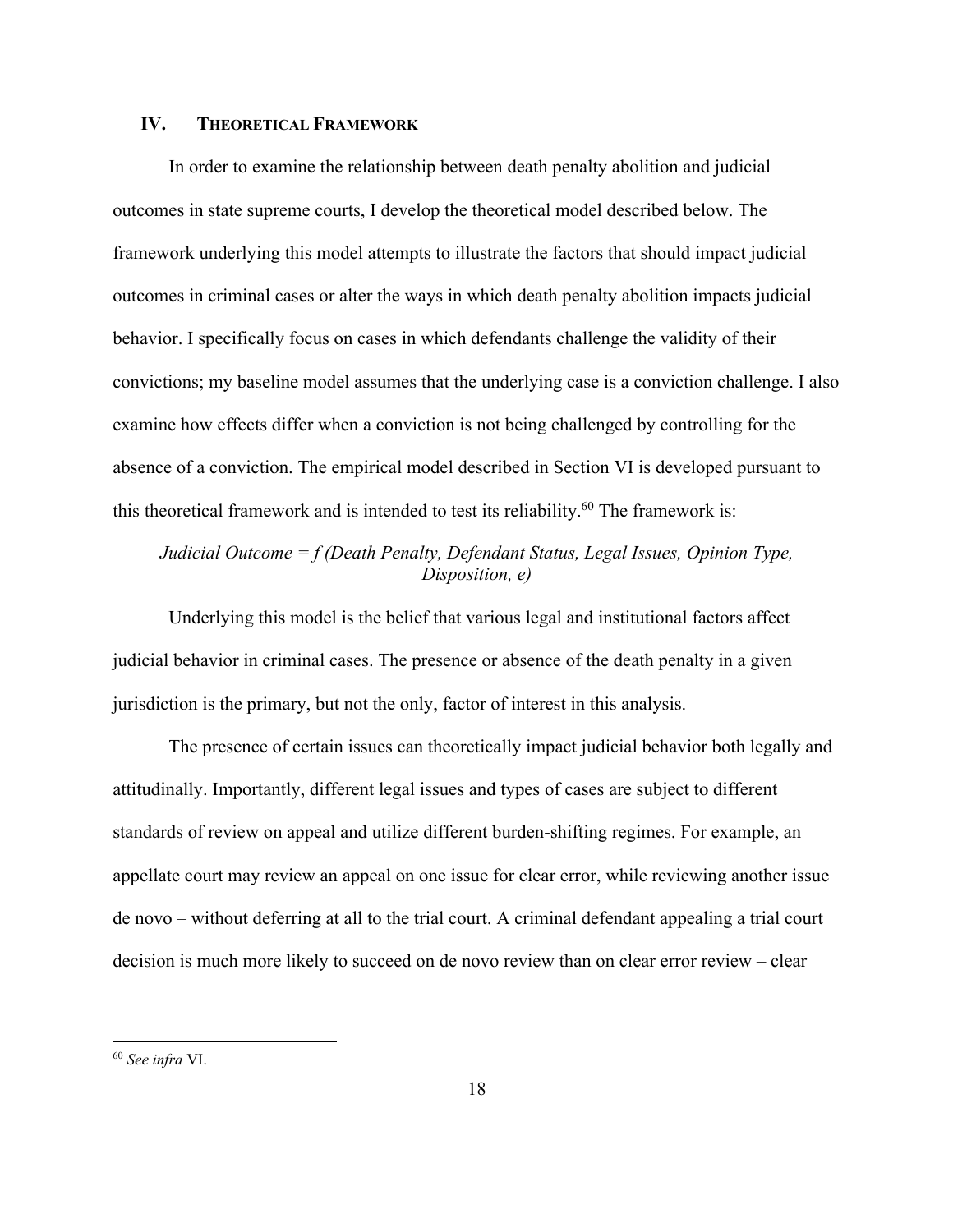## IV. THEORETICAL FRAMEWORK

In order to examine the relationship between death penalty abolition and judicial outcomes in state supreme courts, I develop the theoretical model described below. The framework underlying this model attempts to illustrate the factors that should impact judicial outcomes in criminal cases or alter the ways in which death penalty abolition impacts judicial behavior. I specifically focus on cases in which defendants challenge the validity of their convictions; my baseline model assumes that the underlying case is a conviction challenge. I also examine how effects differ when a conviction is not being challenged by controlling for the absence of a conviction. The empirical model described in Section VI is developed pursuant to this theoretical framework and is intended to test its reliability.[60] The framework is:

*Judicial Outcome = f (Death Penalty, Defendant Status, Legal Issues, Opinion Type, Disposition, e)*

Underlying this model is the belief that various legal and institutional factors affect judicial behavior in criminal cases. The presence or absence of the death penalty in a given jurisdiction is the primary, but not the only, factor of interest in this analysis.

The presence of certain issues can theoretically impact judicial behavior both legally and attitudinally. Importantly, different legal issues and types of cases are subject to different standards of review on appeal and utilize different burden-shifting regimes. For example, an appellate court may review an appeal on one issue for clear error, while reviewing another issue de novo – without deferring at all to the trial court. A criminal defendant appealing a trial court decision is much more likely to succeed on de novo review than on clear error review – clear

[60] *See infra* VI.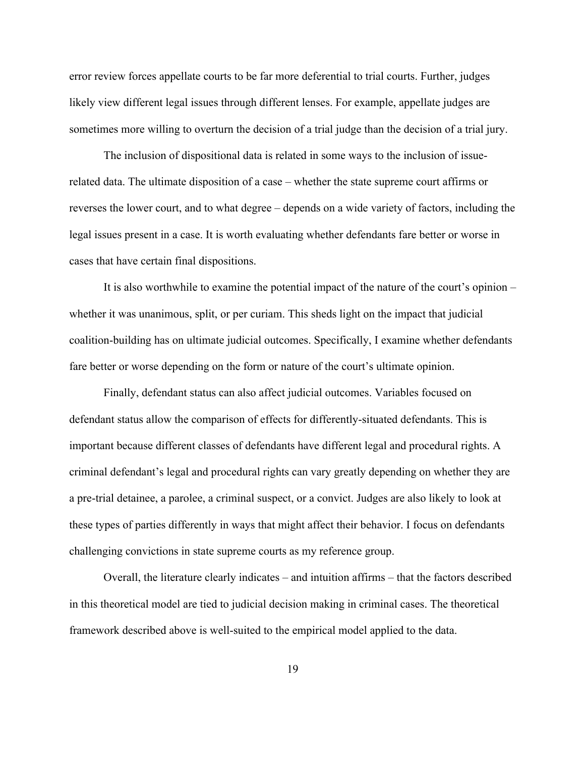error review forces appellate courts to be far more deferential to trial courts. Further, judges likely view different legal issues through different lenses. For example, appellate judges are sometimes more willing to overturn the decision of a trial judge than the decision of a trial jury.

The inclusion of dispositional data is related in some ways to the inclusion of issue-related data. The ultimate disposition of a case – whether the state supreme court affirms or reverses the lower court, and to what degree – depends on a wide variety of factors, including the legal issues present in a case. It is worth evaluating whether defendants fare better or worse in cases that have certain final dispositions.

It is also worthwhile to examine the potential impact of the nature of the court's opinion – whether it was unanimous, split, or per curiam. This sheds light on the impact that judicial coalition-building has on ultimate judicial outcomes. Specifically, I examine whether defendants fare better or worse depending on the form or nature of the court's ultimate opinion.

Finally, defendant status can also affect judicial outcomes. Variables focused on defendant status allow the comparison of effects for differently-situated defendants. This is important because different classes of defendants have different legal and procedural rights. A criminal defendant's legal and procedural rights can vary greatly depending on whether they are a pre-trial detainee, a parolee, a criminal suspect, or a convict. Judges are also likely to look at these types of parties differently in ways that might affect their behavior. I focus on defendants challenging convictions in state supreme courts as my reference group.

Overall, the literature clearly indicates – and intuition affirms – that the factors described in this theoretical model are tied to judicial decision making in criminal cases. The theoretical framework described above is well-suited to the empirical model applied to the data.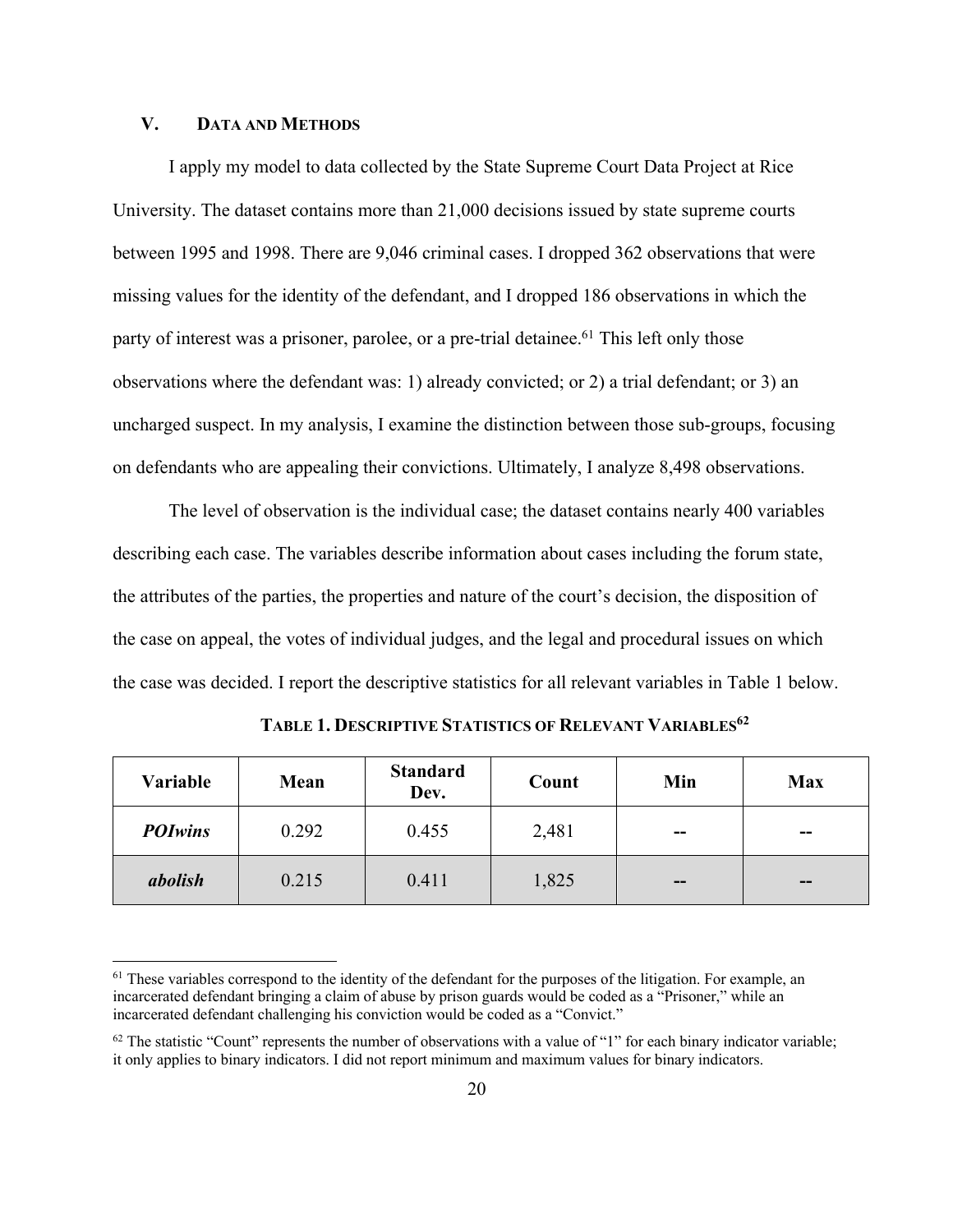## V. DATA AND METHODS

I apply my model to data collected by the State Supreme Court Data Project at Rice University. The dataset contains more than 21,000 decisions issued by state supreme courts between 1995 and 1998. There are 9,046 criminal cases. I dropped 362 observations that were missing values for the identity of the defendant, and I dropped 186 observations in which the party of interest was a prisoner, parolee, or a pre-trial detainee.[61] This left only those observations where the defendant was: 1) already convicted; or 2) a trial defendant; or 3) an uncharged suspect. In my analysis, I examine the distinction between those sub-groups, focusing on defendants who are appealing their convictions. Ultimately, I analyze 8,498 observations.

The level of observation is the individual case; the dataset contains nearly 400 variables describing each case. The variables describe information about cases including the forum state, the attributes of the parties, the properties and nature of the court's decision, the disposition of the case on appeal, the votes of individual judges, and the legal and procedural issues on which the case was decided. I report the descriptive statistics for all relevant variables in Table 1 below.

**TABLE 1. DESCRIPTIVE STATISTICS OF RELEVANT VARIABLES[62]**

| Variable | Mean | Standard Dev. | Count | Min | Max |
|---|---|---|---|---|---|
| ***POIwins*** | 0.292 | 0.455 | 2,481 | -- | -- |
| ***abolish*** | 0.215 | 0.411 | 1,825 | -- | -- |

[61] These variables correspond to the identity of the defendant for the purposes of the litigation. For example, an incarcerated defendant bringing a claim of abuse by prison guards would be coded as a "Prisoner," while an incarcerated defendant challenging his conviction would be coded as a "Convict."

[62] The statistic "Count" represents the number of observations with a value of "1" for each binary indicator variable; it only applies to binary indicators. I did not report minimum and maximum values for binary indicators.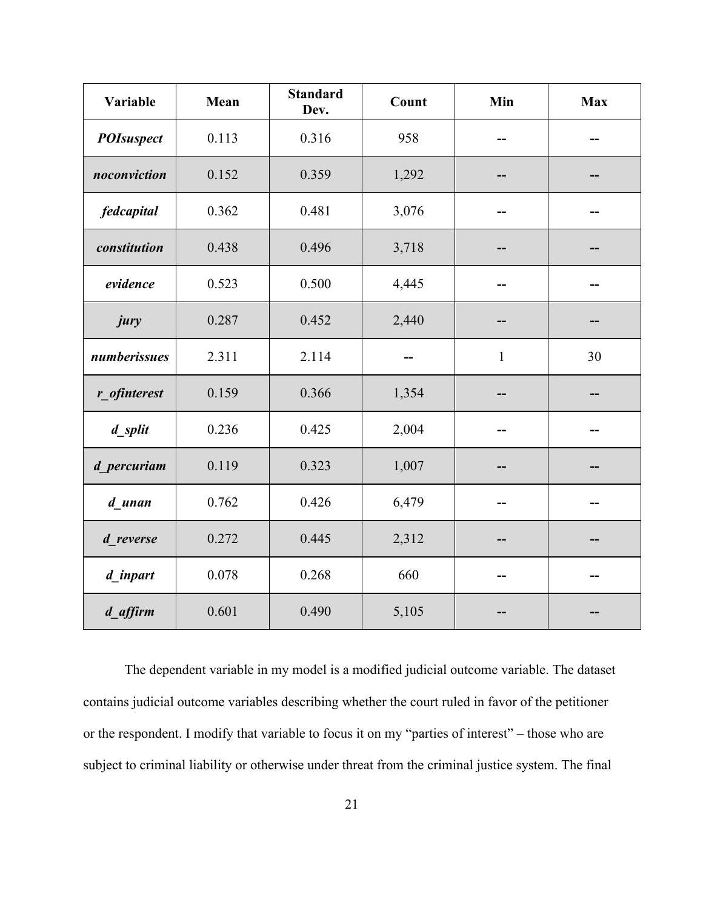| Variable | Mean | Standard Dev. | Count | Min | Max |
| --- | --- | --- | --- | --- | --- |
| ***POIsuspect*** | 0.113 | 0.316 | 958 | -- | -- |
| ***noconviction*** | 0.152 | 0.359 | 1,292 | -- | -- |
| ***fedcapital*** | 0.362 | 0.481 | 3,076 | -- | -- |
| ***constitution*** | 0.438 | 0.496 | 3,718 | -- | -- |
| ***evidence*** | 0.523 | 0.500 | 4,445 | -- | -- |
| ***jury*** | 0.287 | 0.452 | 2,440 | -- | -- |
| ***numberissues*** | 2.311 | 2.114 | -- | 1 | 30 |
| ***r_ofinterest*** | 0.159 | 0.366 | 1,354 | -- | -- |
| ***d_split*** | 0.236 | 0.425 | 2,004 | -- | -- |
| ***d_percuriam*** | 0.119 | 0.323 | 1,007 | -- | -- |
| ***d_unan*** | 0.762 | 0.426 | 6,479 | -- | -- |
| ***d_reverse*** | 0.272 | 0.445 | 2,312 | -- | -- |
| ***d_inpart*** | 0.078 | 0.268 | 660 | -- | -- |
| ***d_affirm*** | 0.601 | 0.490 | 5,105 | -- | -- |

The dependent variable in my model is a modified judicial outcome variable. The dataset contains judicial outcome variables describing whether the court ruled in favor of the petitioner or the respondent. I modify that variable to focus it on my "parties of interest" – those who are subject to criminal liability or otherwise under threat from the criminal justice system. The final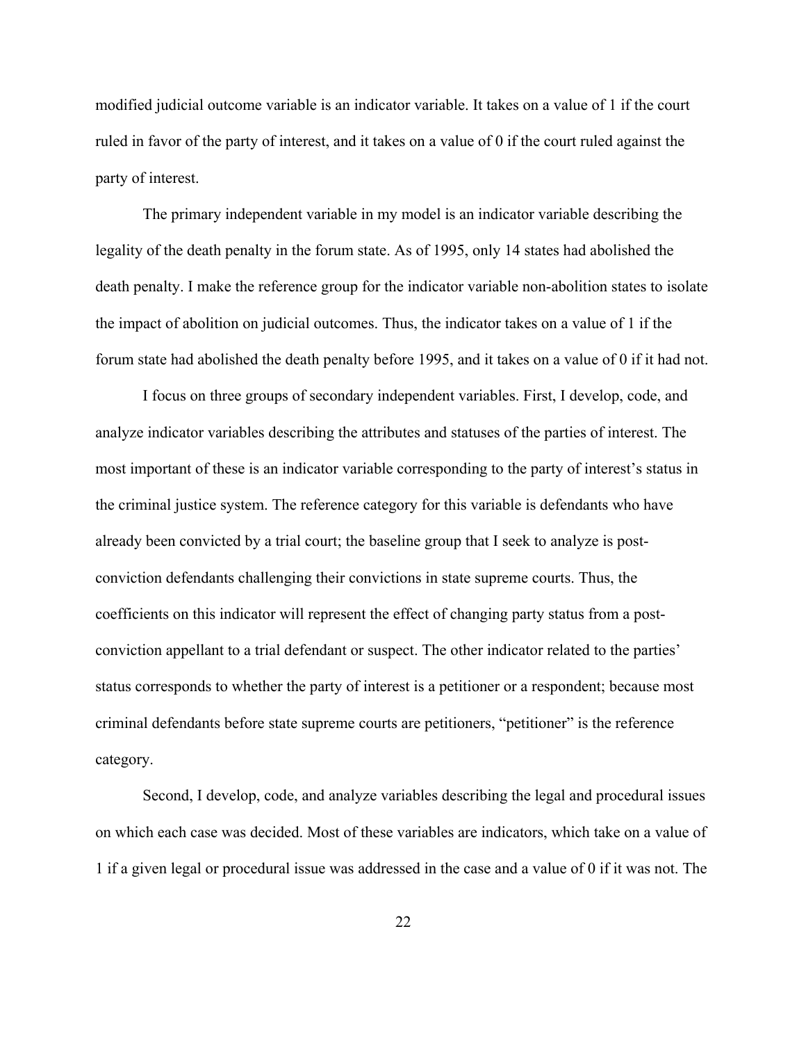modified judicial outcome variable is an indicator variable. It takes on a value of 1 if the court ruled in favor of the party of interest, and it takes on a value of 0 if the court ruled against the party of interest.

The primary independent variable in my model is an indicator variable describing the legality of the death penalty in the forum state. As of 1995, only 14 states had abolished the death penalty. I make the reference group for the indicator variable non-abolition states to isolate the impact of abolition on judicial outcomes. Thus, the indicator takes on a value of 1 if the forum state had abolished the death penalty before 1995, and it takes on a value of 0 if it had not.

I focus on three groups of secondary independent variables. First, I develop, code, and analyze indicator variables describing the attributes and statuses of the parties of interest. The most important of these is an indicator variable corresponding to the party of interest's status in the criminal justice system. The reference category for this variable is defendants who have already been convicted by a trial court; the baseline group that I seek to analyze is post-conviction defendants challenging their convictions in state supreme courts. Thus, the coefficients on this indicator will represent the effect of changing party status from a post-conviction appellant to a trial defendant or suspect. The other indicator related to the parties' status corresponds to whether the party of interest is a petitioner or a respondent; because most criminal defendants before state supreme courts are petitioners, "petitioner" is the reference category.

Second, I develop, code, and analyze variables describing the legal and procedural issues on which each case was decided. Most of these variables are indicators, which take on a value of 1 if a given legal or procedural issue was addressed in the case and a value of 0 if it was not. The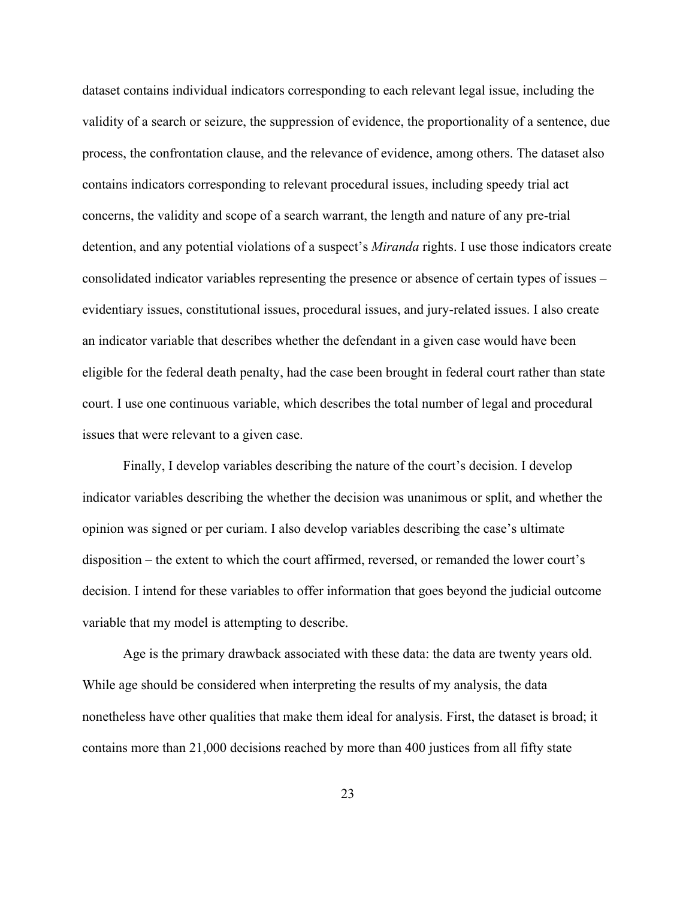dataset contains individual indicators corresponding to each relevant legal issue, including the validity of a search or seizure, the suppression of evidence, the proportionality of a sentence, due process, the confrontation clause, and the relevance of evidence, among others. The dataset also contains indicators corresponding to relevant procedural issues, including speedy trial act concerns, the validity and scope of a search warrant, the length and nature of any pre-trial detention, and any potential violations of a suspect's *Miranda* rights. I use those indicators create consolidated indicator variables representing the presence or absence of certain types of issues – evidentiary issues, constitutional issues, procedural issues, and jury-related issues. I also create an indicator variable that describes whether the defendant in a given case would have been eligible for the federal death penalty, had the case been brought in federal court rather than state court. I use one continuous variable, which describes the total number of legal and procedural issues that were relevant to a given case.

Finally, I develop variables describing the nature of the court's decision. I develop indicator variables describing the whether the decision was unanimous or split, and whether the opinion was signed or per curiam. I also develop variables describing the case's ultimate disposition – the extent to which the court affirmed, reversed, or remanded the lower court's decision. I intend for these variables to offer information that goes beyond the judicial outcome variable that my model is attempting to describe.

Age is the primary drawback associated with these data: the data are twenty years old. While age should be considered when interpreting the results of my analysis, the data nonetheless have other qualities that make them ideal for analysis. First, the dataset is broad; it contains more than 21,000 decisions reached by more than 400 justices from all fifty state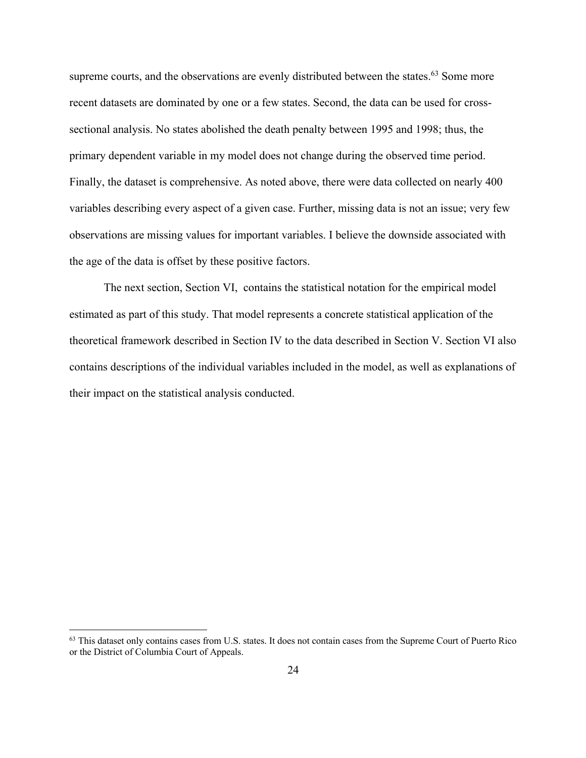supreme courts, and the observations are evenly distributed between the states.[63] Some more recent datasets are dominated by one or a few states. Second, the data can be used for cross-sectional analysis. No states abolished the death penalty between 1995 and 1998; thus, the primary dependent variable in my model does not change during the observed time period. Finally, the dataset is comprehensive. As noted above, there were data collected on nearly 400 variables describing every aspect of a given case. Further, missing data is not an issue; very few observations are missing values for important variables. I believe the downside associated with the age of the data is offset by these positive factors.

The next section, Section VI, contains the statistical notation for the empirical model estimated as part of this study. That model represents a concrete statistical application of the theoretical framework described in Section IV to the data described in Section V. Section VI also contains descriptions of the individual variables included in the model, as well as explanations of their impact on the statistical analysis conducted.

---

[63] This dataset only contains cases from U.S. states. It does not contain cases from the Supreme Court of Puerto Rico or the District of Columbia Court of Appeals.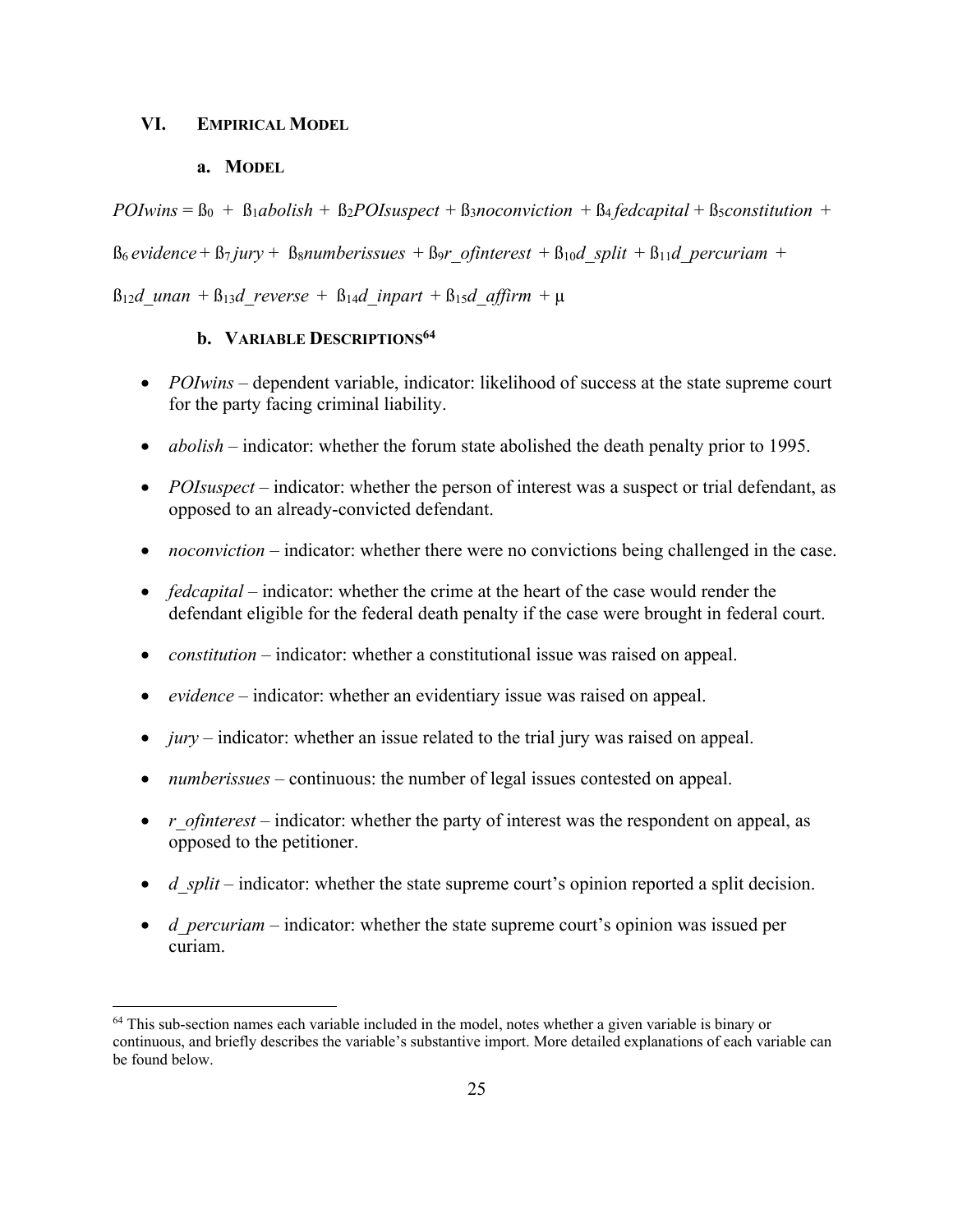## VI. Empirical Model

### a. Model

$$POIwins = \beta_0 + \beta_1 abolish + \beta_2 POIsuspect + \beta_3 noconviction + \beta_4 fedcapital + \beta_5 constitution + \beta_6 evidence + \beta_7 jury + \beta_8 numberissues + \beta_9 r\_ofinterest + \beta_{10} d\_split + \beta_{11} d\_percuriam + \beta_{12} d\_unan + \beta_{13} d\_reverse + \beta_{14} d\_inpart + \beta_{15} d\_affirm + \mu$$

### b. Variable Descriptions[64]

- *POIwins* – dependent variable, indicator: likelihood of success at the state supreme court for the party facing criminal liability.
- *abolish* – indicator: whether the forum state abolished the death penalty prior to 1995.
- *POIsuspect* – indicator: whether the person of interest was a suspect or trial defendant, as opposed to an already-convicted defendant.
- *noconviction* – indicator: whether there were no convictions being challenged in the case.
- *fedcapital* – indicator: whether the crime at the heart of the case would render the defendant eligible for the federal death penalty if the case were brought in federal court.
- *constitution* – indicator: whether a constitutional issue was raised on appeal.
- *evidence* – indicator: whether an evidentiary issue was raised on appeal.
- *jury* – indicator: whether an issue related to the trial jury was raised on appeal.
- *numberissues* – continuous: the number of legal issues contested on appeal.
- *r_ofinterest* – indicator: whether the party of interest was the respondent on appeal, as opposed to the petitioner.
- *d_split* – indicator: whether the state supreme court's opinion reported a split decision.
- *d_percuriam* – indicator: whether the state supreme court's opinion was issued per curiam.

[64] This sub-section names each variable included in the model, notes whether a given variable is binary or continuous, and briefly describes the variable's substantive import. More detailed explanations of each variable can be found below.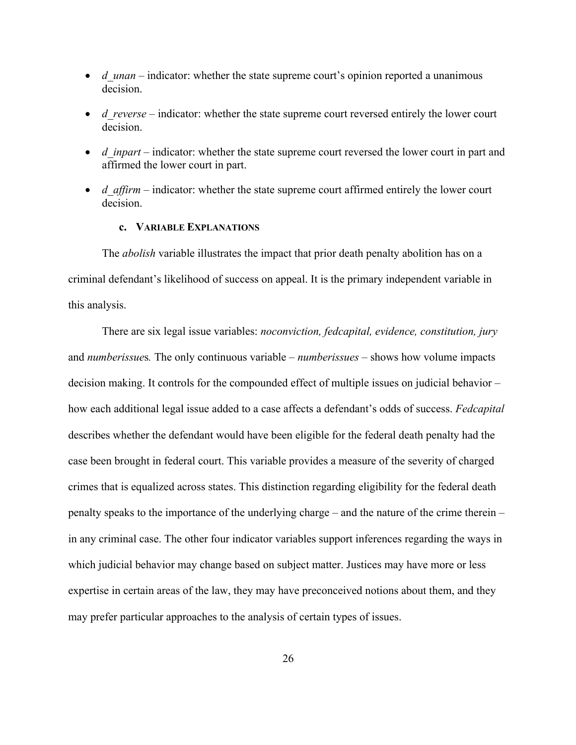- *d_unan* – indicator: whether the state supreme court's opinion reported a unanimous decision.
- *d_reverse* – indicator: whether the state supreme court reversed entirely the lower court decision.
- *d_inpart* – indicator: whether the state supreme court reversed the lower court in part and affirmed the lower court in part.
- *d_affirm* – indicator: whether the state supreme court affirmed entirely the lower court decision.

### c. Variable Explanations

The *abolish* variable illustrates the impact that prior death penalty abolition has on a criminal defendant's likelihood of success on appeal. It is the primary independent variable in this analysis.

There are six legal issue variables: *noconviction, fedcapital, evidence, constitution, jury* and *numberissues.* The only continuous variable – *numberissues* – shows how volume impacts decision making. It controls for the compounded effect of multiple issues on judicial behavior – how each additional legal issue added to a case affects a defendant's odds of success. *Fedcapital* describes whether the defendant would have been eligible for the federal death penalty had the case been brought in federal court. This variable provides a measure of the severity of charged crimes that is equalized across states. This distinction regarding eligibility for the federal death penalty speaks to the importance of the underlying charge – and the nature of the crime therein – in any criminal case. The other four indicator variables support inferences regarding the ways in which judicial behavior may change based on subject matter. Justices may have more or less expertise in certain areas of the law, they may have preconceived notions about them, and they may prefer particular approaches to the analysis of certain types of issues.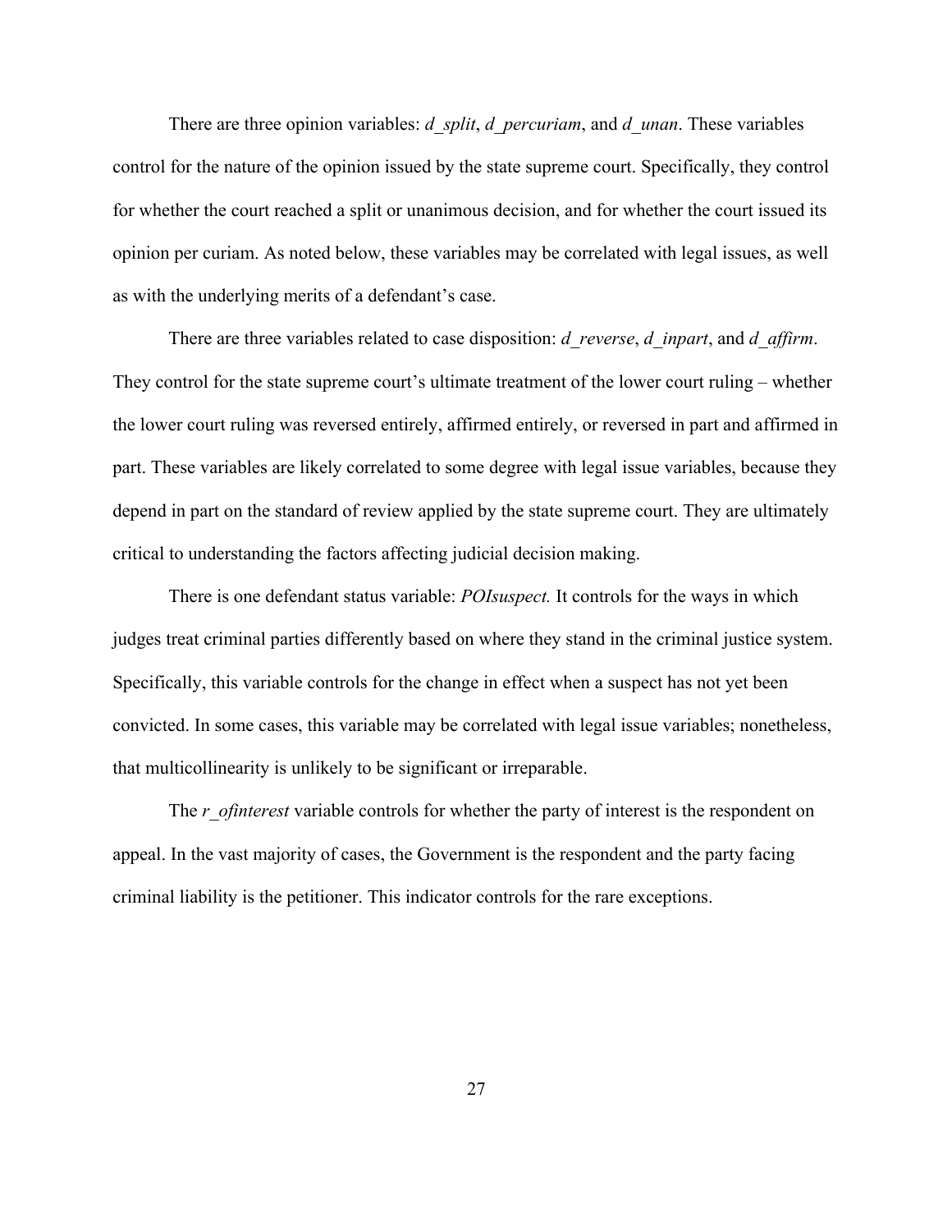There are three opinion variables: *d_split*, *d_percuriam*, and *d_unan*. These variables control for the nature of the opinion issued by the state supreme court. Specifically, they control for whether the court reached a split or unanimous decision, and for whether the court issued its opinion per curiam. As noted below, these variables may be correlated with legal issues, as well as with the underlying merits of a defendant's case.

There are three variables related to case disposition: *d_reverse*, *d_inpart*, and *d_affirm*. They control for the state supreme court's ultimate treatment of the lower court ruling – whether the lower court ruling was reversed entirely, affirmed entirely, or reversed in part and affirmed in part. These variables are likely correlated to some degree with legal issue variables, because they depend in part on the standard of review applied by the state supreme court. They are ultimately critical to understanding the factors affecting judicial decision making.

There is one defendant status variable: *POIsuspect.* It controls for the ways in which judges treat criminal parties differently based on where they stand in the criminal justice system. Specifically, this variable controls for the change in effect when a suspect has not yet been convicted. In some cases, this variable may be correlated with legal issue variables; nonetheless, that multicollinearity is unlikely to be significant or irreparable.

The *r_ofinterest* variable controls for whether the party of interest is the respondent on appeal. In the vast majority of cases, the Government is the respondent and the party facing criminal liability is the petitioner. This indicator controls for the rare exceptions.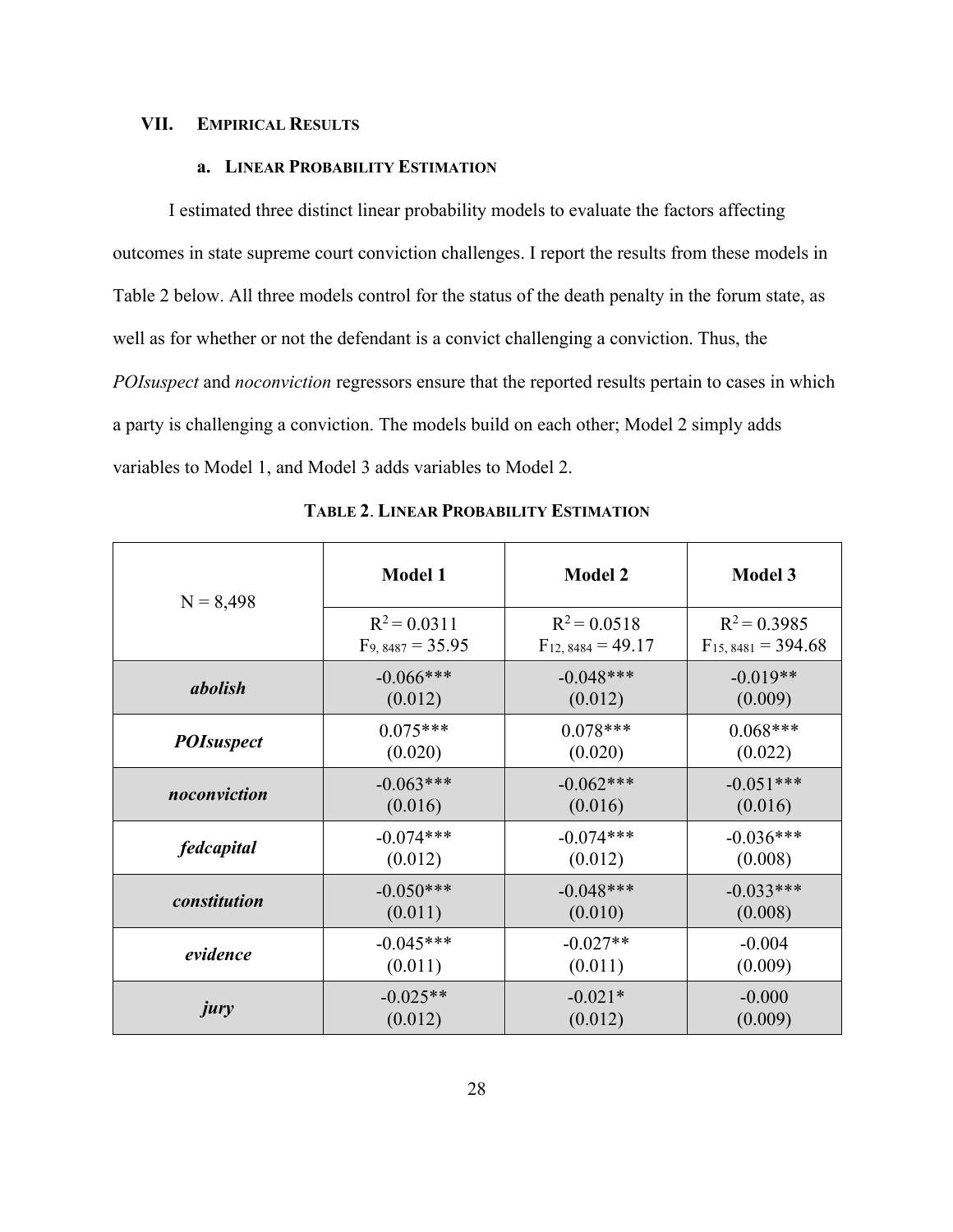## VII. Empirical Results

### a. Linear Probability Estimation

I estimated three distinct linear probability models to evaluate the factors affecting outcomes in state supreme court conviction challenges. I report the results from these models in Table 2 below. All three models control for the status of the death penalty in the forum state, as well as for whether or not the defendant is a convict challenging a conviction. Thus, the *POIsuspect* and *noconviction* regressors ensure that the reported results pertain to cases in which a party is challenging a conviction. The models build on each other; Model 2 simply adds variables to Model 1, and Model 3 adds variables to Model 2.

**Table 2. Linear Probability Estimation**

| N = 8,498 | Model 1 | Model 2 | Model 3 |
|---|---|---|---|
| | $R^2 = 0.0311$ $F_{9, 8487} = 35.95$ | $R^2 = 0.0518$ $F_{12, 8484} = 49.17$ | $R^2 = 0.3985$ $F_{15, 8481} = 394.68$ |
| ***abolish*** | -0.066*** (0.012) | -0.048*** (0.012) | -0.019** (0.009) |
| ***POIsuspect*** | 0.075*** (0.020) | 0.078*** (0.020) | 0.068*** (0.022) |
| ***noconviction*** | -0.063*** (0.016) | -0.062*** (0.016) | -0.051*** (0.016) |
| ***fedcapital*** | -0.074*** (0.012) | -0.074*** (0.012) | -0.036*** (0.008) |
| ***constitution*** | -0.050*** (0.011) | -0.048*** (0.010) | -0.033*** (0.008) |
| ***evidence*** | -0.045*** (0.011) | -0.027** (0.011) | -0.004 (0.009) |
| ***jury*** | -0.025** (0.012) | -0.021* (0.012) | -0.000 (0.009) |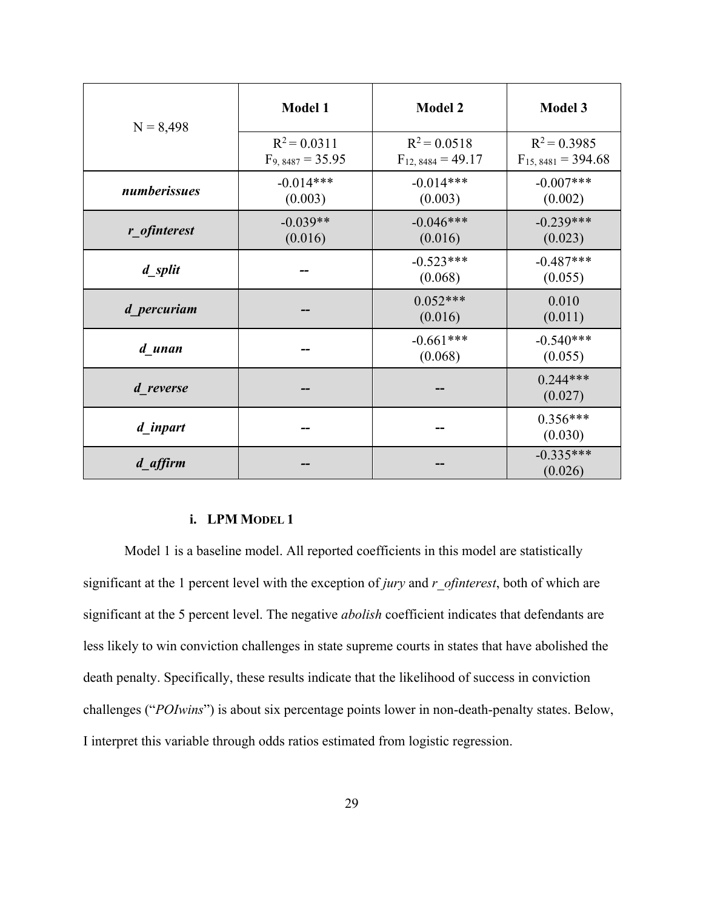| N = 8,498 | Model 1 | Model 2 | Model 3 |
|---|---|---|---|
| | $R^2 = 0.0311$<br>$F_{9, 8487} = 35.95$ | $R^2 = 0.0518$<br>$F_{12, 8484} = 49.17$ | $R^2 = 0.3985$<br>$F_{15, 8481} = 394.68$ |
| ***numberissues*** | -0.014***<br>(0.003) | -0.014***<br>(0.003) | -0.007***<br>(0.002) |
| ***r_ofinterest*** | -0.039**<br>(0.016) | -0.046***<br>(0.016) | -0.239***<br>(0.023) |
| ***d_split*** | -- | -0.523***<br>(0.068) | -0.487***<br>(0.055) |
| ***d_percuriam*** | -- | 0.052***<br>(0.016) | 0.010<br>(0.011) |
| ***d_unan*** | -- | -0.661***<br>(0.068) | -0.540***<br>(0.055) |
| ***d_reverse*** | -- | -- | 0.244***<br>(0.027) |
| ***d_inpart*** | -- | -- | 0.356***<br>(0.030) |
| ***d_affirm*** | -- | -- | -0.335***<br>(0.026) |

#### i. LPM MODEL 1

Model 1 is a baseline model. All reported coefficients in this model are statistically significant at the 1 percent level with the exception of *jury* and *r_ofinterest*, both of which are significant at the 5 percent level. The negative *abolish* coefficient indicates that defendants are less likely to win conviction challenges in state supreme courts in states that have abolished the death penalty. Specifically, these results indicate that the likelihood of success in conviction challenges ("*POIwins*") is about six percentage points lower in non-death-penalty states. Below, I interpret this variable through odds ratios estimated from logistic regression.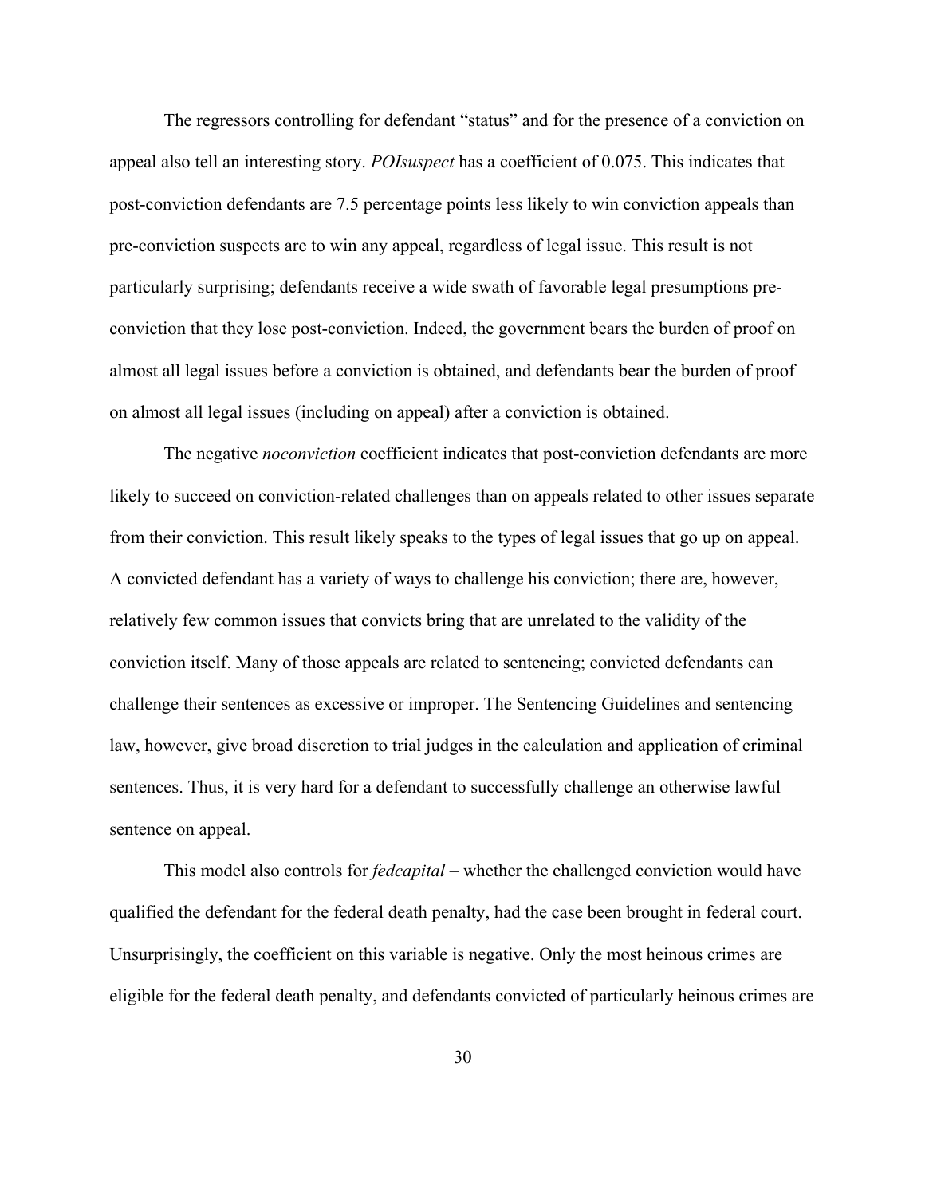The regressors controlling for defendant "status" and for the presence of a conviction on appeal also tell an interesting story. *POIsuspect* has a coefficient of 0.075. This indicates that post-conviction defendants are 7.5 percentage points less likely to win conviction appeals than pre-conviction suspects are to win any appeal, regardless of legal issue. This result is not particularly surprising; defendants receive a wide swath of favorable legal presumptions pre-conviction that they lose post-conviction. Indeed, the government bears the burden of proof on almost all legal issues before a conviction is obtained, and defendants bear the burden of proof on almost all legal issues (including on appeal) after a conviction is obtained.

The negative *noconviction* coefficient indicates that post-conviction defendants are more likely to succeed on conviction-related challenges than on appeals related to other issues separate from their conviction. This result likely speaks to the types of legal issues that go up on appeal. A convicted defendant has a variety of ways to challenge his conviction; there are, however, relatively few common issues that convicts bring that are unrelated to the validity of the conviction itself. Many of those appeals are related to sentencing; convicted defendants can challenge their sentences as excessive or improper. The Sentencing Guidelines and sentencing law, however, give broad discretion to trial judges in the calculation and application of criminal sentences. Thus, it is very hard for a defendant to successfully challenge an otherwise lawful sentence on appeal.

This model also controls for *fedcapital* – whether the challenged conviction would have qualified the defendant for the federal death penalty, had the case been brought in federal court. Unsurprisingly, the coefficient on this variable is negative. Only the most heinous crimes are eligible for the federal death penalty, and defendants convicted of particularly heinous crimes are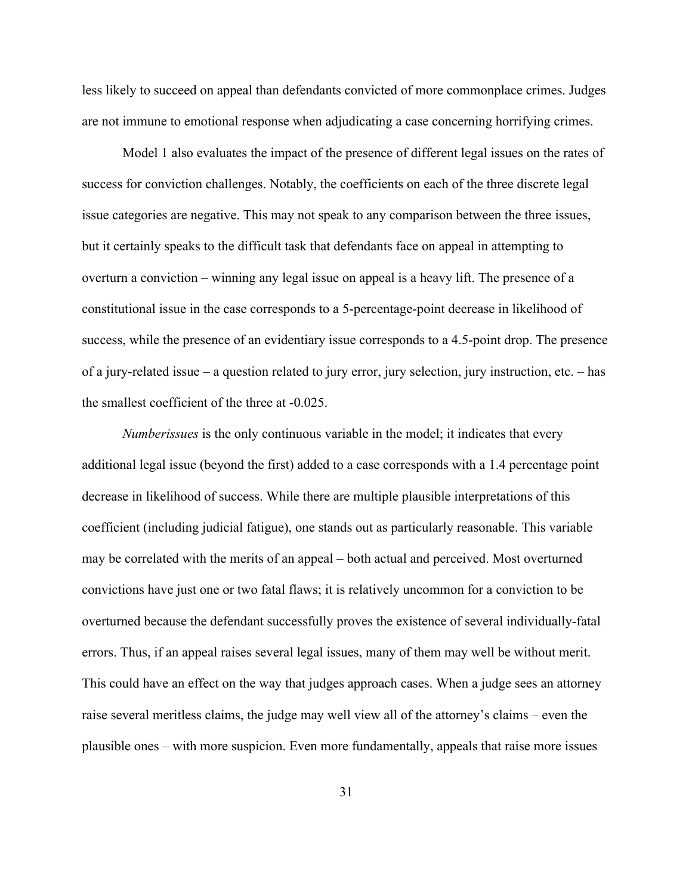less likely to succeed on appeal than defendants convicted of more commonplace crimes. Judges are not immune to emotional response when adjudicating a case concerning horrifying crimes.

Model 1 also evaluates the impact of the presence of different legal issues on the rates of success for conviction challenges. Notably, the coefficients on each of the three discrete legal issue categories are negative. This may not speak to any comparison between the three issues, but it certainly speaks to the difficult task that defendants face on appeal in attempting to overturn a conviction – winning any legal issue on appeal is a heavy lift. The presence of a constitutional issue in the case corresponds to a 5-percentage-point decrease in likelihood of success, while the presence of an evidentiary issue corresponds to a 4.5-point drop. The presence of a jury-related issue – a question related to jury error, jury selection, jury instruction, etc. – has the smallest coefficient of the three at -0.025.

*Numberissues* is the only continuous variable in the model; it indicates that every additional legal issue (beyond the first) added to a case corresponds with a 1.4 percentage point decrease in likelihood of success. While there are multiple plausible interpretations of this coefficient (including judicial fatigue), one stands out as particularly reasonable. This variable may be correlated with the merits of an appeal – both actual and perceived. Most overturned convictions have just one or two fatal flaws; it is relatively uncommon for a conviction to be overturned because the defendant successfully proves the existence of several individually-fatal errors. Thus, if an appeal raises several legal issues, many of them may well be without merit. This could have an effect on the way that judges approach cases. When a judge sees an attorney raise several meritless claims, the judge may well view all of the attorney's claims – even the plausible ones – with more suspicion. Even more fundamentally, appeals that raise more issues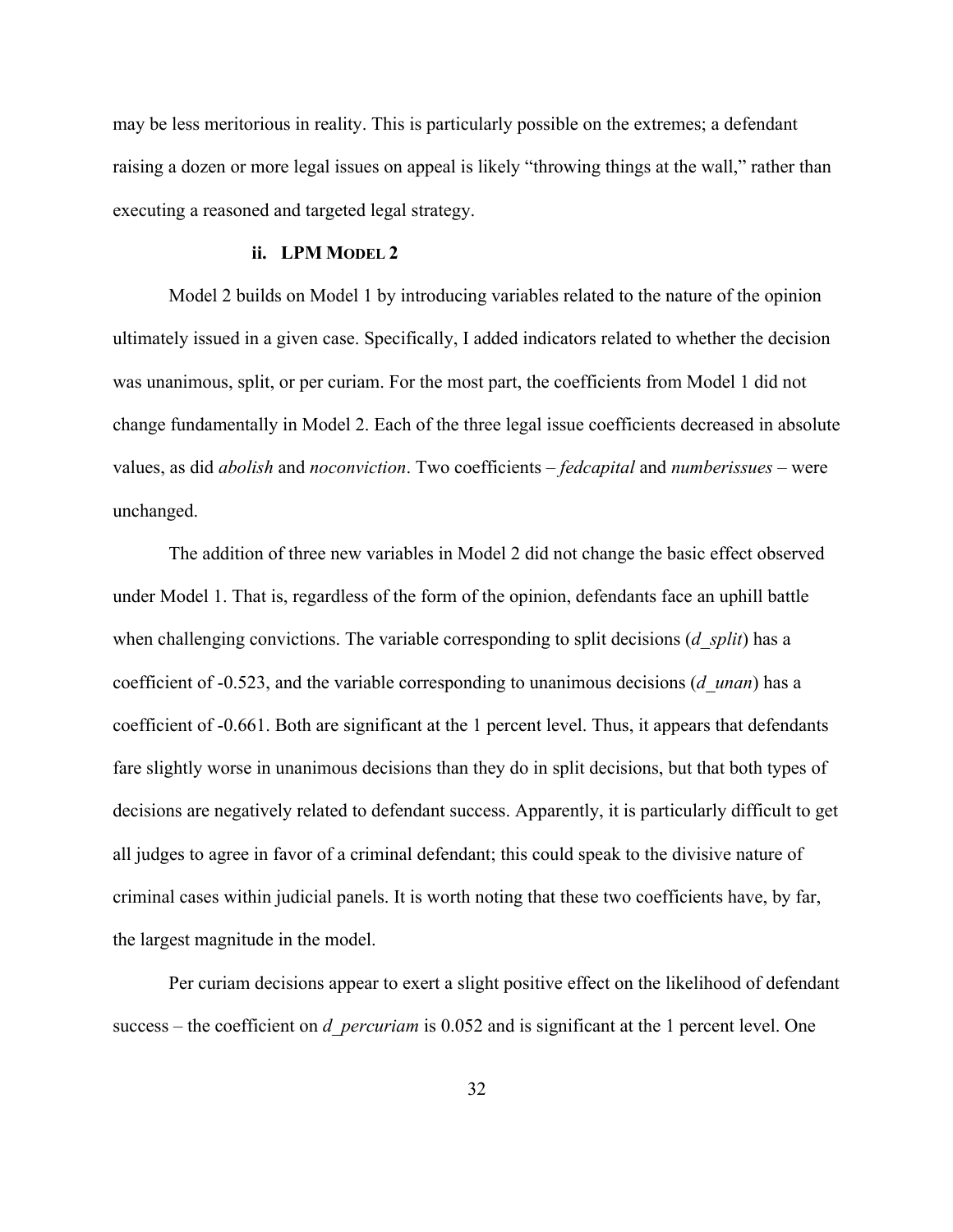may be less meritorious in reality. This is particularly possible on the extremes; a defendant raising a dozen or more legal issues on appeal is likely "throwing things at the wall," rather than executing a reasoned and targeted legal strategy.

### ii. LPM MODEL 2

Model 2 builds on Model 1 by introducing variables related to the nature of the opinion ultimately issued in a given case. Specifically, I added indicators related to whether the decision was unanimous, split, or per curiam. For the most part, the coefficients from Model 1 did not change fundamentally in Model 2. Each of the three legal issue coefficients decreased in absolute values, as did *abolish* and *noconviction*. Two coefficients – *fedcapital* and *numberissues* – were unchanged.

The addition of three new variables in Model 2 did not change the basic effect observed under Model 1. That is, regardless of the form of the opinion, defendants face an uphill battle when challenging convictions. The variable corresponding to split decisions (*d_split*) has a coefficient of -0.523, and the variable corresponding to unanimous decisions (*d_unan*) has a coefficient of -0.661. Both are significant at the 1 percent level. Thus, it appears that defendants fare slightly worse in unanimous decisions than they do in split decisions, but that both types of decisions are negatively related to defendant success. Apparently, it is particularly difficult to get all judges to agree in favor of a criminal defendant; this could speak to the divisive nature of criminal cases within judicial panels. It is worth noting that these two coefficients have, by far, the largest magnitude in the model.

Per curiam decisions appear to exert a slight positive effect on the likelihood of defendant success – the coefficient on *d_percuriam* is 0.052 and is significant at the 1 percent level. One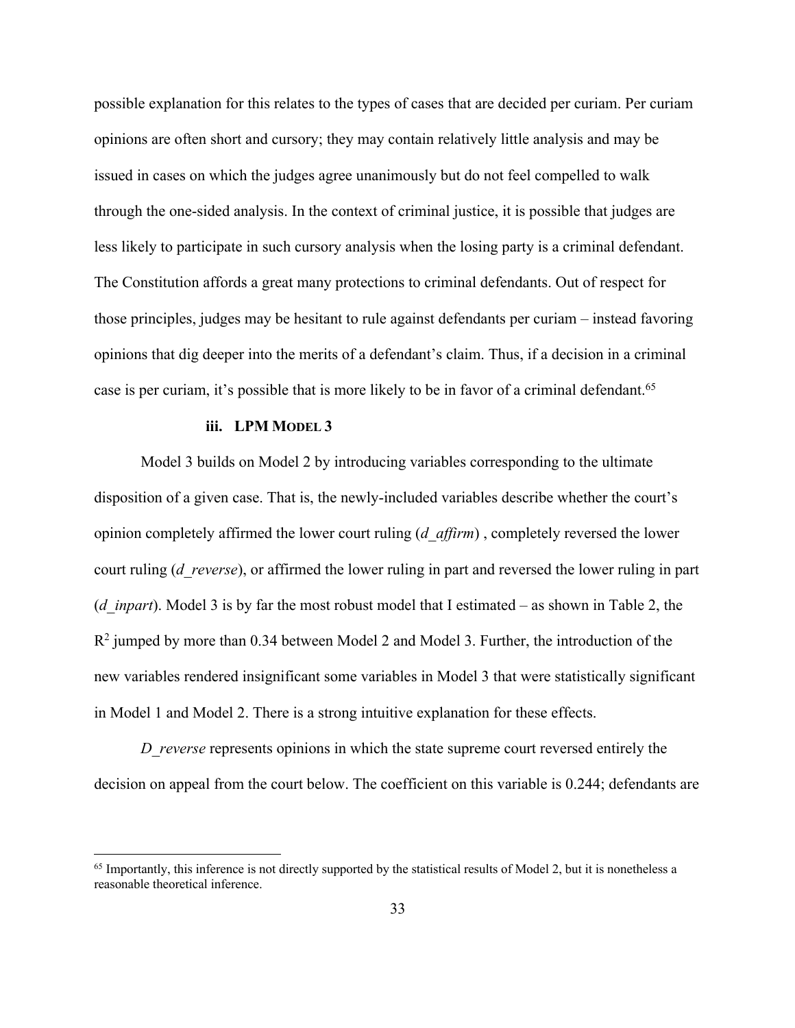possible explanation for this relates to the types of cases that are decided per curiam. Per curiam opinions are often short and cursory; they may contain relatively little analysis and may be issued in cases on which the judges agree unanimously but do not feel compelled to walk through the one-sided analysis. In the context of criminal justice, it is possible that judges are less likely to participate in such cursory analysis when the losing party is a criminal defendant. The Constitution affords a great many protections to criminal defendants. Out of respect for those principles, judges may be hesitant to rule against defendants per curiam – instead favoring opinions that dig deeper into the merits of a defendant's claim. Thus, if a decision in a criminal case is per curiam, it's possible that is more likely to be in favor of a criminal defendant.[65]

### iii. LPM MODEL 3

Model 3 builds on Model 2 by introducing variables corresponding to the ultimate disposition of a given case. That is, the newly-included variables describe whether the court's opinion completely affirmed the lower court ruling (*d_affirm*) , completely reversed the lower court ruling (*d_reverse*), or affirmed the lower ruling in part and reversed the lower ruling in part (*d_inpart*). Model 3 is by far the most robust model that I estimated – as shown in Table 2, the $R^2$ jumped by more than 0.34 between Model 2 and Model 3. Further, the introduction of the new variables rendered insignificant some variables in Model 3 that were statistically significant in Model 1 and Model 2. There is a strong intuitive explanation for these effects.

*D_reverse* represents opinions in which the state supreme court reversed entirely the decision on appeal from the court below. The coefficient on this variable is 0.244; defendants are

[65] Importantly, this inference is not directly supported by the statistical results of Model 2, but it is nonetheless a reasonable theoretical inference.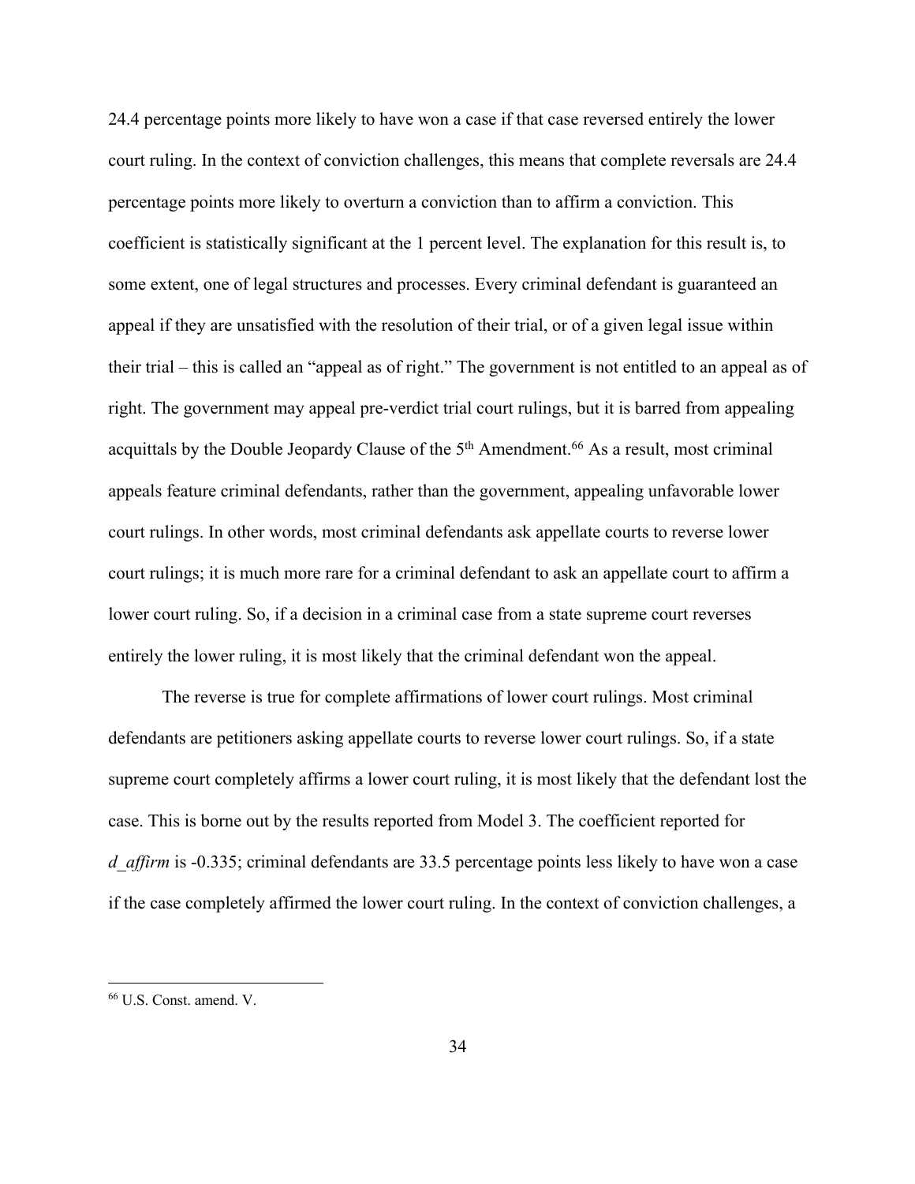24.4 percentage points more likely to have won a case if that case reversed entirely the lower court ruling. In the context of conviction challenges, this means that complete reversals are 24.4 percentage points more likely to overturn a conviction than to affirm a conviction. This coefficient is statistically significant at the 1 percent level. The explanation for this result is, to some extent, one of legal structures and processes. Every criminal defendant is guaranteed an appeal if they are unsatisfied with the resolution of their trial, or of a given legal issue within their trial – this is called an "appeal as of right." The government is not entitled to an appeal as of right. The government may appeal pre-verdict trial court rulings, but it is barred from appealing acquittals by the Double Jeopardy Clause of the 5th Amendment.[66] As a result, most criminal appeals feature criminal defendants, rather than the government, appealing unfavorable lower court rulings. In other words, most criminal defendants ask appellate courts to reverse lower court rulings; it is much more rare for a criminal defendant to ask an appellate court to affirm a lower court ruling. So, if a decision in a criminal case from a state supreme court reverses entirely the lower ruling, it is most likely that the criminal defendant won the appeal.

The reverse is true for complete affirmations of lower court rulings. Most criminal defendants are petitioners asking appellate courts to reverse lower court rulings. So, if a state supreme court completely affirms a lower court ruling, it is most likely that the defendant lost the case. This is borne out by the results reported from Model 3. The coefficient reported for *d_affirm* is -0.335; criminal defendants are 33.5 percentage points less likely to have won a case if the case completely affirmed the lower court ruling. In the context of conviction challenges, a

[66] U.S. Const. amend. V.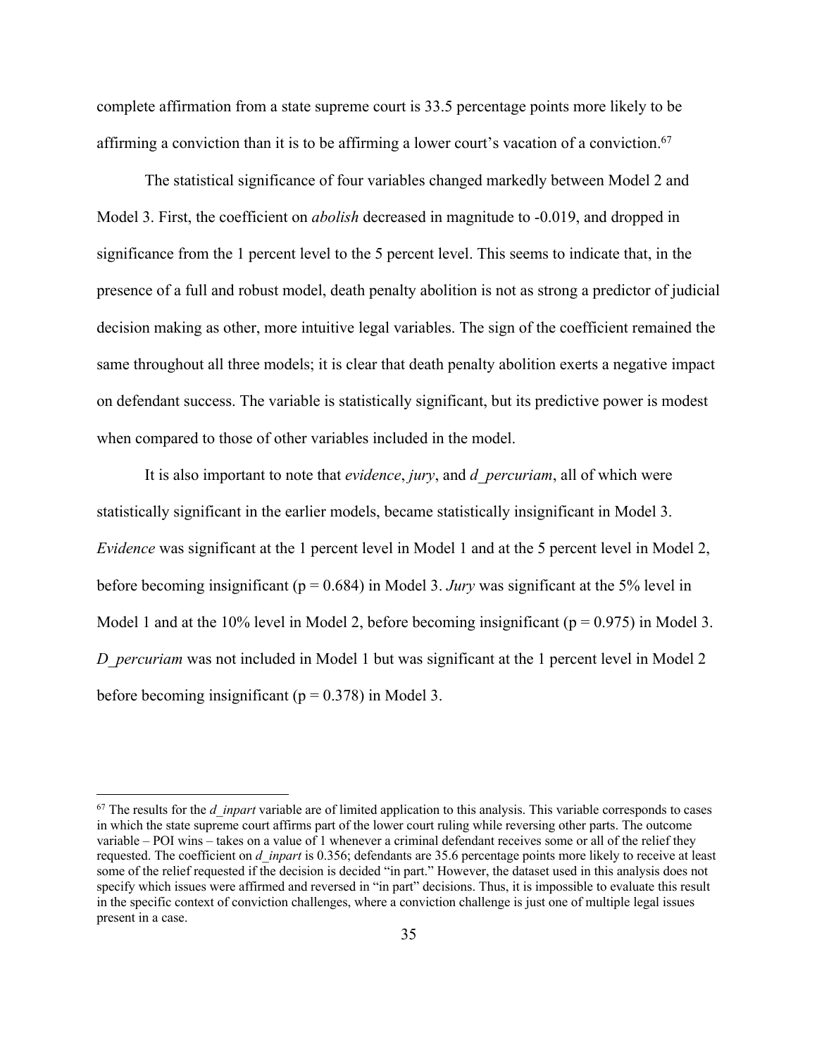complete affirmation from a state supreme court is 33.5 percentage points more likely to be affirming a conviction than it is to be affirming a lower court's vacation of a conviction.[67]

The statistical significance of four variables changed markedly between Model 2 and Model 3. First, the coefficient on *abolish* decreased in magnitude to -0.019, and dropped in significance from the 1 percent level to the 5 percent level. This seems to indicate that, in the presence of a full and robust model, death penalty abolition is not as strong a predictor of judicial decision making as other, more intuitive legal variables. The sign of the coefficient remained the same throughout all three models; it is clear that death penalty abolition exerts a negative impact on defendant success. The variable is statistically significant, but its predictive power is modest when compared to those of other variables included in the model.

It is also important to note that *evidence*, *jury*, and *d_percuriam*, all of which were statistically significant in the earlier models, became statistically insignificant in Model 3. *Evidence* was significant at the 1 percent level in Model 1 and at the 5 percent level in Model 2, before becoming insignificant ($p = 0.684$) in Model 3. *Jury* was significant at the 5% level in Model 1 and at the 10% level in Model 2, before becoming insignificant ($p = 0.975$) in Model 3. *D_percuriam* was not included in Model 1 but was significant at the 1 percent level in Model 2 before becoming insignificant ($p = 0.378$) in Model 3.

---

[67] The results for the *d_inpart* variable are of limited application to this analysis. This variable corresponds to cases in which the state supreme court affirms part of the lower court ruling while reversing other parts. The outcome variable – POI wins – takes on a value of 1 whenever a criminal defendant receives some or all of the relief they requested. The coefficient on *d_inpart* is 0.356; defendants are 35.6 percentage points more likely to receive at least some of the relief requested if the decision is decided "in part." However, the dataset used in this analysis does not specify which issues were affirmed and reversed in "in part" decisions. Thus, it is impossible to evaluate this result in the specific context of conviction challenges, where a conviction challenge is just one of multiple legal issues present in a case.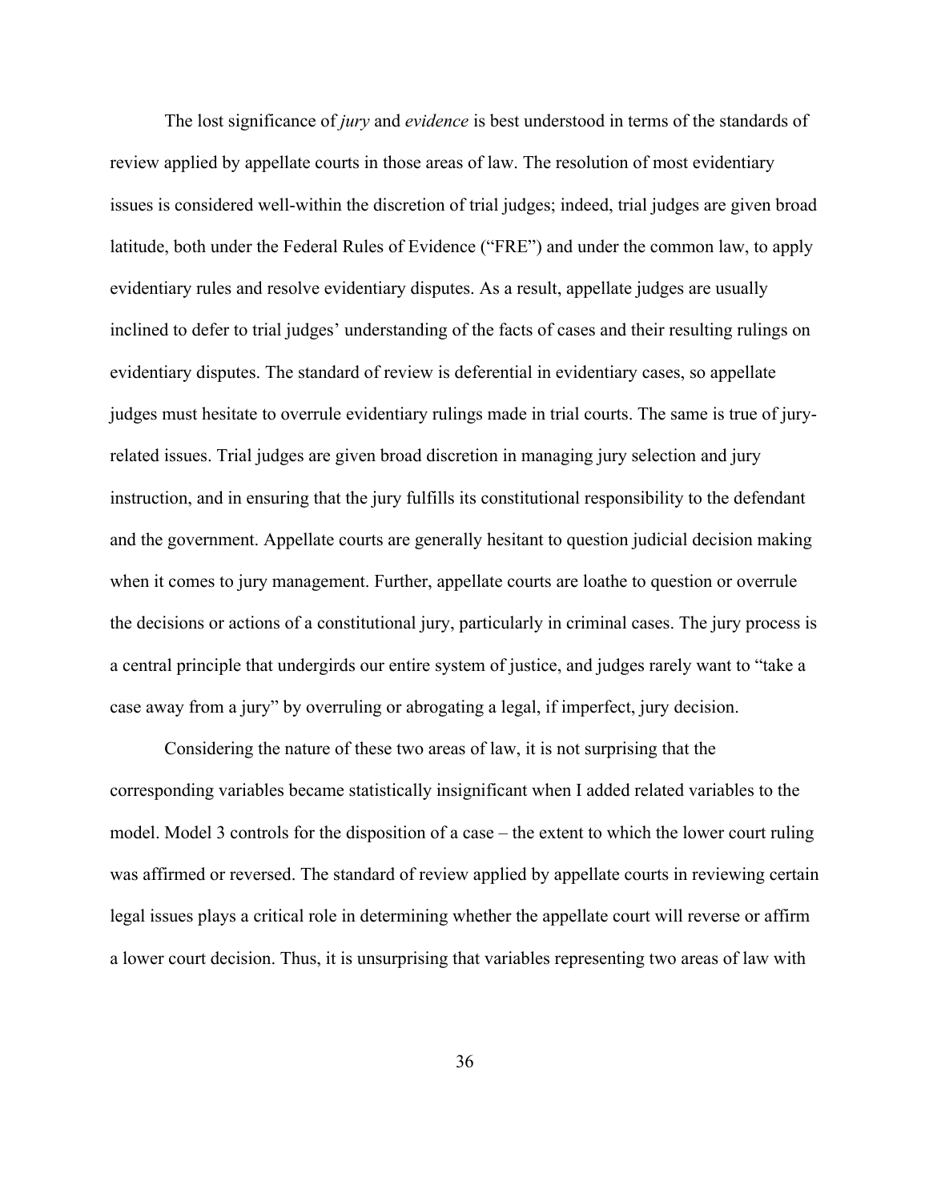The lost significance of *jury* and *evidence* is best understood in terms of the standards of review applied by appellate courts in those areas of law. The resolution of most evidentiary issues is considered well-within the discretion of trial judges; indeed, trial judges are given broad latitude, both under the Federal Rules of Evidence ("FRE") and under the common law, to apply evidentiary rules and resolve evidentiary disputes. As a result, appellate judges are usually inclined to defer to trial judges' understanding of the facts of cases and their resulting rulings on evidentiary disputes. The standard of review is deferential in evidentiary cases, so appellate judges must hesitate to overrule evidentiary rulings made in trial courts. The same is true of jury-related issues. Trial judges are given broad discretion in managing jury selection and jury instruction, and in ensuring that the jury fulfills its constitutional responsibility to the defendant and the government. Appellate courts are generally hesitant to question judicial decision making when it comes to jury management. Further, appellate courts are loathe to question or overrule the decisions or actions of a constitutional jury, particularly in criminal cases. The jury process is a central principle that undergirds our entire system of justice, and judges rarely want to "take a case away from a jury" by overruling or abrogating a legal, if imperfect, jury decision.

Considering the nature of these two areas of law, it is not surprising that the corresponding variables became statistically insignificant when I added related variables to the model. Model 3 controls for the disposition of a case – the extent to which the lower court ruling was affirmed or reversed. The standard of review applied by appellate courts in reviewing certain legal issues plays a critical role in determining whether the appellate court will reverse or affirm a lower court decision. Thus, it is unsurprising that variables representing two areas of law with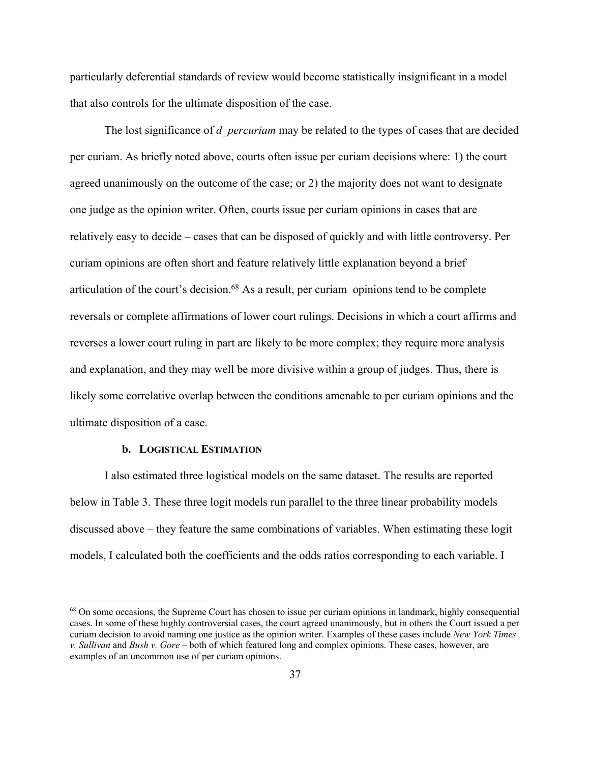particularly deferential standards of review would become statistically insignificant in a model that also controls for the ultimate disposition of the case.

The lost significance of *d_percuriam* may be related to the types of cases that are decided per curiam. As briefly noted above, courts often issue per curiam decisions where: 1) the court agreed unanimously on the outcome of the case; or 2) the majority does not want to designate one judge as the opinion writer. Often, courts issue per curiam opinions in cases that are relatively easy to decide – cases that can be disposed of quickly and with little controversy. Per curiam opinions are often short and feature relatively little explanation beyond a brief articulation of the court's decision.[68] As a result, per curiam opinions tend to be complete reversals or complete affirmations of lower court rulings. Decisions in which a court affirms and reverses a lower court ruling in part are likely to be more complex; they require more analysis and explanation, and they may well be more divisive within a group of judges. Thus, there is likely some correlative overlap between the conditions amenable to per curiam opinions and the ultimate disposition of a case.

#### b. Logistical Estimation

I also estimated three logistical models on the same dataset. The results are reported below in Table 3. These three logit models run parallel to the three linear probability models discussed above – they feature the same combinations of variables. When estimating these logit models, I calculated both the coefficients and the odds ratios corresponding to each variable. I

---

[68] On some occasions, the Supreme Court has chosen to issue per curiam opinions in landmark, highly consequential cases. In some of these highly controversial cases, the court agreed unanimously, but in others the Court issued a per curiam decision to avoid naming one justice as the opinion writer. Examples of these cases include *New York Times v. Sullivan* and *Bush v. Gore* – both of which featured long and complex opinions. These cases, however, are examples of an uncommon use of per curiam opinions.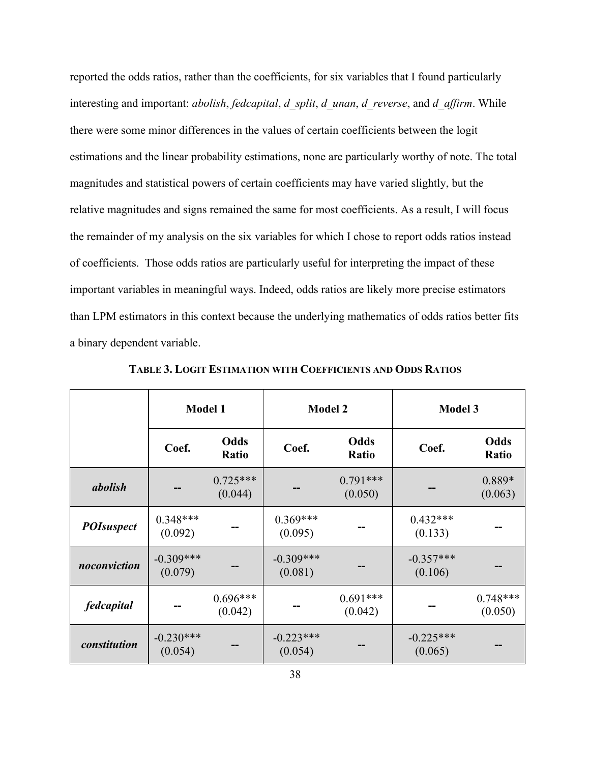reported the odds ratios, rather than the coefficients, for six variables that I found particularly interesting and important: *abolish*, *fedcapital*, *d_split*, *d_unan*, *d_reverse*, and *d_affirm*. While there were some minor differences in the values of certain coefficients between the logit estimations and the linear probability estimations, none are particularly worthy of note. The total magnitudes and statistical powers of certain coefficients may have varied slightly, but the relative magnitudes and signs remained the same for most coefficients. As a result, I will focus the remainder of my analysis on the six variables for which I chose to report odds ratios instead of coefficients. Those odds ratios are particularly useful for interpreting the impact of these important variables in meaningful ways. Indeed, odds ratios are likely more precise estimators than LPM estimators in this context because the underlying mathematics of odds ratios better fits a binary dependent variable.

**TABLE 3. LOGIT ESTIMATION WITH COEFFICIENTS AND ODDS RATIOS**

| | **Model 1** | | **Model 2** | | **Model 3** | |
|---|---|---|---|---|---|---|
| | **Coef.** | **Odds Ratio** | **Coef.** | **Odds Ratio** | **Coef.** | **Odds Ratio** |
| ***abolish*** | -- | 0.725*** (0.044) | -- | 0.791*** (0.050) | -- | 0.889* (0.063) |
| ***POIsuspect*** | 0.348*** (0.092) | -- | 0.369*** (0.095) | -- | 0.432*** (0.133) | -- |
| ***noconviction*** | -0.309*** (0.079) | -- | -0.309*** (0.081) | -- | -0.357*** (0.106) | -- |
| ***fedcapital*** | -- | 0.696*** (0.042) | -- | 0.691*** (0.042) | -- | 0.748*** (0.050) |
| ***constitution*** | -0.230*** (0.054) | -- | -0.223*** (0.054) | -- | -0.225*** (0.065) | -- |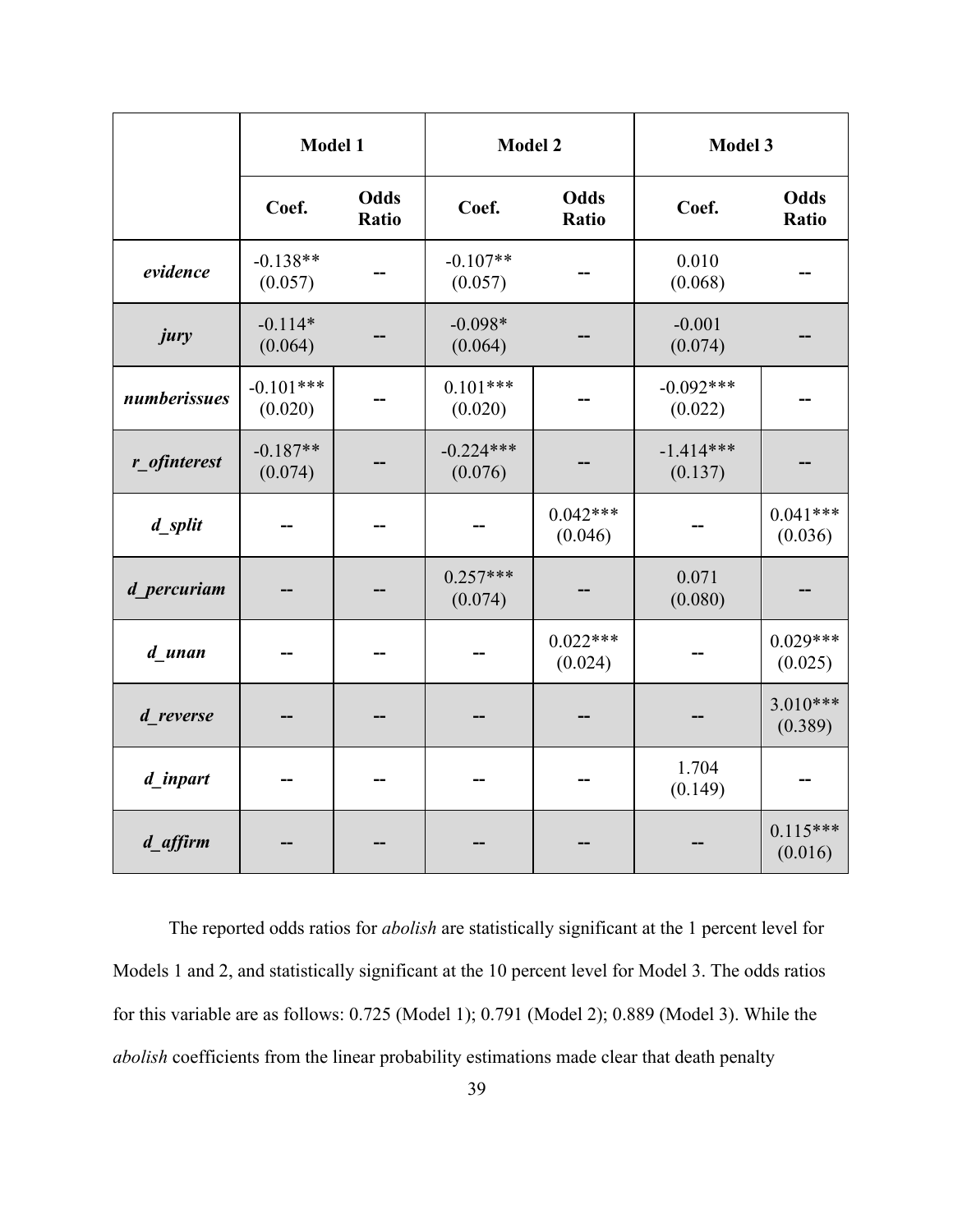| | Model 1 | | Model 2 | | Model 3 | |
|---|---|---|---|---|---|---|
| | Coef. | Odds Ratio | Coef. | Odds Ratio | Coef. | Odds Ratio |
| ***evidence*** | -0.138** (0.057) | -- | -0.107** (0.057) | -- | 0.010 (0.068) | -- |
| ***jury*** | -0.114* (0.064) | -- | -0.098* (0.064) | -- | -0.001 (0.074) | -- |
| ***numberissues*** | -0.101*** (0.020) | -- | 0.101*** (0.020) | -- | -0.092*** (0.022) | -- |
| ***r_ofinterest*** | -0.187** (0.074) | -- | -0.224*** (0.076) | -- | -1.414*** (0.137) | -- |
| ***d_split*** | -- | -- | -- | 0.042*** (0.046) | -- | 0.041*** (0.036) |
| ***d_percuriam*** | -- | -- | 0.257*** (0.074) | -- | 0.071 (0.080) | -- |
| ***d_unan*** | -- | -- | -- | 0.022*** (0.024) | -- | 0.029*** (0.025) |
| ***d_reverse*** | -- | -- | -- | -- | -- | 3.010*** (0.389) |
| ***d_inpart*** | -- | -- | -- | -- | 1.704 (0.149) | -- |
| ***d_affirm*** | -- | -- | -- | -- | -- | 0.115*** (0.016) |

The reported odds ratios for *abolish* are statistically significant at the 1 percent level for Models 1 and 2, and statistically significant at the 10 percent level for Model 3. The odds ratios for this variable are as follows: 0.725 (Model 1); 0.791 (Model 2); 0.889 (Model 3). While the *abolish* coefficients from the linear probability estimations made clear that death penalty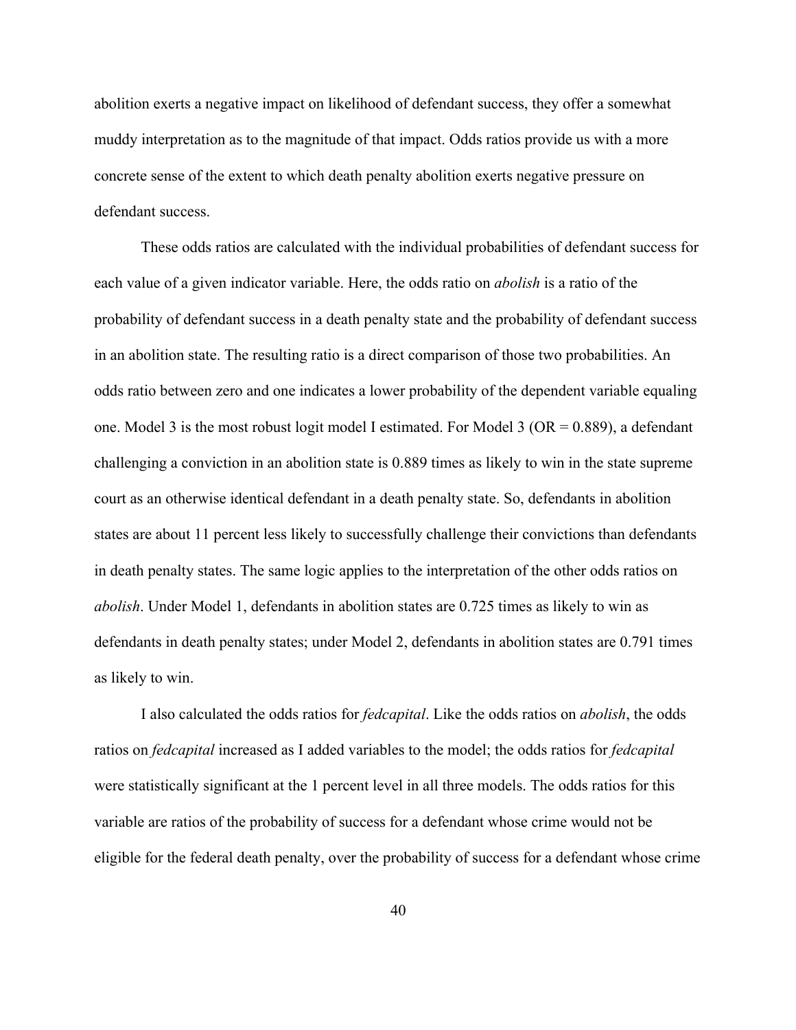abolition exerts a negative impact on likelihood of defendant success, they offer a somewhat muddy interpretation as to the magnitude of that impact. Odds ratios provide us with a more concrete sense of the extent to which death penalty abolition exerts negative pressure on defendant success.

These odds ratios are calculated with the individual probabilities of defendant success for each value of a given indicator variable. Here, the odds ratio on *abolish* is a ratio of the probability of defendant success in a death penalty state and the probability of defendant success in an abolition state. The resulting ratio is a direct comparison of those two probabilities. An odds ratio between zero and one indicates a lower probability of the dependent variable equaling one. Model 3 is the most robust logit model I estimated. For Model 3 (OR = 0.889), a defendant challenging a conviction in an abolition state is 0.889 times as likely to win in the state supreme court as an otherwise identical defendant in a death penalty state. So, defendants in abolition states are about 11 percent less likely to successfully challenge their convictions than defendants in death penalty states. The same logic applies to the interpretation of the other odds ratios on *abolish*. Under Model 1, defendants in abolition states are 0.725 times as likely to win as defendants in death penalty states; under Model 2, defendants in abolition states are 0.791 times as likely to win.

I also calculated the odds ratios for *fedcapital*. Like the odds ratios on *abolish*, the odds ratios on *fedcapital* increased as I added variables to the model; the odds ratios for *fedcapital* were statistically significant at the 1 percent level in all three models. The odds ratios for this variable are ratios of the probability of success for a defendant whose crime would not be eligible for the federal death penalty, over the probability of success for a defendant whose crime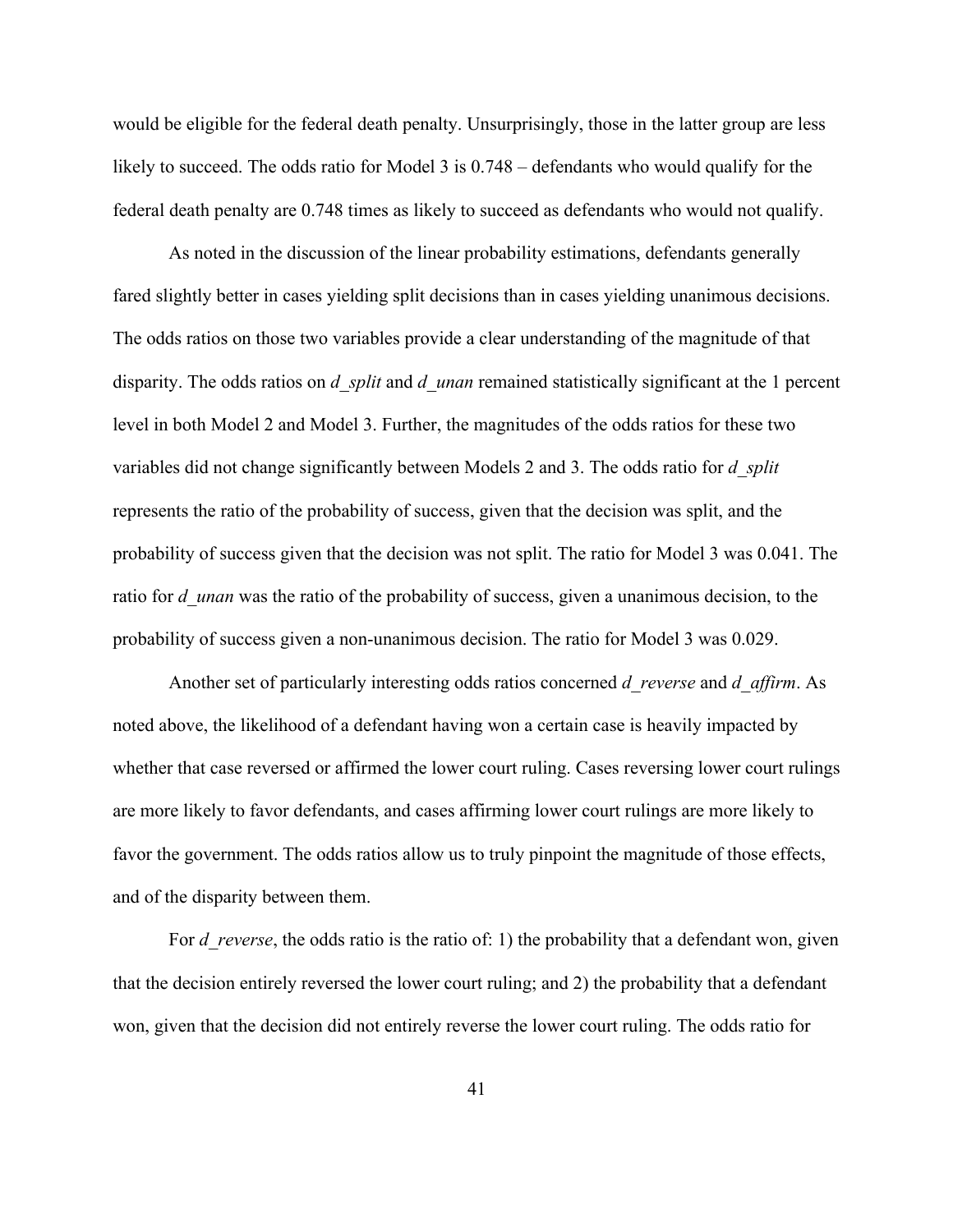would be eligible for the federal death penalty. Unsurprisingly, those in the latter group are less likely to succeed. The odds ratio for Model 3 is 0.748 – defendants who would qualify for the federal death penalty are 0.748 times as likely to succeed as defendants who would not qualify.

As noted in the discussion of the linear probability estimations, defendants generally fared slightly better in cases yielding split decisions than in cases yielding unanimous decisions. The odds ratios on those two variables provide a clear understanding of the magnitude of that disparity. The odds ratios on *d_split* and *d_unan* remained statistically significant at the 1 percent level in both Model 2 and Model 3. Further, the magnitudes of the odds ratios for these two variables did not change significantly between Models 2 and 3. The odds ratio for *d_split* represents the ratio of the probability of success, given that the decision was split, and the probability of success given that the decision was not split. The ratio for Model 3 was 0.041. The ratio for *d_unan* was the ratio of the probability of success, given a unanimous decision, to the probability of success given a non-unanimous decision. The ratio for Model 3 was 0.029.

Another set of particularly interesting odds ratios concerned *d_reverse* and *d_affirm*. As noted above, the likelihood of a defendant having won a certain case is heavily impacted by whether that case reversed or affirmed the lower court ruling. Cases reversing lower court rulings are more likely to favor defendants, and cases affirming lower court rulings are more likely to favor the government. The odds ratios allow us to truly pinpoint the magnitude of those effects, and of the disparity between them.

For *d_reverse*, the odds ratio is the ratio of: 1) the probability that a defendant won, given that the decision entirely reversed the lower court ruling; and 2) the probability that a defendant won, given that the decision did not entirely reverse the lower court ruling. The odds ratio for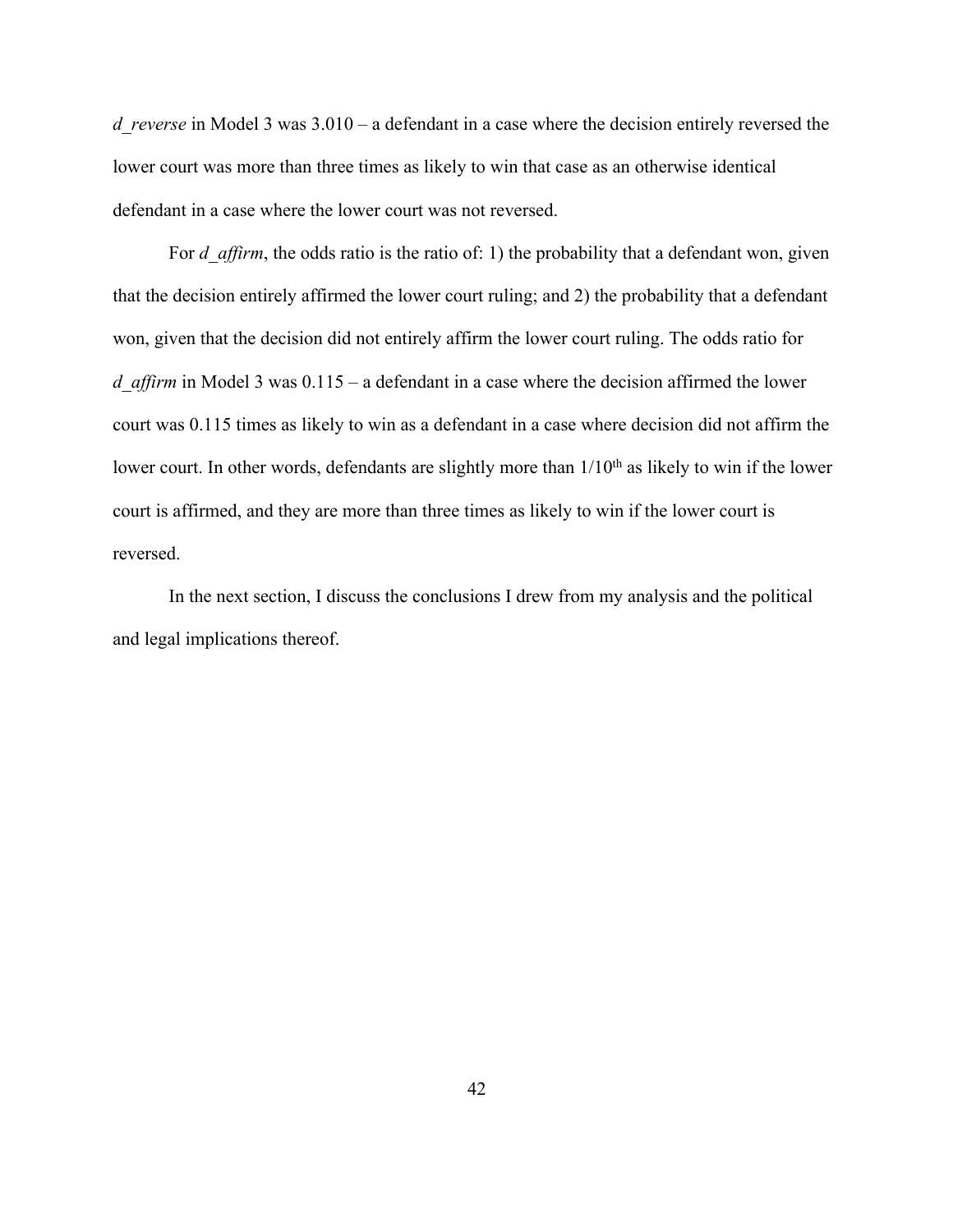*d_reverse* in Model 3 was 3.010 – a defendant in a case where the decision entirely reversed the lower court was more than three times as likely to win that case as an otherwise identical defendant in a case where the lower court was not reversed.

For *d_affirm*, the odds ratio is the ratio of: 1) the probability that a defendant won, given that the decision entirely affirmed the lower court ruling; and 2) the probability that a defendant won, given that the decision did not entirely affirm the lower court ruling. The odds ratio for *d_affirm* in Model 3 was 0.115 – a defendant in a case where the decision affirmed the lower court was 0.115 times as likely to win as a defendant in a case where decision did not affirm the lower court. In other words, defendants are slightly more than $1/10^{th}$ as likely to win if the lower court is affirmed, and they are more than three times as likely to win if the lower court is reversed.

In the next section, I discuss the conclusions I drew from my analysis and the political and legal implications thereof.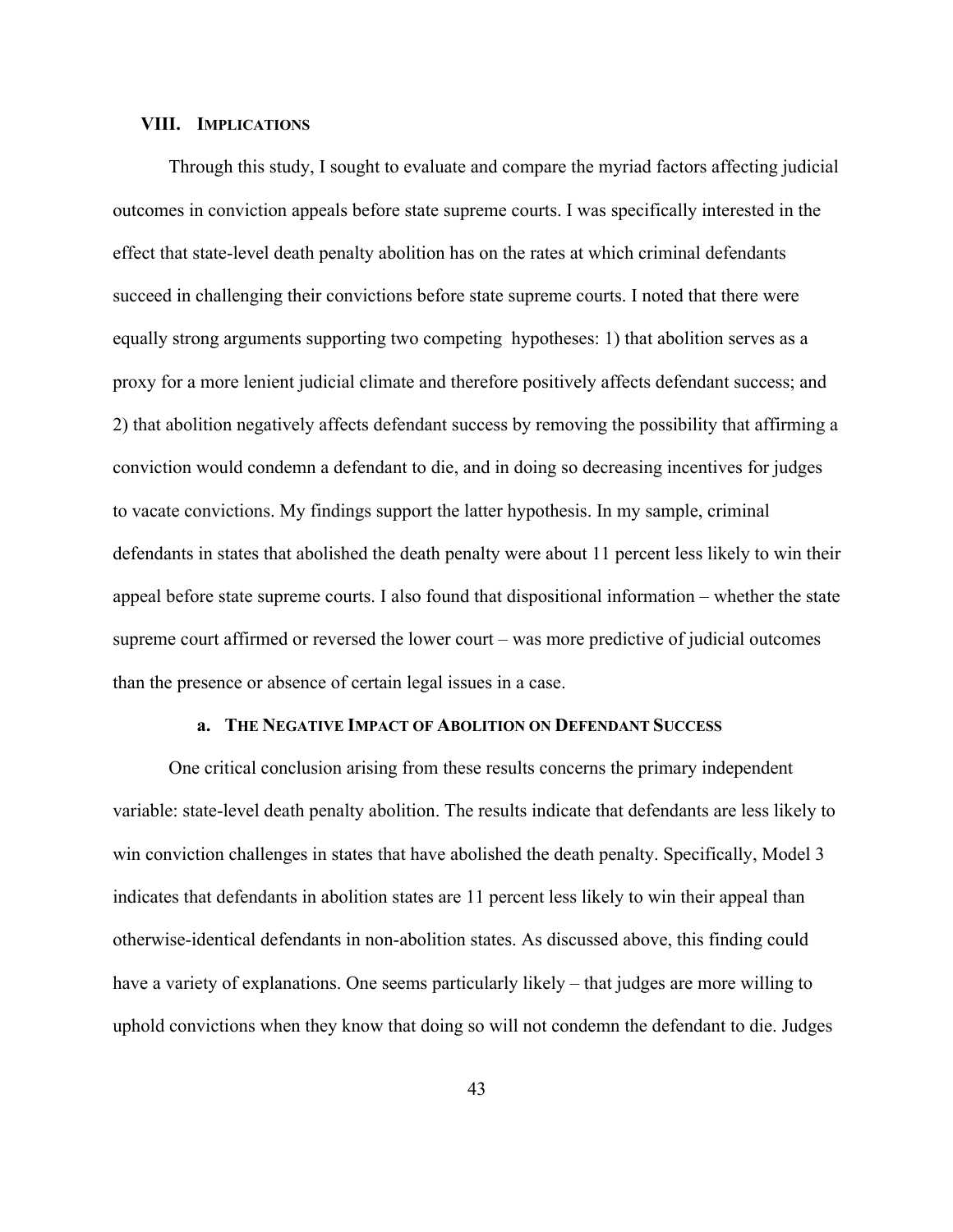## VIII. Implications

Through this study, I sought to evaluate and compare the myriad factors affecting judicial outcomes in conviction appeals before state supreme courts. I was specifically interested in the effect that state-level death penalty abolition has on the rates at which criminal defendants succeed in challenging their convictions before state supreme courts. I noted that there were equally strong arguments supporting two competing hypotheses: 1) that abolition serves as a proxy for a more lenient judicial climate and therefore positively affects defendant success; and 2) that abolition negatively affects defendant success by removing the possibility that affirming a conviction would condemn a defendant to die, and in doing so decreasing incentives for judges to vacate convictions. My findings support the latter hypothesis. In my sample, criminal defendants in states that abolished the death penalty were about 11 percent less likely to win their appeal before state supreme courts. I also found that dispositional information – whether the state supreme court affirmed or reversed the lower court – was more predictive of judicial outcomes than the presence or absence of certain legal issues in a case.

### a. The Negative Impact of Abolition on Defendant Success

One critical conclusion arising from these results concerns the primary independent variable: state-level death penalty abolition. The results indicate that defendants are less likely to win conviction challenges in states that have abolished the death penalty. Specifically, Model 3 indicates that defendants in abolition states are 11 percent less likely to win their appeal than otherwise-identical defendants in non-abolition states. As discussed above, this finding could have a variety of explanations. One seems particularly likely – that judges are more willing to uphold convictions when they know that doing so will not condemn the defendant to die. Judges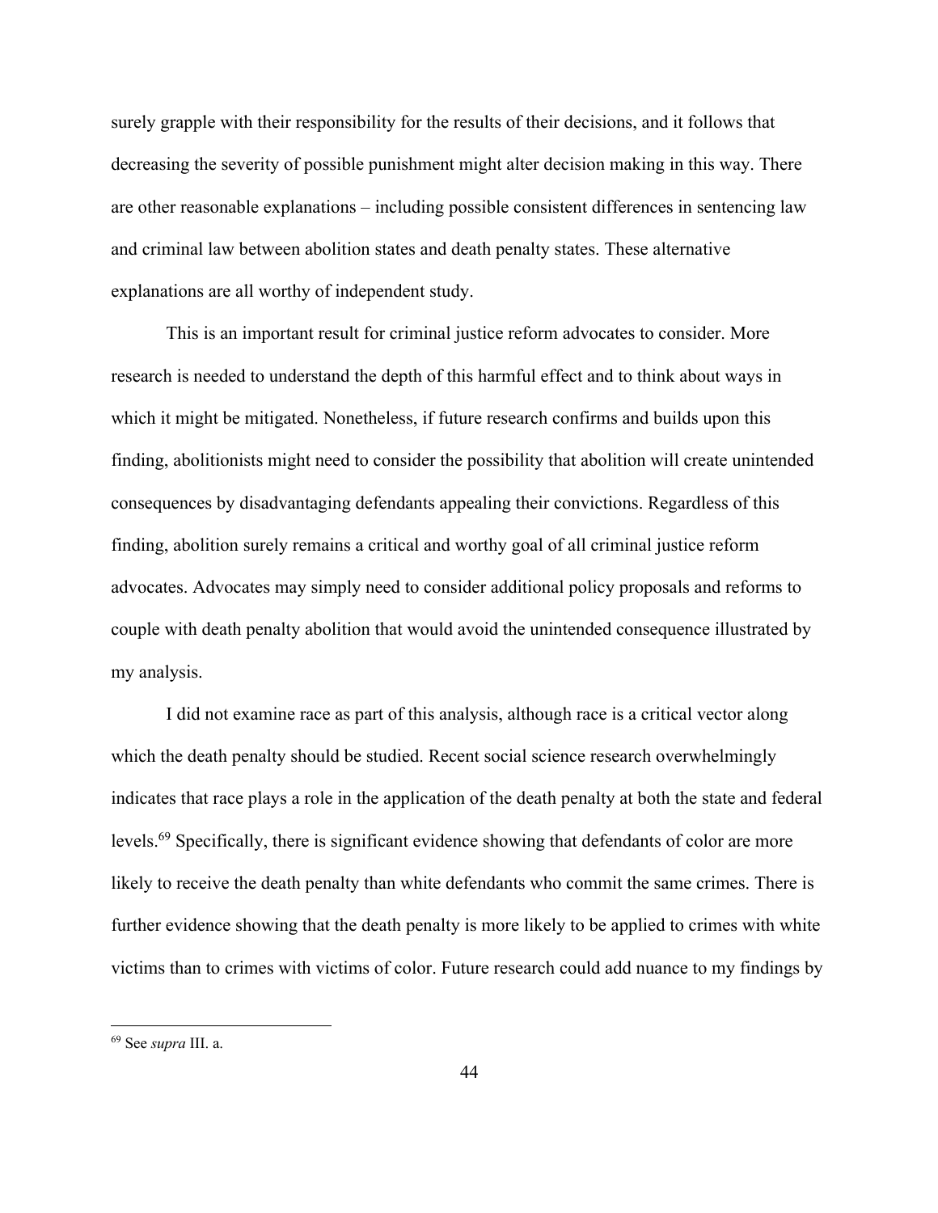surely grapple with their responsibility for the results of their decisions, and it follows that decreasing the severity of possible punishment might alter decision making in this way. There are other reasonable explanations – including possible consistent differences in sentencing law and criminal law between abolition states and death penalty states. These alternative explanations are all worthy of independent study.

This is an important result for criminal justice reform advocates to consider. More research is needed to understand the depth of this harmful effect and to think about ways in which it might be mitigated. Nonetheless, if future research confirms and builds upon this finding, abolitionists might need to consider the possibility that abolition will create unintended consequences by disadvantaging defendants appealing their convictions. Regardless of this finding, abolition surely remains a critical and worthy goal of all criminal justice reform advocates. Advocates may simply need to consider additional policy proposals and reforms to couple with death penalty abolition that would avoid the unintended consequence illustrated by my analysis.

I did not examine race as part of this analysis, although race is a critical vector along which the death penalty should be studied. Recent social science research overwhelmingly indicates that race plays a role in the application of the death penalty at both the state and federal levels.[69] Specifically, there is significant evidence showing that defendants of color are more likely to receive the death penalty than white defendants who commit the same crimes. There is further evidence showing that the death penalty is more likely to be applied to crimes with white victims than to crimes with victims of color. Future research could add nuance to my findings by

[69] See *supra* III. a.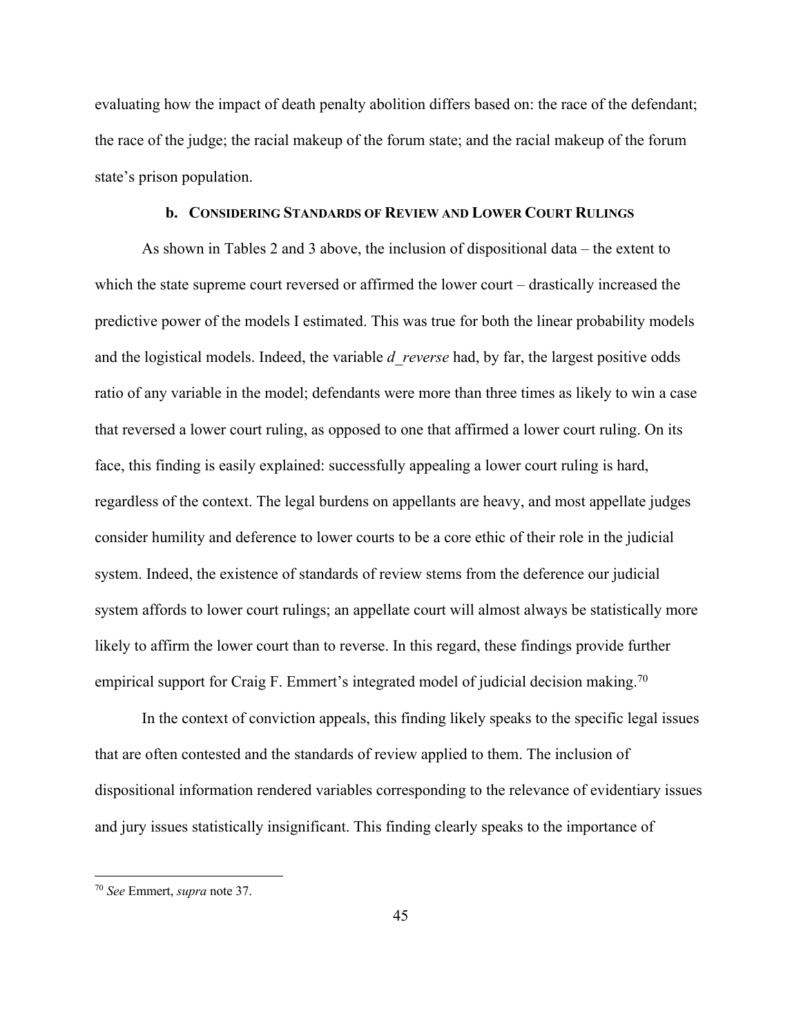evaluating how the impact of death penalty abolition differs based on: the race of the defendant; the race of the judge; the racial makeup of the forum state; and the racial makeup of the forum state's prison population.

### b. CONSIDERING STANDARDS OF REVIEW AND LOWER COURT RULINGS

As shown in Tables 2 and 3 above, the inclusion of dispositional data – the extent to which the state supreme court reversed or affirmed the lower court – drastically increased the predictive power of the models I estimated. This was true for both the linear probability models and the logistical models. Indeed, the variable *d_reverse* had, by far, the largest positive odds ratio of any variable in the model; defendants were more than three times as likely to win a case that reversed a lower court ruling, as opposed to one that affirmed a lower court ruling. On its face, this finding is easily explained: successfully appealing a lower court ruling is hard, regardless of the context. The legal burdens on appellants are heavy, and most appellate judges consider humility and deference to lower courts to be a core ethic of their role in the judicial system. Indeed, the existence of standards of review stems from the deference our judicial system affords to lower court rulings; an appellate court will almost always be statistically more likely to affirm the lower court than to reverse. In this regard, these findings provide further empirical support for Craig F. Emmert's integrated model of judicial decision making.[70]

In the context of conviction appeals, this finding likely speaks to the specific legal issues that are often contested and the standards of review applied to them. The inclusion of dispositional information rendered variables corresponding to the relevance of evidentiary issues and jury issues statistically insignificant. This finding clearly speaks to the importance of

---

[70] *See* Emmert, *supra* note 37.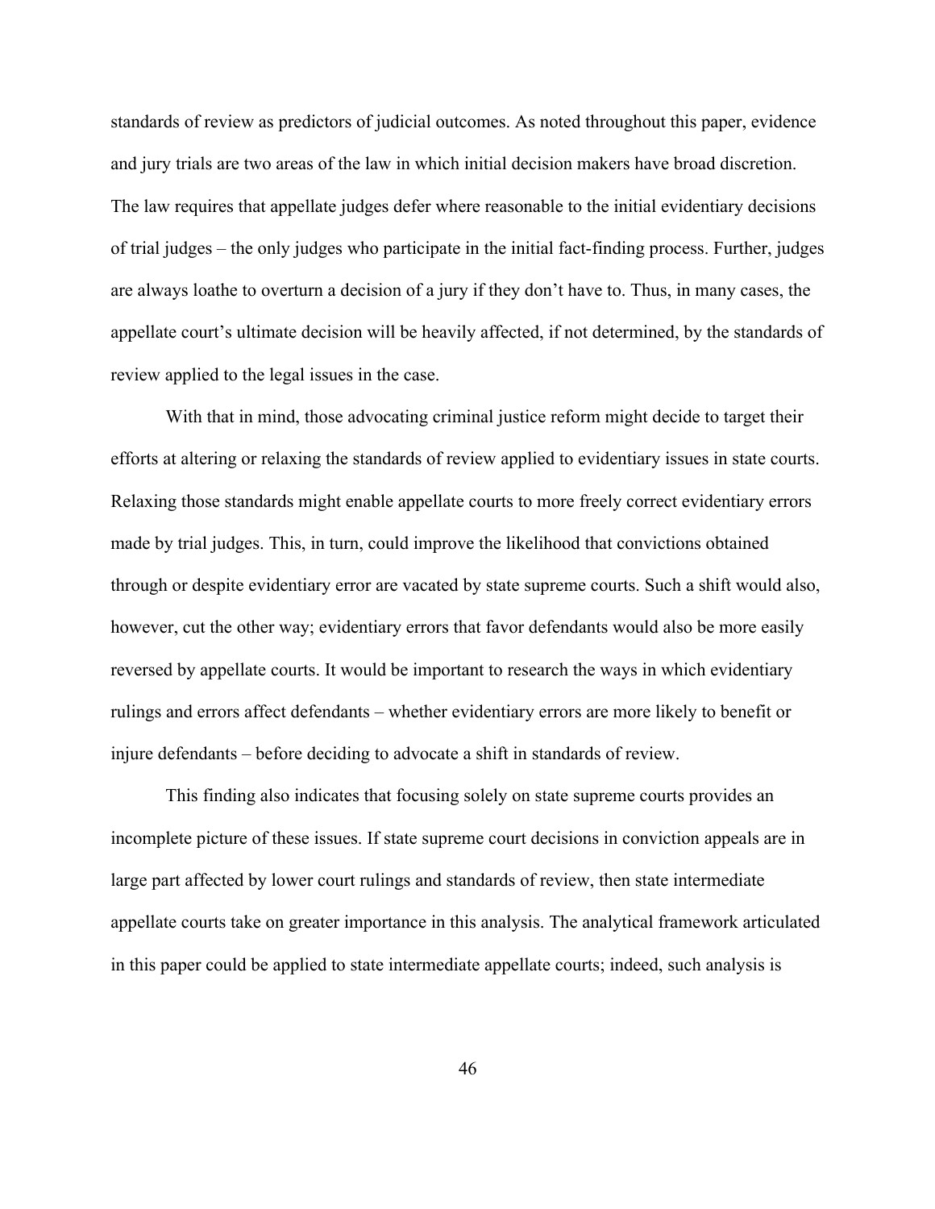standards of review as predictors of judicial outcomes. As noted throughout this paper, evidence and jury trials are two areas of the law in which initial decision makers have broad discretion. The law requires that appellate judges defer where reasonable to the initial evidentiary decisions of trial judges – the only judges who participate in the initial fact-finding process. Further, judges are always loathe to overturn a decision of a jury if they don't have to. Thus, in many cases, the appellate court's ultimate decision will be heavily affected, if not determined, by the standards of review applied to the legal issues in the case.

With that in mind, those advocating criminal justice reform might decide to target their efforts at altering or relaxing the standards of review applied to evidentiary issues in state courts. Relaxing those standards might enable appellate courts to more freely correct evidentiary errors made by trial judges. This, in turn, could improve the likelihood that convictions obtained through or despite evidentiary error are vacated by state supreme courts. Such a shift would also, however, cut the other way; evidentiary errors that favor defendants would also be more easily reversed by appellate courts. It would be important to research the ways in which evidentiary rulings and errors affect defendants – whether evidentiary errors are more likely to benefit or injure defendants – before deciding to advocate a shift in standards of review.

This finding also indicates that focusing solely on state supreme courts provides an incomplete picture of these issues. If state supreme court decisions in conviction appeals are in large part affected by lower court rulings and standards of review, then state intermediate appellate courts take on greater importance in this analysis. The analytical framework articulated in this paper could be applied to state intermediate appellate courts; indeed, such analysis is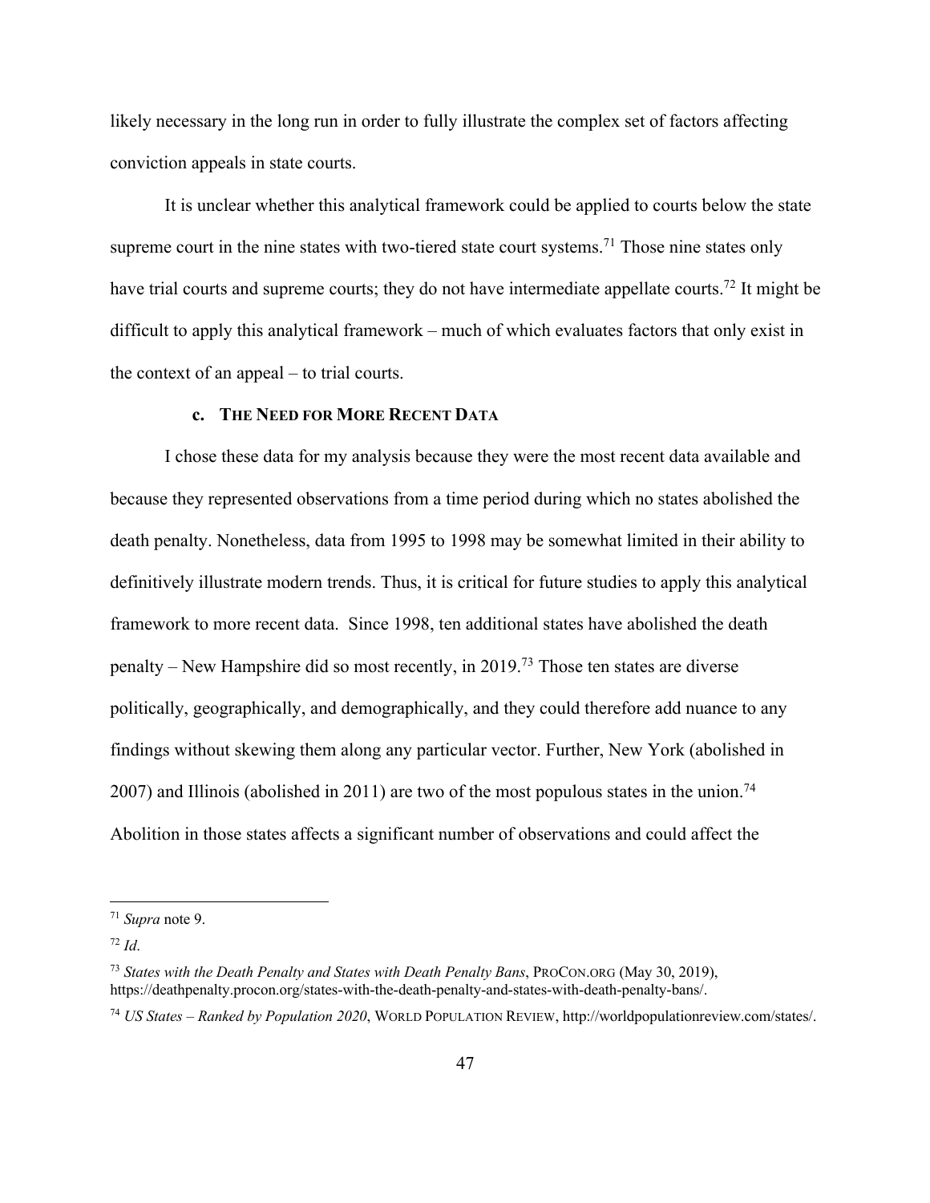likely necessary in the long run in order to fully illustrate the complex set of factors affecting conviction appeals in state courts.

It is unclear whether this analytical framework could be applied to courts below the state supreme court in the nine states with two-tiered state court systems.[71] Those nine states only have trial courts and supreme courts; they do not have intermediate appellate courts.[72] It might be difficult to apply this analytical framework – much of which evaluates factors that only exist in the context of an appeal – to trial courts.

#### c. THE NEED FOR MORE RECENT DATA

I chose these data for my analysis because they were the most recent data available and because they represented observations from a time period during which no states abolished the death penalty. Nonetheless, data from 1995 to 1998 may be somewhat limited in their ability to definitively illustrate modern trends. Thus, it is critical for future studies to apply this analytical framework to more recent data. Since 1998, ten additional states have abolished the death penalty – New Hampshire did so most recently, in 2019.[73] Those ten states are diverse politically, geographically, and demographically, and they could therefore add nuance to any findings without skewing them along any particular vector. Further, New York (abolished in 2007) and Illinois (abolished in 2011) are two of the most populous states in the union.[74] Abolition in those states affects a significant number of observations and could affect the

---

[71] *Supra* note 9.

[72] *Id*.

[73] *States with the Death Penalty and States with Death Penalty Bans*, PROCON.ORG (May 30, 2019), https://deathpenalty.procon.org/states-with-the-death-penalty-and-states-with-death-penalty-bans/.

[74] *US States – Ranked by Population 2020*, WORLD POPULATION REVIEW, http://worldpopulationreview.com/states/.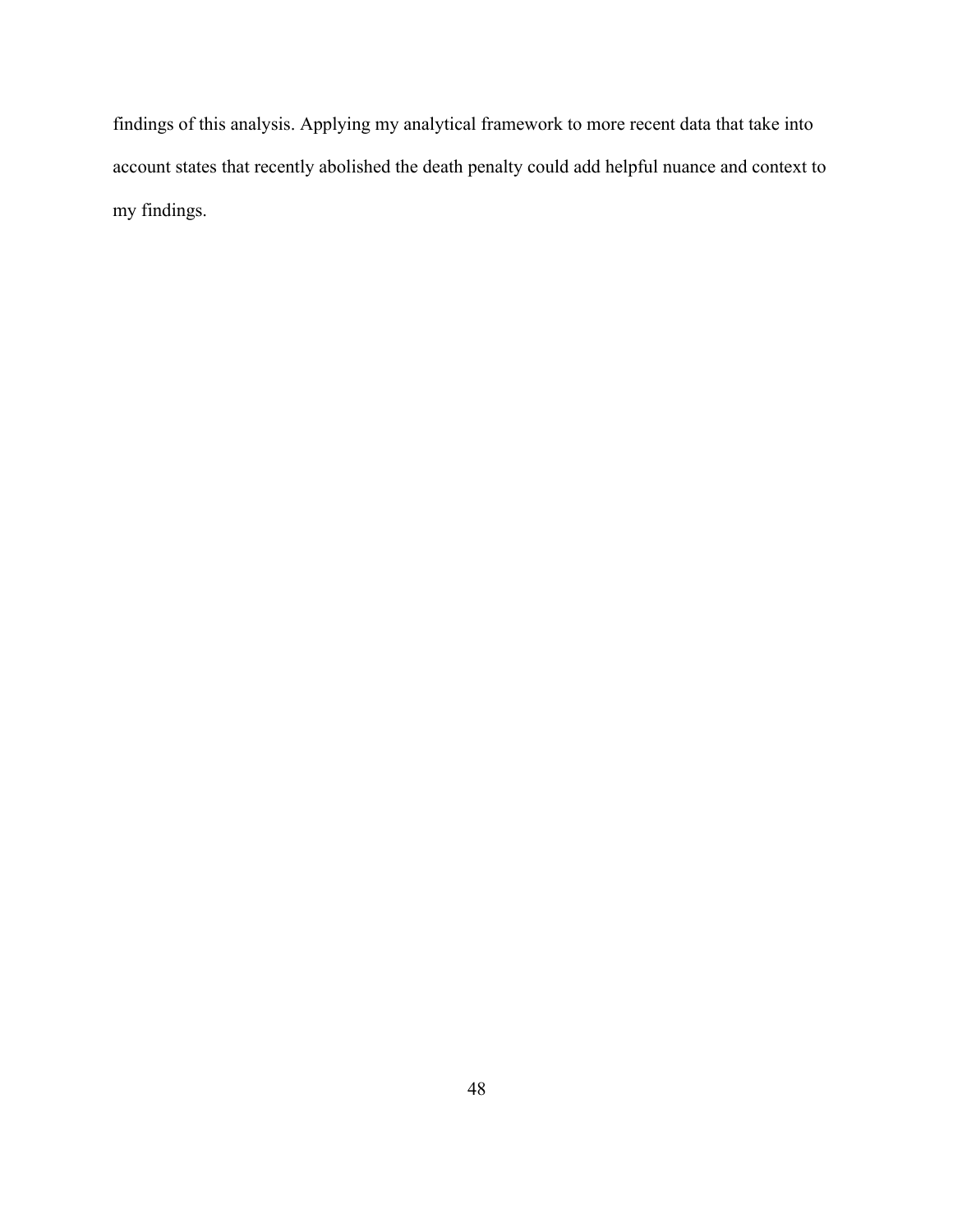findings of this analysis. Applying my analytical framework to more recent data that take into account states that recently abolished the death penalty could add helpful nuance and context to my findings.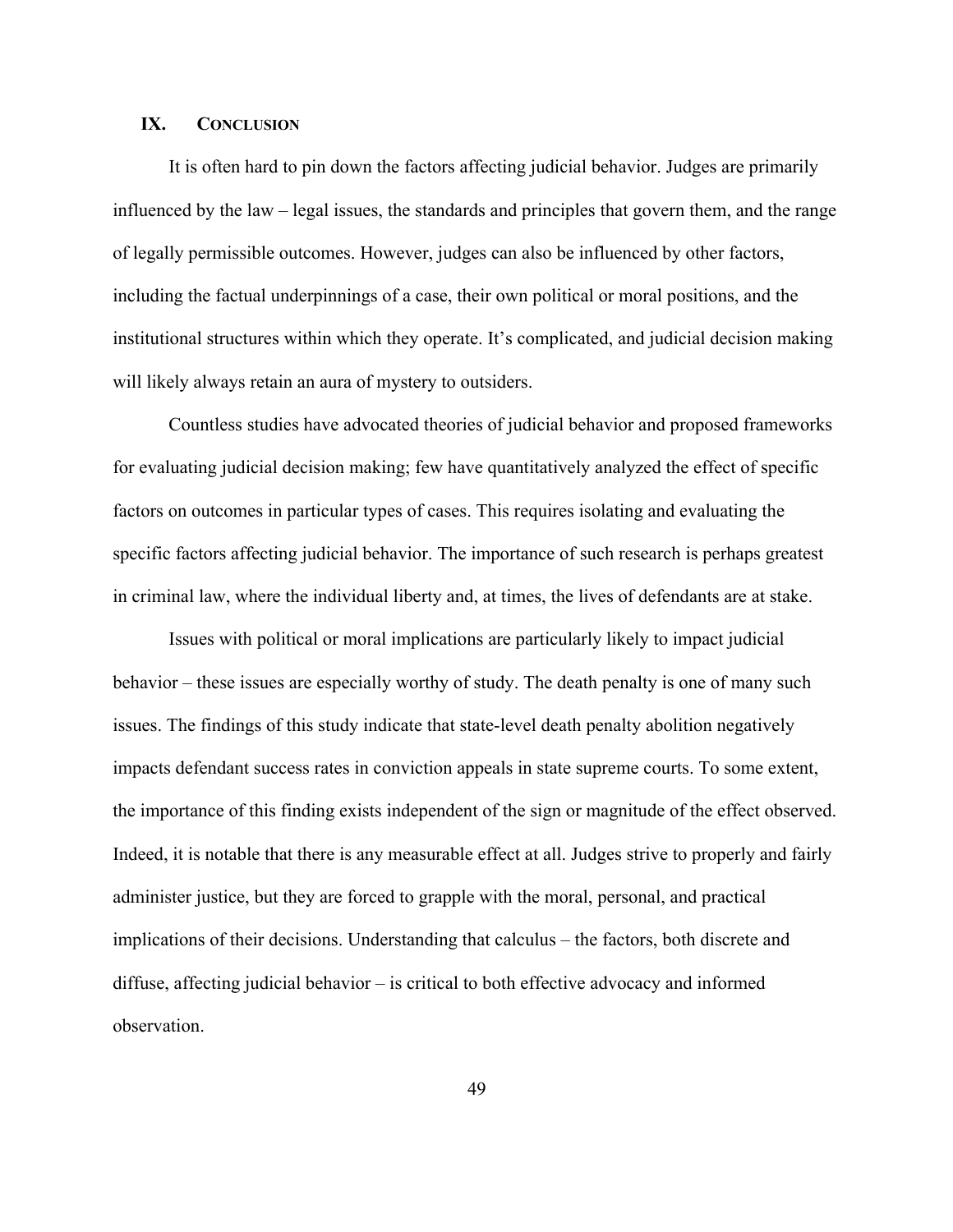## IX. CONCLUSION

It is often hard to pin down the factors affecting judicial behavior. Judges are primarily influenced by the law – legal issues, the standards and principles that govern them, and the range of legally permissible outcomes. However, judges can also be influenced by other factors, including the factual underpinnings of a case, their own political or moral positions, and the institutional structures within which they operate. It's complicated, and judicial decision making will likely always retain an aura of mystery to outsiders.

Countless studies have advocated theories of judicial behavior and proposed frameworks for evaluating judicial decision making; few have quantitatively analyzed the effect of specific factors on outcomes in particular types of cases. This requires isolating and evaluating the specific factors affecting judicial behavior. The importance of such research is perhaps greatest in criminal law, where the individual liberty and, at times, the lives of defendants are at stake.

Issues with political or moral implications are particularly likely to impact judicial behavior – these issues are especially worthy of study. The death penalty is one of many such issues. The findings of this study indicate that state-level death penalty abolition negatively impacts defendant success rates in conviction appeals in state supreme courts. To some extent, the importance of this finding exists independent of the sign or magnitude of the effect observed. Indeed, it is notable that there is any measurable effect at all. Judges strive to properly and fairly administer justice, but they are forced to grapple with the moral, personal, and practical implications of their decisions. Understanding that calculus – the factors, both discrete and diffuse, affecting judicial behavior – is critical to both effective advocacy and informed observation.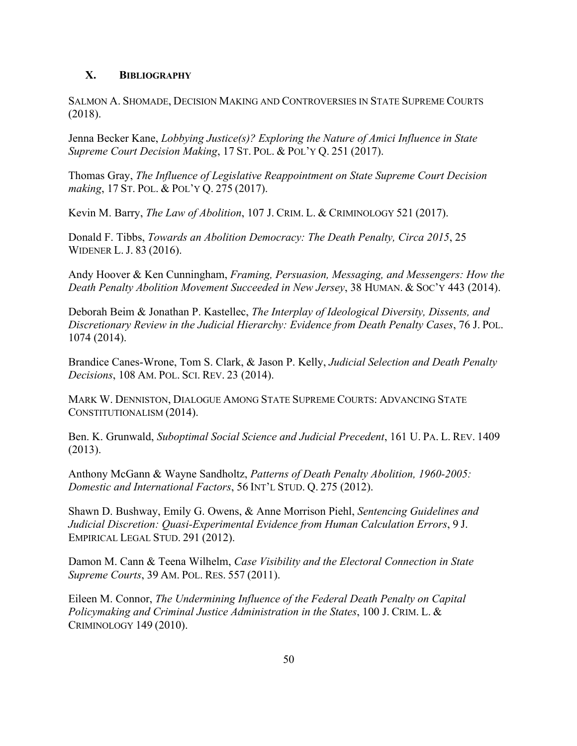## X. Bibliography

SALMON A. SHOMADE, DECISION MAKING AND CONTROVERSIES IN STATE SUPREME COURTS (2018).

Jenna Becker Kane, *Lobbying Justice(s)? Exploring the Nature of Amici Influence in State Supreme Court Decision Making*, 17 ST. POL. & POL'Y Q. 251 (2017).

Thomas Gray, *The Influence of Legislative Reappointment on State Supreme Court Decision making*, 17 ST. POL. & POL'Y Q. 275 (2017).

Kevin M. Barry, *The Law of Abolition*, 107 J. CRIM. L. & CRIMINOLOGY 521 (2017).

Donald F. Tibbs, *Towards an Abolition Democracy: The Death Penalty, Circa 2015*, 25 WIDENER L. J. 83 (2016).

Andy Hoover & Ken Cunningham, *Framing, Persuasion, Messaging, and Messengers: How the Death Penalty Abolition Movement Succeeded in New Jersey*, 38 HUMAN. & SOC'Y 443 (2014).

Deborah Beim & Jonathan P. Kastellec, *The Interplay of Ideological Diversity, Dissents, and Discretionary Review in the Judicial Hierarchy: Evidence from Death Penalty Cases*, 76 J. POL. 1074 (2014).

Brandice Canes-Wrone, Tom S. Clark, & Jason P. Kelly, *Judicial Selection and Death Penalty Decisions*, 108 AM. POL. SCI. REV. 23 (2014).

MARK W. DENNISTON, DIALOGUE AMONG STATE SUPREME COURTS: ADVANCING STATE CONSTITUTIONALISM (2014).

Ben. K. Grunwald, *Suboptimal Social Science and Judicial Precedent*, 161 U. PA. L. REV. 1409 (2013).

Anthony McGann & Wayne Sandholtz, *Patterns of Death Penalty Abolition, 1960-2005: Domestic and International Factors*, 56 INT'L STUD. Q. 275 (2012).

Shawn D. Bushway, Emily G. Owens, & Anne Morrison Piehl, *Sentencing Guidelines and Judicial Discretion: Quasi-Experimental Evidence from Human Calculation Errors*, 9 J. EMPIRICAL LEGAL STUD. 291 (2012).

Damon M. Cann & Teena Wilhelm, *Case Visibility and the Electoral Connection in State Supreme Courts*, 39 AM. POL. RES. 557 (2011).

Eileen M. Connor, *The Undermining Influence of the Federal Death Penalty on Capital Policymaking and Criminal Justice Administration in the States*, 100 J. CRIM. L. & CRIMINOLOGY 149 (2010).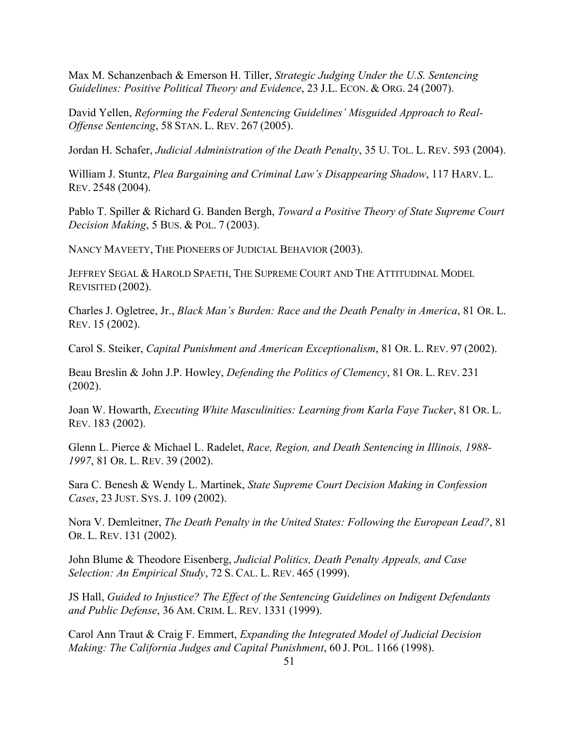Max M. Schanzenbach & Emerson H. Tiller, *Strategic Judging Under the U.S. Sentencing Guidelines: Positive Political Theory and Evidence*, 23 J.L. ECON. & ORG. 24 (2007).

David Yellen, *Reforming the Federal Sentencing Guidelines' Misguided Approach to Real-Offense Sentencing*, 58 STAN. L. REV. 267 (2005).

Jordan H. Schafer, *Judicial Administration of the Death Penalty*, 35 U. TOL. L. REV. 593 (2004).

William J. Stuntz, *Plea Bargaining and Criminal Law's Disappearing Shadow*, 117 HARV. L. REV. 2548 (2004).

Pablo T. Spiller & Richard G. Banden Bergh, *Toward a Positive Theory of State Supreme Court Decision Making*, 5 BUS. & POL. 7 (2003).

NANCY MAVEETY, THE PIONEERS OF JUDICIAL BEHAVIOR (2003).

JEFFREY SEGAL & HAROLD SPAETH, THE SUPREME COURT AND THE ATTITUDINAL MODEL REVISITED (2002).

Charles J. Ogletree, Jr., *Black Man's Burden: Race and the Death Penalty in America*, 81 OR. L. REV. 15 (2002).

Carol S. Steiker, *Capital Punishment and American Exceptionalism*, 81 OR. L. REV. 97 (2002).

Beau Breslin & John J.P. Howley, *Defending the Politics of Clemency*, 81 OR. L. REV. 231 (2002).

Joan W. Howarth, *Executing White Masculinities: Learning from Karla Faye Tucker*, 81 OR. L. REV. 183 (2002).

Glenn L. Pierce & Michael L. Radelet, *Race, Region, and Death Sentencing in Illinois, 1988-1997*, 81 OR. L. REV. 39 (2002).

Sara C. Benesh & Wendy L. Martinek, *State Supreme Court Decision Making in Confession Cases*, 23 JUST. SYS. J. 109 (2002).

Nora V. Demleitner, *The Death Penalty in the United States: Following the European Lead?*, 81 OR. L. REV. 131 (2002).

John Blume & Theodore Eisenberg, *Judicial Politics, Death Penalty Appeals, and Case Selection: An Empirical Study*, 72 S. CAL. L. REV. 465 (1999).

JS Hall, *Guided to Injustice? The Effect of the Sentencing Guidelines on Indigent Defendants and Public Defense*, 36 AM. CRIM. L. REV. 1331 (1999).

Carol Ann Traut & Craig F. Emmert, *Expanding the Integrated Model of Judicial Decision Making: The California Judges and Capital Punishment*, 60 J. POL. 1166 (1998).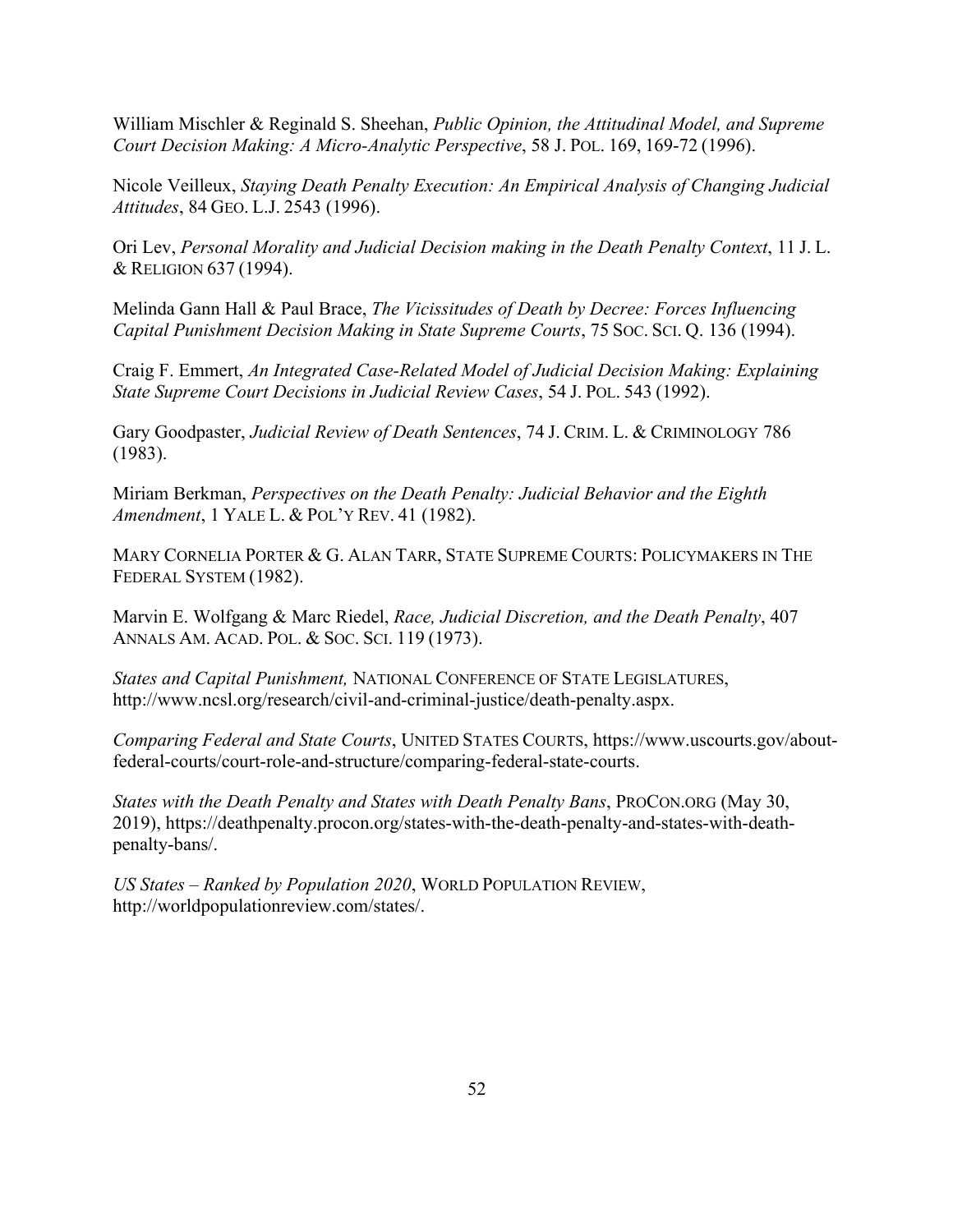William Mischler & Reginald S. Sheehan, *Public Opinion, the Attitudinal Model, and Supreme Court Decision Making: A Micro-Analytic Perspective*, 58 J. POL. 169, 169-72 (1996).

Nicole Veilleux, *Staying Death Penalty Execution: An Empirical Analysis of Changing Judicial Attitudes*, 84 GEO. L.J. 2543 (1996).

Ori Lev, *Personal Morality and Judicial Decision making in the Death Penalty Context*, 11 J. L. & RELIGION 637 (1994).

Melinda Gann Hall & Paul Brace, *The Vicissitudes of Death by Decree: Forces Influencing Capital Punishment Decision Making in State Supreme Courts*, 75 SOC. SCI. Q. 136 (1994).

Craig F. Emmert, *An Integrated Case-Related Model of Judicial Decision Making: Explaining State Supreme Court Decisions in Judicial Review Cases*, 54 J. POL. 543 (1992).

Gary Goodpaster, *Judicial Review of Death Sentences*, 74 J. CRIM. L. & CRIMINOLOGY 786 (1983).

Miriam Berkman, *Perspectives on the Death Penalty: Judicial Behavior and the Eighth Amendment*, 1 YALE L. & POL'Y REV. 41 (1982).

MARY CORNELIA PORTER & G. ALAN TARR, STATE SUPREME COURTS: POLICYMAKERS IN THE FEDERAL SYSTEM (1982).

Marvin E. Wolfgang & Marc Riedel, *Race, Judicial Discretion, and the Death Penalty*, 407 ANNALS AM. ACAD. POL. & SOC. SCI. 119 (1973).

*States and Capital Punishment,* NATIONAL CONFERENCE OF STATE LEGISLATURES, http://www.ncsl.org/research/civil-and-criminal-justice/death-penalty.aspx.

*Comparing Federal and State Courts*, UNITED STATES COURTS, https://www.uscourts.gov/about-federal-courts/court-role-and-structure/comparing-federal-state-courts.

*States with the Death Penalty and States with Death Penalty Bans*, PROCON.ORG (May 30, 2019), https://deathpenalty.procon.org/states-with-the-death-penalty-and-states-with-death-penalty-bans/.

*US States – Ranked by Population 2020*, WORLD POPULATION REVIEW, http://worldpopulationreview.com/states/.